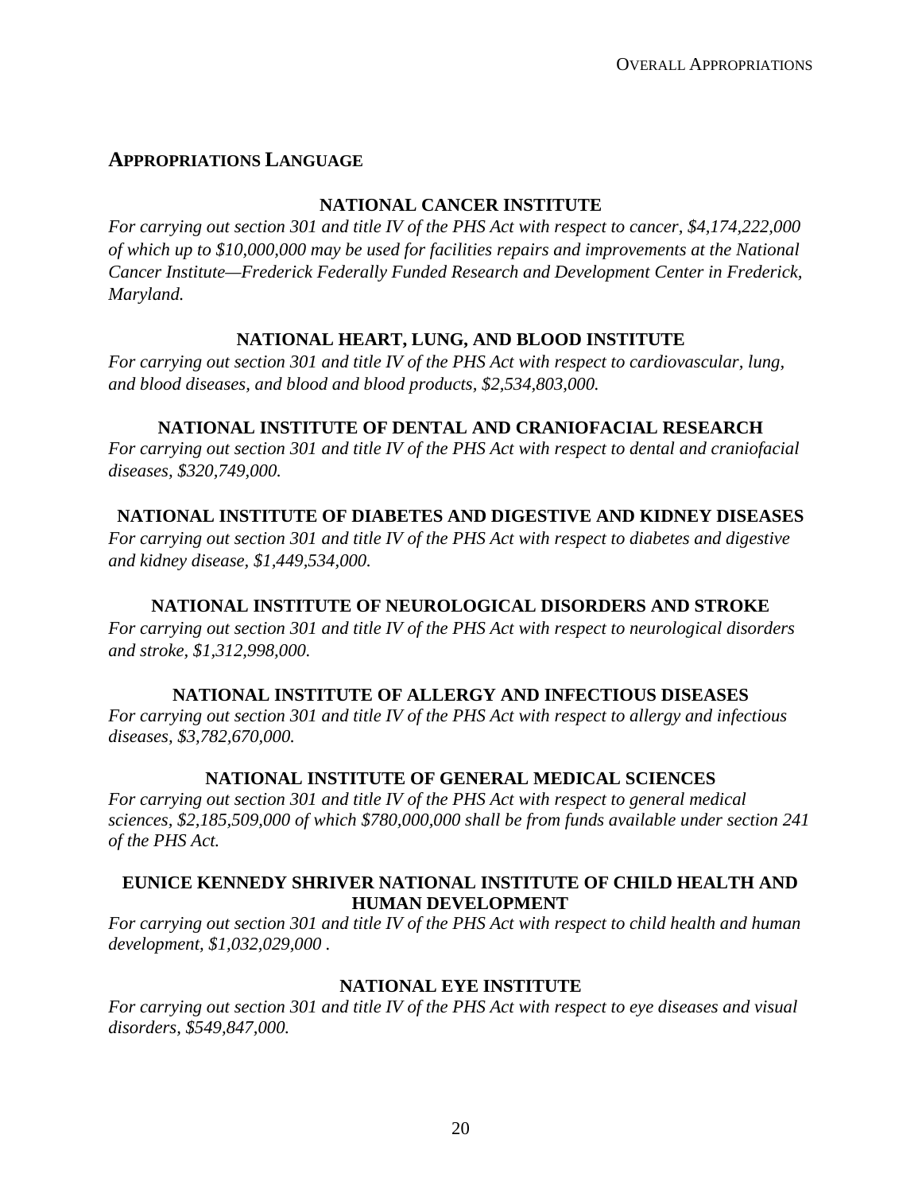## APPROPRIATIONS LANGUAGE

### NATIONAL CANCER INSTITUTE

*For carrying out section 301 and title IV of the PHS Act with respect to cancer, $4,174,222,000 of which up to $10,000,000 may be used for facilities repairs and improvements at the National Cancer Institute—Frederick Federally Funded Research and Development Center in Frederick, Maryland.*

### NATIONAL HEART, LUNG, AND BLOOD INSTITUTE

*For carrying out section 301 and title IV of the PHS Act with respect to cardiovascular, lung, and blood diseases, and blood and blood products, $2,534,803,000.*

### NATIONAL INSTITUTE OF DENTAL AND CRANIOFACIAL RESEARCH

*For carrying out section 301 and title IV of the PHS Act with respect to dental and craniofacial diseases, $320,749,000.*

### NATIONAL INSTITUTE OF DIABETES AND DIGESTIVE AND KIDNEY DISEASES

*For carrying out section 301 and title IV of the PHS Act with respect to diabetes and digestive and kidney disease, $1,449,534,000.*

### NATIONAL INSTITUTE OF NEUROLOGICAL DISORDERS AND STROKE

*For carrying out section 301 and title IV of the PHS Act with respect to neurological disorders and stroke, $1,312,998,000.*

### NATIONAL INSTITUTE OF ALLERGY AND INFECTIOUS DISEASES

*For carrying out section 301 and title IV of the PHS Act with respect to allergy and infectious diseases, $3,782,670,000.*

### NATIONAL INSTITUTE OF GENERAL MEDICAL SCIENCES

*For carrying out section 301 and title IV of the PHS Act with respect to general medical sciences, $2,185,509,000 of which $780,000,000 shall be from funds available under section 241 of the PHS Act.*

### EUNICE KENNEDY SHRIVER NATIONAL INSTITUTE OF CHILD HEALTH AND HUMAN DEVELOPMENT

*For carrying out section 301 and title IV of the PHS Act with respect to child health and human development, $1,032,029,000 .*

### NATIONAL EYE INSTITUTE

*For carrying out section 301 and title IV of the PHS Act with respect to eye diseases and visual disorders, $549,847,000.*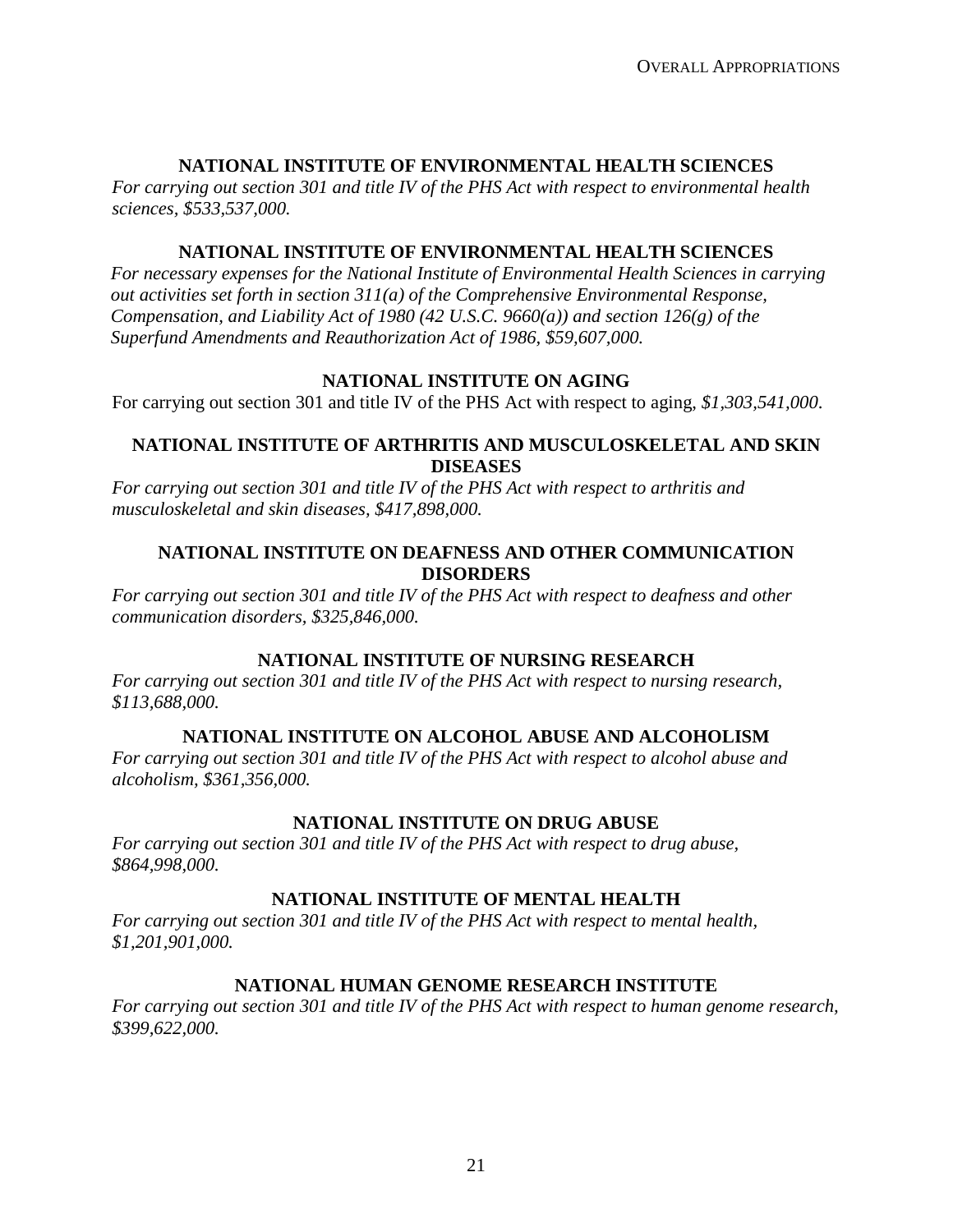## NATIONAL INSTITUTE OF ENVIRONMENTAL HEALTH SCIENCES

*For carrying out section 301 and title IV of the PHS Act with respect to environmental health sciences, $533,537,000.*

## NATIONAL INSTITUTE OF ENVIRONMENTAL HEALTH SCIENCES

*For necessary expenses for the National Institute of Environmental Health Sciences in carrying out activities set forth in section 311(a) of the Comprehensive Environmental Response, Compensation, and Liability Act of 1980 (42 U.S.C. 9660(a)) and section 126(g) of the Superfund Amendments and Reauthorization Act of 1986, $59,607,000.*

## NATIONAL INSTITUTE ON AGING

For carrying out section 301 and title IV of the PHS Act with respect to aging, *$1,303,541,000*.

## NATIONAL INSTITUTE OF ARTHRITIS AND MUSCULOSKELETAL AND SKIN DISEASES

*For carrying out section 301 and title IV of the PHS Act with respect to arthritis and musculoskeletal and skin diseases, $417,898,000.*

## NATIONAL INSTITUTE ON DEAFNESS AND OTHER COMMUNICATION DISORDERS

*For carrying out section 301 and title IV of the PHS Act with respect to deafness and other communication disorders, $325,846,000.*

## NATIONAL INSTITUTE OF NURSING RESEARCH

*For carrying out section 301 and title IV of the PHS Act with respect to nursing research, $113,688,000.*

## NATIONAL INSTITUTE ON ALCOHOL ABUSE AND ALCOHOLISM

*For carrying out section 301 and title IV of the PHS Act with respect to alcohol abuse and alcoholism, $361,356,000.*

## NATIONAL INSTITUTE ON DRUG ABUSE

*For carrying out section 301 and title IV of the PHS Act with respect to drug abuse, $864,998,000.*

## NATIONAL INSTITUTE OF MENTAL HEALTH

*For carrying out section 301 and title IV of the PHS Act with respect to mental health, $1,201,901,000.*

## NATIONAL HUMAN GENOME RESEARCH INSTITUTE

*For carrying out section 301 and title IV of the PHS Act with respect to human genome research, $399,622,000.*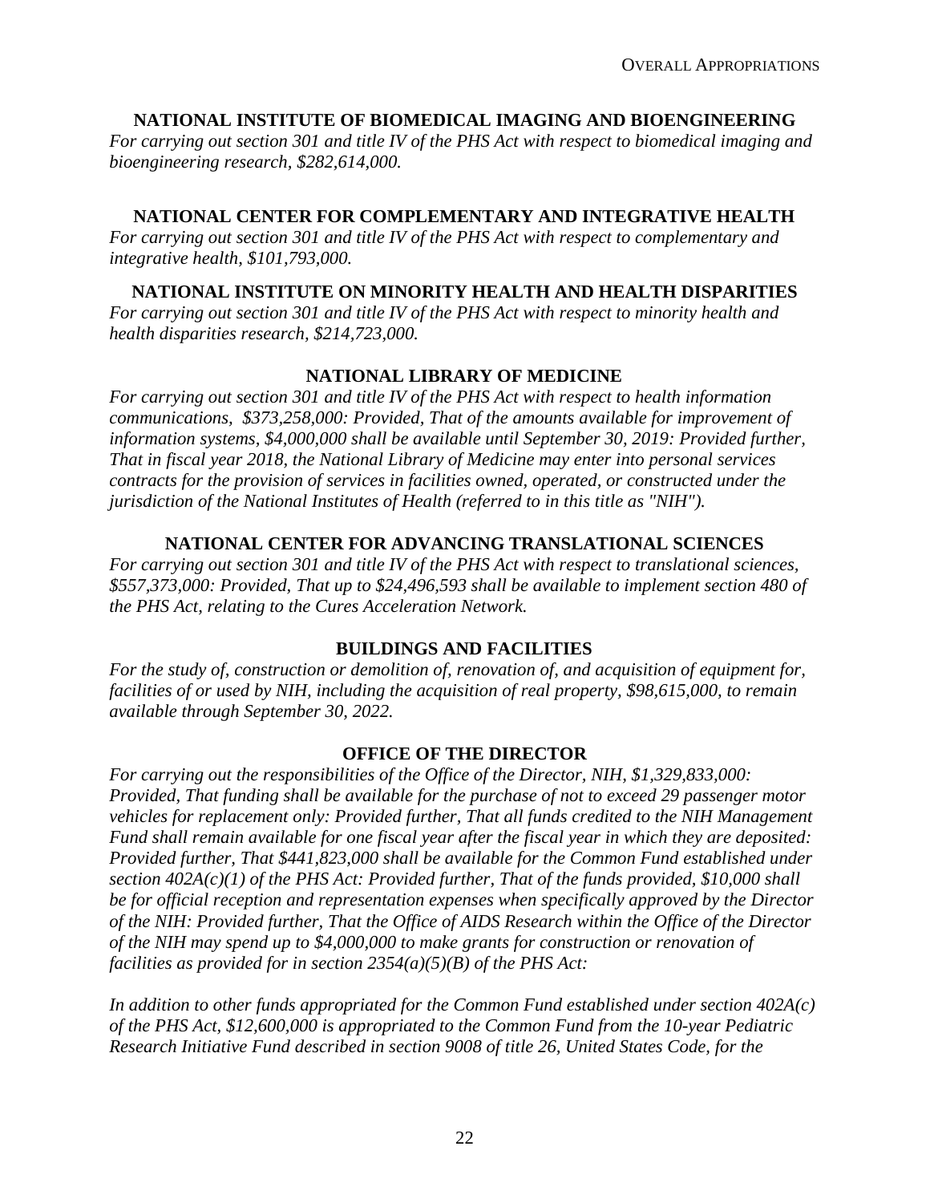### NATIONAL INSTITUTE OF BIOMEDICAL IMAGING AND BIOENGINEERING

*For carrying out section 301 and title IV of the PHS Act with respect to biomedical imaging and bioengineering research, $282,614,000.*

### NATIONAL CENTER FOR COMPLEMENTARY AND INTEGRATIVE HEALTH

*For carrying out section 301 and title IV of the PHS Act with respect to complementary and integrative health, $101,793,000.*

### NATIONAL INSTITUTE ON MINORITY HEALTH AND HEALTH DISPARITIES

*For carrying out section 301 and title IV of the PHS Act with respect to minority health and health disparities research, $214,723,000.*

### NATIONAL LIBRARY OF MEDICINE

*For carrying out section 301 and title IV of the PHS Act with respect to health information communications, $373,258,000: Provided, That of the amounts available for improvement of information systems, $4,000,000 shall be available until September 30, 2019: Provided further, That in fiscal year 2018, the National Library of Medicine may enter into personal services contracts for the provision of services in facilities owned, operated, or constructed under the jurisdiction of the National Institutes of Health (referred to in this title as "NIH").*

### NATIONAL CENTER FOR ADVANCING TRANSLATIONAL SCIENCES

*For carrying out section 301 and title IV of the PHS Act with respect to translational sciences, $557,373,000: Provided, That up to $24,496,593 shall be available to implement section 480 of the PHS Act, relating to the Cures Acceleration Network.*

### BUILDINGS AND FACILITIES

*For the study of, construction or demolition of, renovation of, and acquisition of equipment for, facilities of or used by NIH, including the acquisition of real property, $98,615,000, to remain available through September 30, 2022.*

### OFFICE OF THE DIRECTOR

*For carrying out the responsibilities of the Office of the Director, NIH, $1,329,833,000: Provided, That funding shall be available for the purchase of not to exceed 29 passenger motor vehicles for replacement only: Provided further, That all funds credited to the NIH Management Fund shall remain available for one fiscal year after the fiscal year in which they are deposited: Provided further, That $441,823,000 shall be available for the Common Fund established under section 402A(c)(1) of the PHS Act: Provided further, That of the funds provided, $10,000 shall be for official reception and representation expenses when specifically approved by the Director of the NIH: Provided further, That the Office of AIDS Research within the Office of the Director of the NIH may spend up to $4,000,000 to make grants for construction or renovation of facilities as provided for in section 2354(a)(5)(B) of the PHS Act:*

*In addition to other funds appropriated for the Common Fund established under section 402A(c) of the PHS Act, $12,600,000 is appropriated to the Common Fund from the 10-year Pediatric Research Initiative Fund described in section 9008 of title 26, United States Code, for the*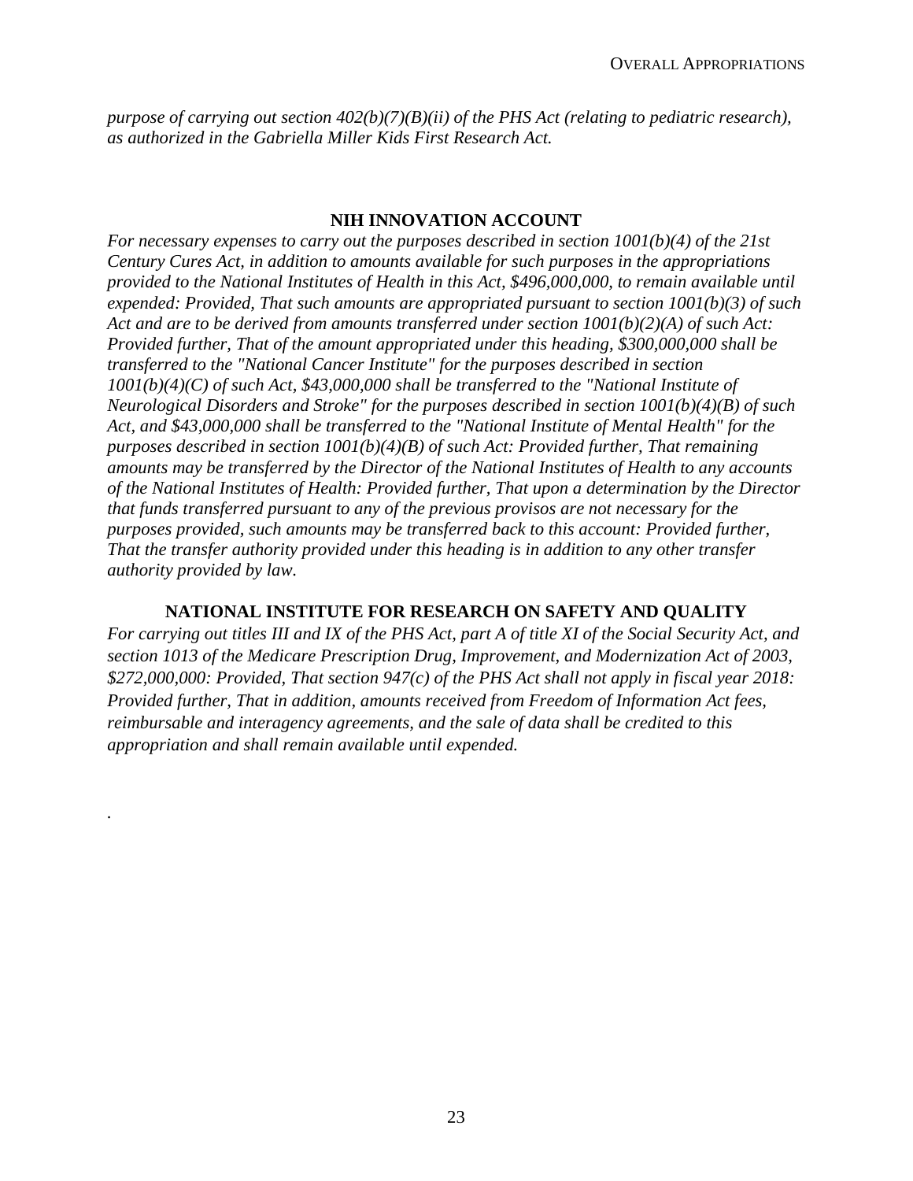*purpose of carrying out section 402(b)(7)(B)(ii) of the PHS Act (relating to pediatric research), as authorized in the Gabriella Miller Kids First Research Act.*

## NIH INNOVATION ACCOUNT

*For necessary expenses to carry out the purposes described in section 1001(b)(4) of the 21st Century Cures Act, in addition to amounts available for such purposes in the appropriations provided to the National Institutes of Health in this Act, $496,000,000, to remain available until expended: Provided, That such amounts are appropriated pursuant to section 1001(b)(3) of such Act and are to be derived from amounts transferred under section 1001(b)(2)(A) of such Act: Provided further, That of the amount appropriated under this heading, $300,000,000 shall be transferred to the "National Cancer Institute" for the purposes described in section 1001(b)(4)(C) of such Act, $43,000,000 shall be transferred to the "National Institute of Neurological Disorders and Stroke" for the purposes described in section 1001(b)(4)(B) of such Act, and $43,000,000 shall be transferred to the "National Institute of Mental Health" for the purposes described in section 1001(b)(4)(B) of such Act: Provided further, That remaining amounts may be transferred by the Director of the National Institutes of Health to any accounts of the National Institutes of Health: Provided further, That upon a determination by the Director that funds transferred pursuant to any of the previous provisos are not necessary for the purposes provided, such amounts may be transferred back to this account: Provided further, That the transfer authority provided under this heading is in addition to any other transfer authority provided by law.*

## NATIONAL INSTITUTE FOR RESEARCH ON SAFETY AND QUALITY

*For carrying out titles III and IX of the PHS Act, part A of title XI of the Social Security Act, and section 1013 of the Medicare Prescription Drug, Improvement, and Modernization Act of 2003, $272,000,000: Provided, That section 947(c) of the PHS Act shall not apply in fiscal year 2018: Provided further, That in addition, amounts received from Freedom of Information Act fees, reimbursable and interagency agreements, and the sale of data shall be credited to this appropriation and shall remain available until expended.*

.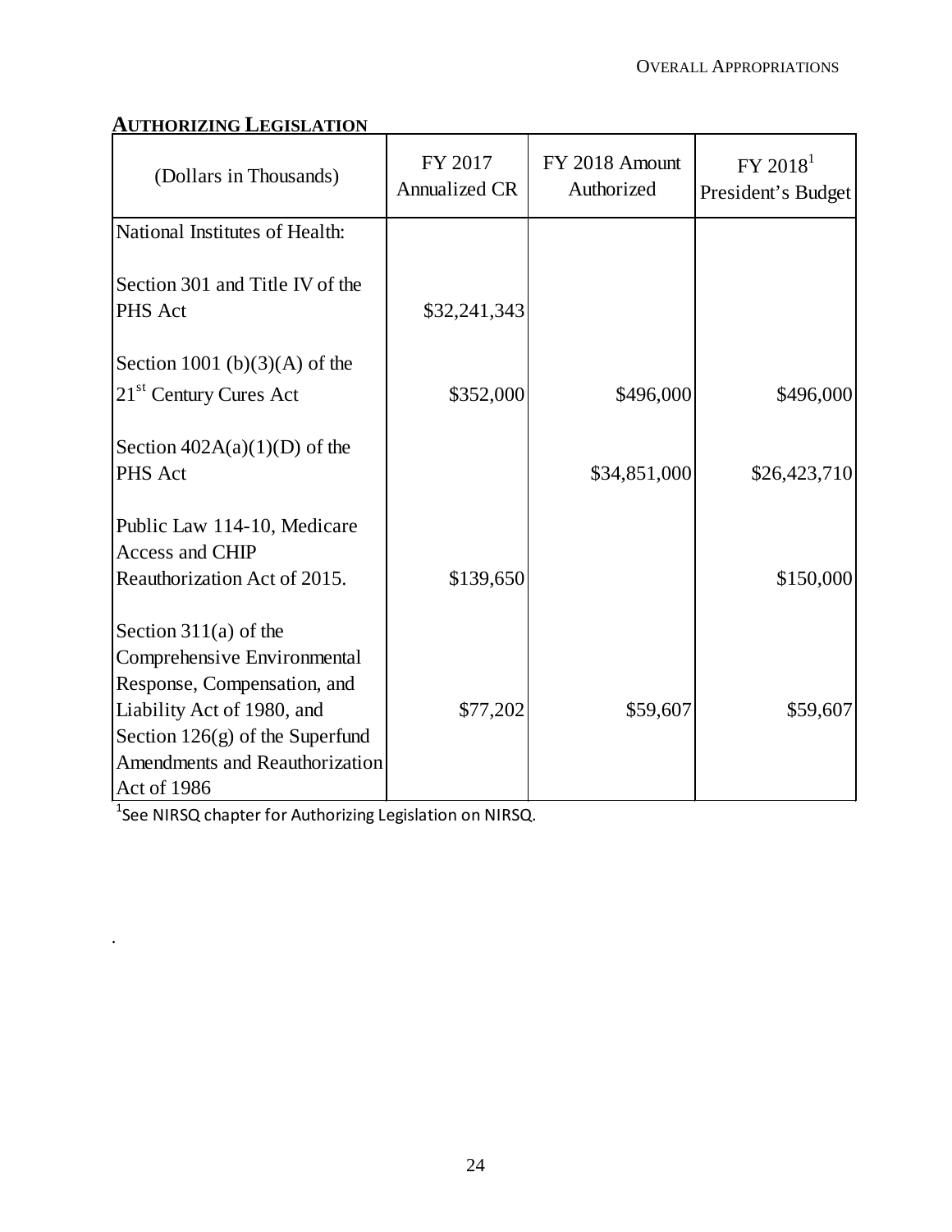## AUTHORIZING LEGISLATION

| (Dollars in Thousands) | FY 2017 Annualized CR | FY 2018 Amount Authorized | FY 2018[1] President's Budget |
|---|---|---|---|
| National Institutes of Health: | | | |
| Section 301 and Title IV of the PHS Act | $32,241,343 | | |
| Section 1001 (b)(3)(A) of the 21st Century Cures Act | $352,000 | $496,000 | $496,000 |
| Section 402A(a)(1)(D) of the PHS Act | | $34,851,000 | $26,423,710 |
| Public Law 114-10, Medicare Access and CHIP Reauthorization Act of 2015. | $139,650 | | $150,000 |
| Section 311(a) of the Comprehensive Environmental Response, Compensation, and Liability Act of 1980, and Section 126(g) of the Superfund Amendments and Reauthorization Act of 1986 | $77,202 | $59,607 | $59,607 |

[1]See NIRSQ chapter for Authorizing Legislation on NIRSQ.

.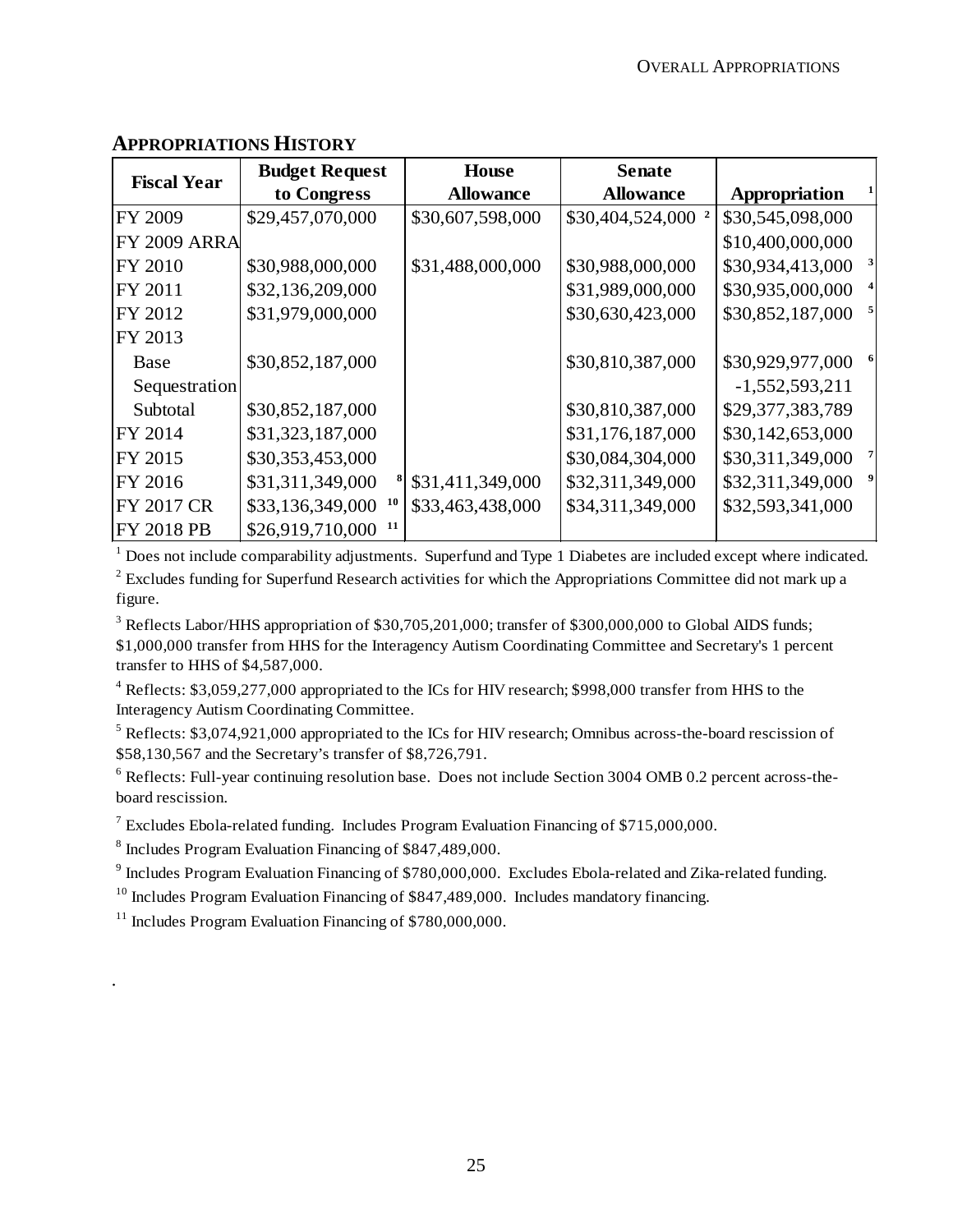## APPROPRIATIONS HISTORY

| Fiscal Year | Budget Request to Congress | House Allowance | Senate Allowance | Appropriation [1] |
|---|---|---|---|---|
| FY 2009 | $29,457,070,000 | $30,607,598,000 | $30,404,524,000 [2] | $30,545,098,000 |
| FY 2009 ARRA | | | | $10,400,000,000 |
| FY 2010 | $30,988,000,000 | $31,488,000,000 | $30,988,000,000 | $30,934,413,000 [3] |
| FY 2011 | $32,136,209,000 | | $31,989,000,000 | $30,935,000,000 [4] |
| FY 2012 | $31,979,000,000 | | $30,630,423,000 | $30,852,187,000 [5] |
| FY 2013 | | | | |
| Base | $30,852,187,000 | | $30,810,387,000 | $30,929,977,000 [6] |
| Sequestration | | | | -1,552,593,211 |
| Subtotal | $30,852,187,000 | | $30,810,387,000 | $29,377,383,789 |
| FY 2014 | $31,323,187,000 | | $31,176,187,000 | $30,142,653,000 |
| FY 2015 | $30,353,453,000 | | $30,084,304,000 | $30,311,349,000 [7] |
| FY 2016 | $31,311,349,000 [8] | $31,411,349,000 | $32,311,349,000 | $32,311,349,000 [9] |
| FY 2017 CR | $33,136,349,000 [10] | $33,463,438,000 | $34,311,349,000 | $32,593,341,000 |
| FY 2018 PB | $26,919,710,000 [11] | | | |

[1] Does not include comparability adjustments. Superfund and Type 1 Diabetes are included except where indicated.

[2] Excludes funding for Superfund Research activities for which the Appropriations Committee did not mark up a figure.

[3] Reflects Labor/HHS appropriation of $30,705,201,000; transfer of $300,000,000 to Global AIDS funds; $1,000,000 transfer from HHS for the Interagency Autism Coordinating Committee and Secretary's 1 percent transfer to HHS of $4,587,000.

[4] Reflects: $3,059,277,000 appropriated to the ICs for HIV research; $998,000 transfer from HHS to the Interagency Autism Coordinating Committee.

[5] Reflects: $3,074,921,000 appropriated to the ICs for HIV research; Omnibus across-the-board rescission of $58,130,567 and the Secretary's transfer of $8,726,791.

[6] Reflects: Full-year continuing resolution base. Does not include Section 3004 OMB 0.2 percent across-the-board rescission.

[7] Excludes Ebola-related funding. Includes Program Evaluation Financing of $715,000,000.

[8] Includes Program Evaluation Financing of $847,489,000.

[9] Includes Program Evaluation Financing of $780,000,000. Excludes Ebola-related and Zika-related funding.

[10] Includes Program Evaluation Financing of $847,489,000. Includes mandatory financing.

[11] Includes Program Evaluation Financing of $780,000,000.

.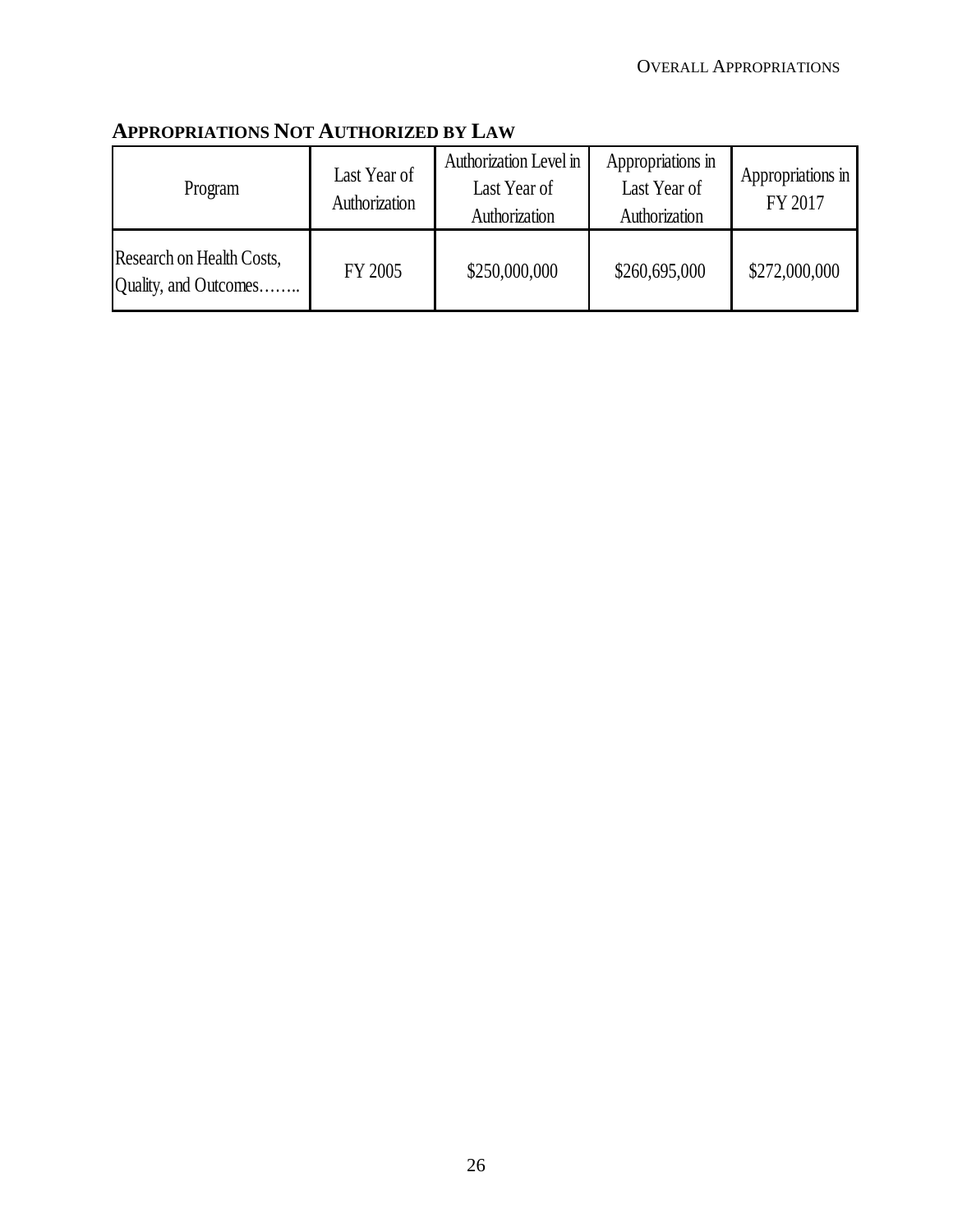## APPROPRIATIONS NOT AUTHORIZED BY LAW

| Program | Last Year of Authorization | Authorization Level in Last Year of Authorization | Appropriations in Last Year of Authorization | Appropriations in FY 2017 |
|---|---|---|---|---|
| Research on Health Costs, Quality, and Outcomes…….. | FY 2005 | $250,000,000 | $260,695,000 | $272,000,000 |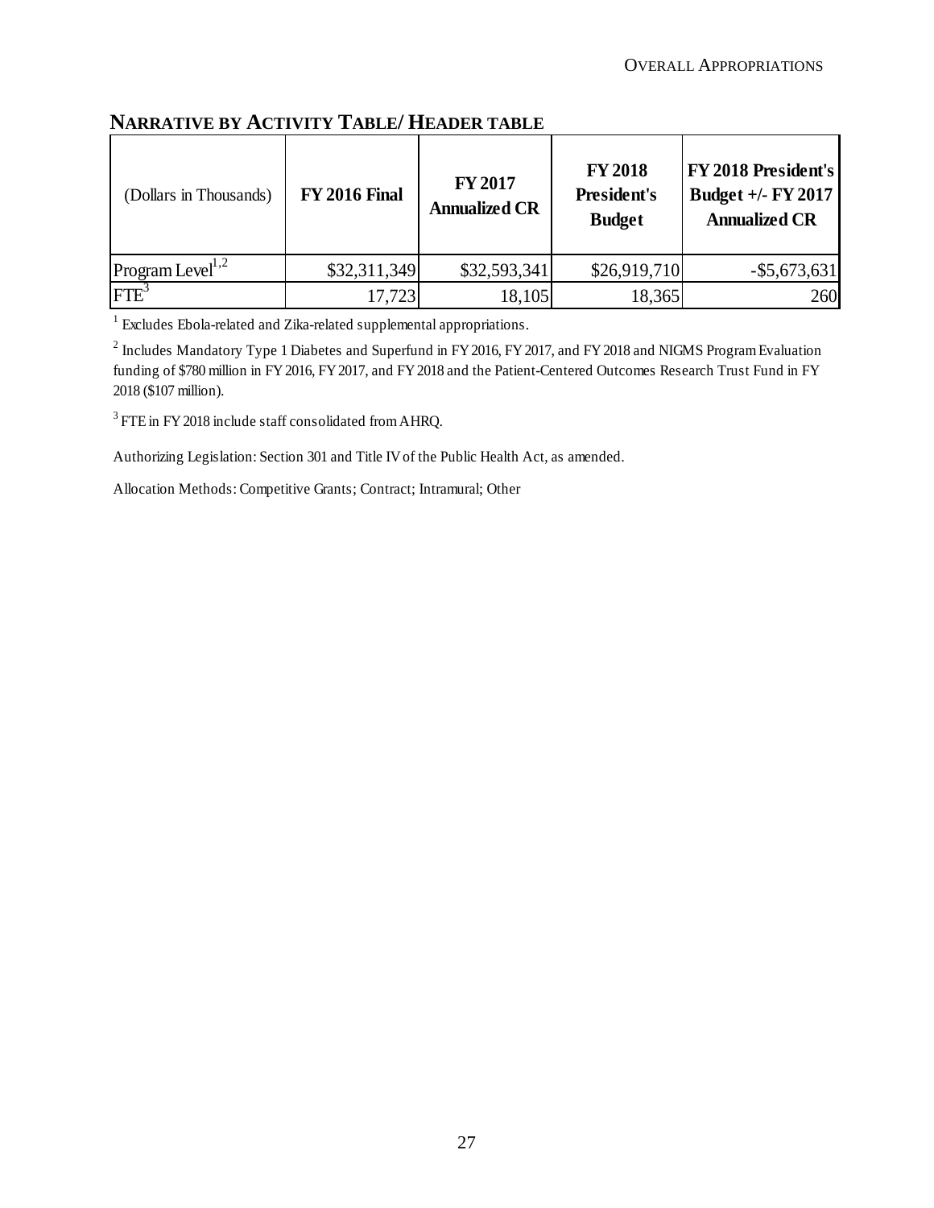## NARRATIVE BY ACTIVITY TABLE/ HEADER TABLE

| (Dollars in Thousands) | FY 2016 Final | FY 2017 Annualized CR | FY 2018 President's Budget | FY 2018 President's Budget +/- FY 2017 Annualized CR |
|---|---|---|---|---|
| Program Level[1,2] | $32,311,349 | $32,593,341 | $26,919,710 | -$5,673,631 |
| FTE[3] | 17,723 | 18,105 | 18,365 | 260 |

[1] Excludes Ebola-related and Zika-related supplemental appropriations.

[2] Includes Mandatory Type 1 Diabetes and Superfund in FY 2016, FY 2017, and FY 2018 and NIGMS Program Evaluation funding of $780 million in FY 2016, FY 2017, and FY 2018 and the Patient-Centered Outcomes Research Trust Fund in FY 2018 ($107 million).

[3] FTE in FY 2018 include staff consolidated from AHRQ.

Authorizing Legislation: Section 301 and Title IV of the Public Health Act, as amended.

Allocation Methods: Competitive Grants; Contract; Intramural; Other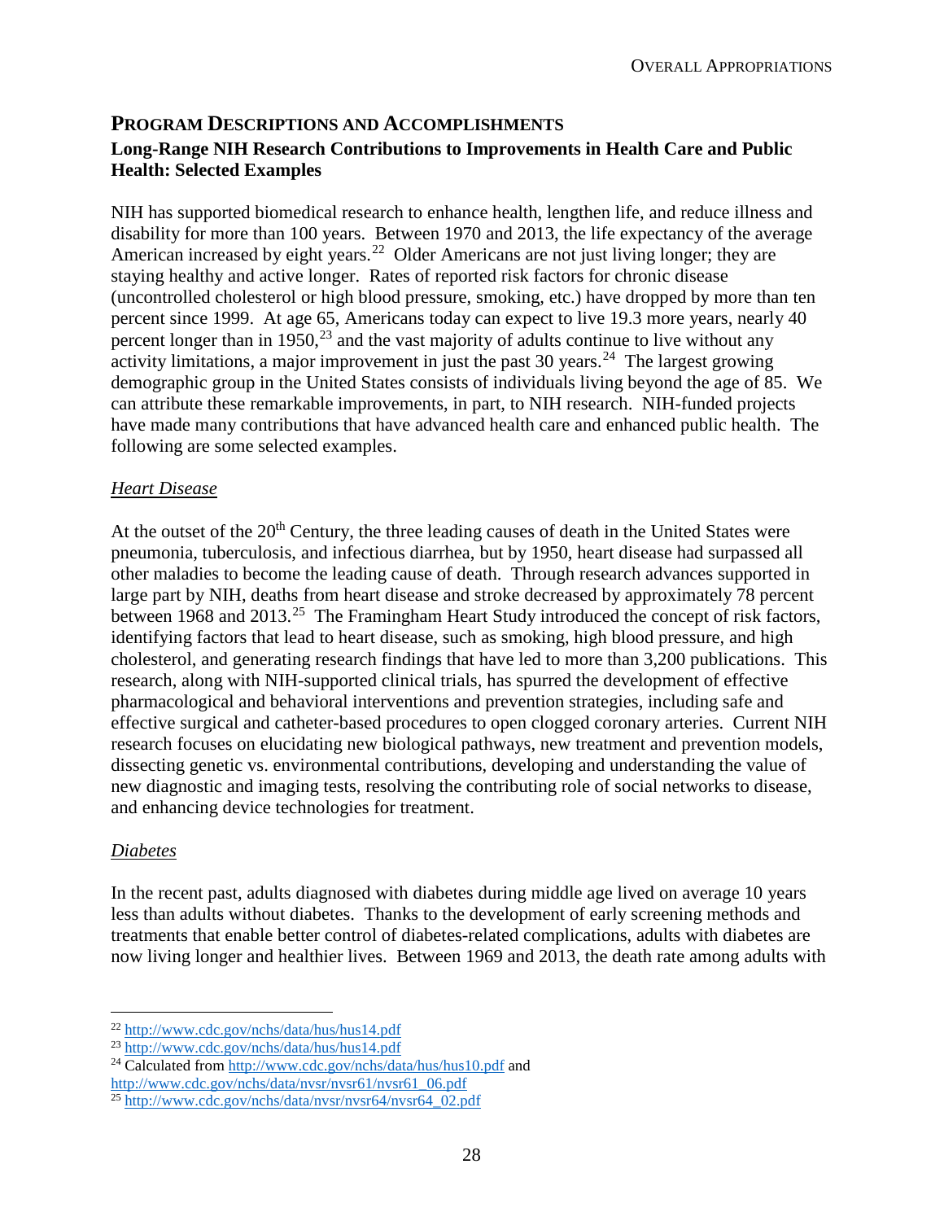## Program Descriptions and Accomplishments

### Long-Range NIH Research Contributions to Improvements in Health Care and Public Health: Selected Examples

NIH has supported biomedical research to enhance health, lengthen life, and reduce illness and disability for more than 100 years. Between 1970 and 2013, the life expectancy of the average American increased by eight years.[22] Older Americans are not just living longer; they are staying healthy and active longer. Rates of reported risk factors for chronic disease (uncontrolled cholesterol or high blood pressure, smoking, etc.) have dropped by more than ten percent since 1999. At age 65, Americans today can expect to live 19.3 more years, nearly 40 percent longer than in 1950,[23] and the vast majority of adults continue to live without any activity limitations, a major improvement in just the past 30 years.[24] The largest growing demographic group in the United States consists of individuals living beyond the age of 85. We can attribute these remarkable improvements, in part, to NIH research. NIH-funded projects have made many contributions that have advanced health care and enhanced public health. The following are some selected examples.

*Heart Disease*

At the outset of the 20th Century, the three leading causes of death in the United States were pneumonia, tuberculosis, and infectious diarrhea, but by 1950, heart disease had surpassed all other maladies to become the leading cause of death. Through research advances supported in large part by NIH, deaths from heart disease and stroke decreased by approximately 78 percent between 1968 and 2013.[25] The Framingham Heart Study introduced the concept of risk factors, identifying factors that lead to heart disease, such as smoking, high blood pressure, and high cholesterol, and generating research findings that have led to more than 3,200 publications. This research, along with NIH-supported clinical trials, has spurred the development of effective pharmacological and behavioral interventions and prevention strategies, including safe and effective surgical and catheter-based procedures to open clogged coronary arteries. Current NIH research focuses on elucidating new biological pathways, new treatment and prevention models, dissecting genetic vs. environmental contributions, developing and understanding the value of new diagnostic and imaging tests, resolving the contributing role of social networks to disease, and enhancing device technologies for treatment.

*Diabetes*

In the recent past, adults diagnosed with diabetes during middle age lived on average 10 years less than adults without diabetes. Thanks to the development of early screening methods and treatments that enable better control of diabetes-related complications, adults with diabetes are now living longer and healthier lives. Between 1969 and 2013, the death rate among adults with

---

[22] http://www.cdc.gov/nchs/data/hus/hus14.pdf

[23] http://www.cdc.gov/nchs/data/hus/hus14.pdf

[24] Calculated from http://www.cdc.gov/nchs/data/hus/hus10.pdf and http://www.cdc.gov/nchs/data/nvsr/nvsr61/nvsr61_06.pdf

[25] http://www.cdc.gov/nchs/data/nvsr/nvsr64/nvsr64_02.pdf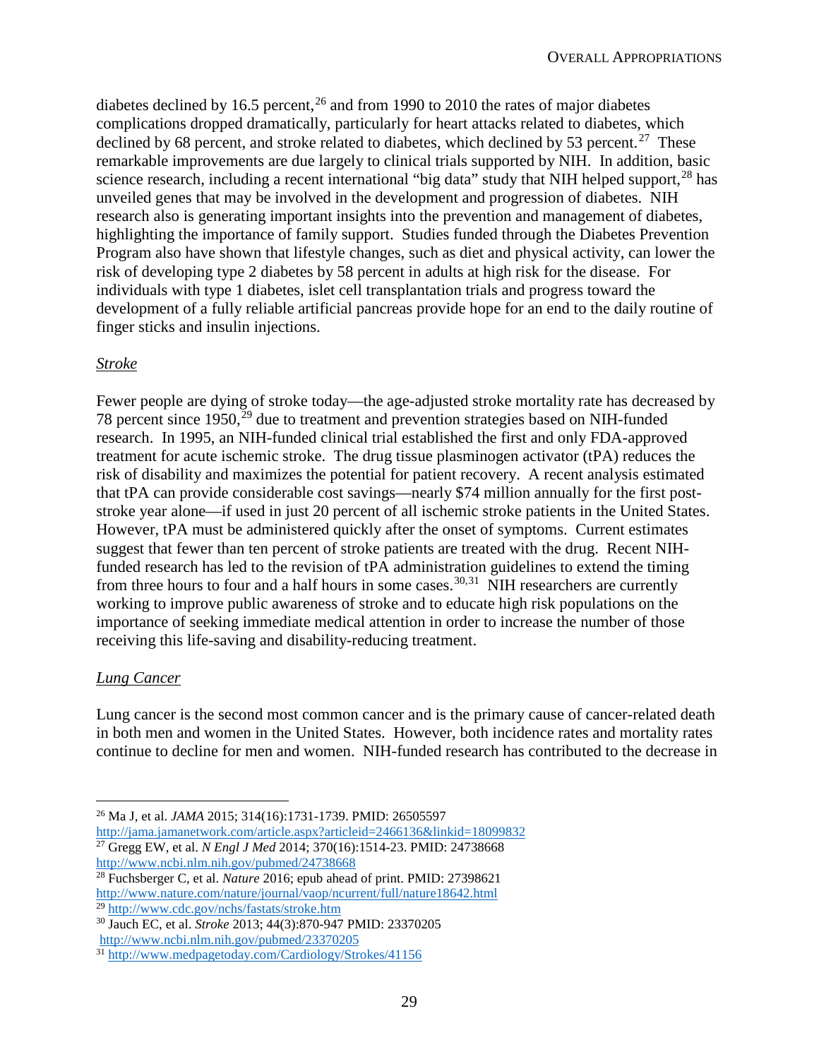diabetes declined by 16.5 percent,[26] and from 1990 to 2010 the rates of major diabetes complications dropped dramatically, particularly for heart attacks related to diabetes, which declined by 68 percent, and stroke related to diabetes, which declined by 53 percent.[27] These remarkable improvements are due largely to clinical trials supported by NIH. In addition, basic science research, including a recent international "big data" study that NIH helped support,[28] has unveiled genes that may be involved in the development and progression of diabetes. NIH research also is generating important insights into the prevention and management of diabetes, highlighting the importance of family support. Studies funded through the Diabetes Prevention Program also have shown that lifestyle changes, such as diet and physical activity, can lower the risk of developing type 2 diabetes by 58 percent in adults at high risk for the disease. For individuals with type 1 diabetes, islet cell transplantation trials and progress toward the development of a fully reliable artificial pancreas provide hope for an end to the daily routine of finger sticks and insulin injections.

*Stroke*

Fewer people are dying of stroke today—the age-adjusted stroke mortality rate has decreased by 78 percent since 1950,[29] due to treatment and prevention strategies based on NIH-funded research. In 1995, an NIH-funded clinical trial established the first and only FDA-approved treatment for acute ischemic stroke. The drug tissue plasminogen activator (tPA) reduces the risk of disability and maximizes the potential for patient recovery. A recent analysis estimated that tPA can provide considerable cost savings—nearly $74 million annually for the first post-stroke year alone—if used in just 20 percent of all ischemic stroke patients in the United States. However, tPA must be administered quickly after the onset of symptoms. Current estimates suggest that fewer than ten percent of stroke patients are treated with the drug. Recent NIH-funded research has led to the revision of tPA administration guidelines to extend the timing from three hours to four and a half hours in some cases.[30,31] NIH researchers are currently working to improve public awareness of stroke and to educate high risk populations on the importance of seeking immediate medical attention in order to increase the number of those receiving this life-saving and disability-reducing treatment.

*Lung Cancer*

Lung cancer is the second most common cancer and is the primary cause of cancer-related death in both men and women in the United States. However, both incidence rates and mortality rates continue to decline for men and women. NIH-funded research has contributed to the decrease in

---

[26] Ma J, et al. *JAMA* 2015; 314(16):1731-1739. PMID: 26505597 http://jama.jamanetwork.com/article.aspx?articleid=2466136&linkid=18099832

[27] Gregg EW, et al. *N Engl J Med* 2014; 370(16):1514-23. PMID: 24738668 http://www.ncbi.nlm.nih.gov/pubmed/24738668

[28] Fuchsberger C, et al. *Nature* 2016; epub ahead of print. PMID: 27398621 http://www.nature.com/nature/journal/vaop/ncurrent/full/nature18642.html

[29] http://www.cdc.gov/nchs/fastats/stroke.htm

[30] Jauch EC, et al. *Stroke* 2013; 44(3):870-947 PMID: 23370205 http://www.ncbi.nlm.nih.gov/pubmed/23370205

[31] http://www.medpagetoday.com/Cardiology/Strokes/41156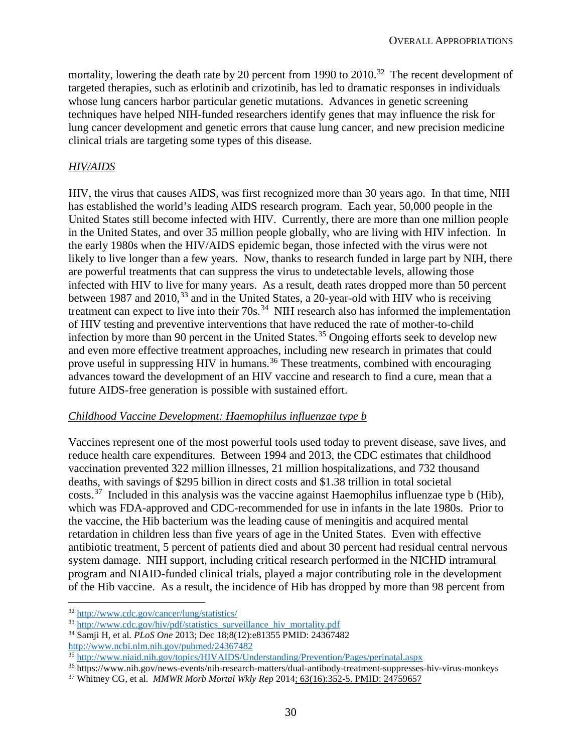mortality, lowering the death rate by 20 percent from 1990 to 2010.[32] The recent development of targeted therapies, such as erlotinib and crizotinib, has led to dramatic responses in individuals whose lung cancers harbor particular genetic mutations. Advances in genetic screening techniques have helped NIH-funded researchers identify genes that may influence the risk for lung cancer development and genetic errors that cause lung cancer, and new precision medicine clinical trials are targeting some types of this disease.

*HIV/AIDS*

HIV, the virus that causes AIDS, was first recognized more than 30 years ago. In that time, NIH has established the world's leading AIDS research program. Each year, 50,000 people in the United States still become infected with HIV. Currently, there are more than one million people in the United States, and over 35 million people globally, who are living with HIV infection. In the early 1980s when the HIV/AIDS epidemic began, those infected with the virus were not likely to live longer than a few years. Now, thanks to research funded in large part by NIH, there are powerful treatments that can suppress the virus to undetectable levels, allowing those infected with HIV to live for many years. As a result, death rates dropped more than 50 percent between 1987 and 2010,[33] and in the United States, a 20-year-old with HIV who is receiving treatment can expect to live into their 70s.[34] NIH research also has informed the implementation of HIV testing and preventive interventions that have reduced the rate of mother-to-child infection by more than 90 percent in the United States.[35] Ongoing efforts seek to develop new and even more effective treatment approaches, including new research in primates that could prove useful in suppressing HIV in humans.[36] These treatments, combined with encouraging advances toward the development of an HIV vaccine and research to find a cure, mean that a future AIDS-free generation is possible with sustained effort.

*Childhood Vaccine Development: Haemophilus influenzae type b*

Vaccines represent one of the most powerful tools used today to prevent disease, save lives, and reduce health care expenditures. Between 1994 and 2013, the CDC estimates that childhood vaccination prevented 322 million illnesses, 21 million hospitalizations, and 732 thousand deaths, with savings of $295 billion in direct costs and $1.38 trillion in total societal costs.[37] Included in this analysis was the vaccine against Haemophilus influenzae type b (Hib), which was FDA-approved and CDC-recommended for use in infants in the late 1980s. Prior to the vaccine, the Hib bacterium was the leading cause of meningitis and acquired mental retardation in children less than five years of age in the United States. Even with effective antibiotic treatment, 5 percent of patients died and about 30 percent had residual central nervous system damage. NIH support, including critical research performed in the NICHD intramural program and NIAID-funded clinical trials, played a major contributing role in the development of the Hib vaccine. As a result, the incidence of Hib has dropped by more than 98 percent from

---

[32] http://www.cdc.gov/cancer/lung/statistics/

[33] http://www.cdc.gov/hiv/pdf/statistics_surveillance_hiv_mortality.pdf

[34] Samji H, et al. *PLoS One* 2013; Dec 18;8(12):e81355 PMID: 24367482 http://www.ncbi.nlm.nih.gov/pubmed/24367482

[35] http://www.niaid.nih.gov/topics/HIVAIDS/Understanding/Prevention/Pages/perinatal.aspx

[36] https://www.nih.gov/news-events/nih-research-matters/dual-antibody-treatment-suppresses-hiv-virus-monkeys

[37] Whitney CG, et al. *MMWR Morb Mortal Wkly Rep* 2014; 63(16):352-5. PMID: 24759657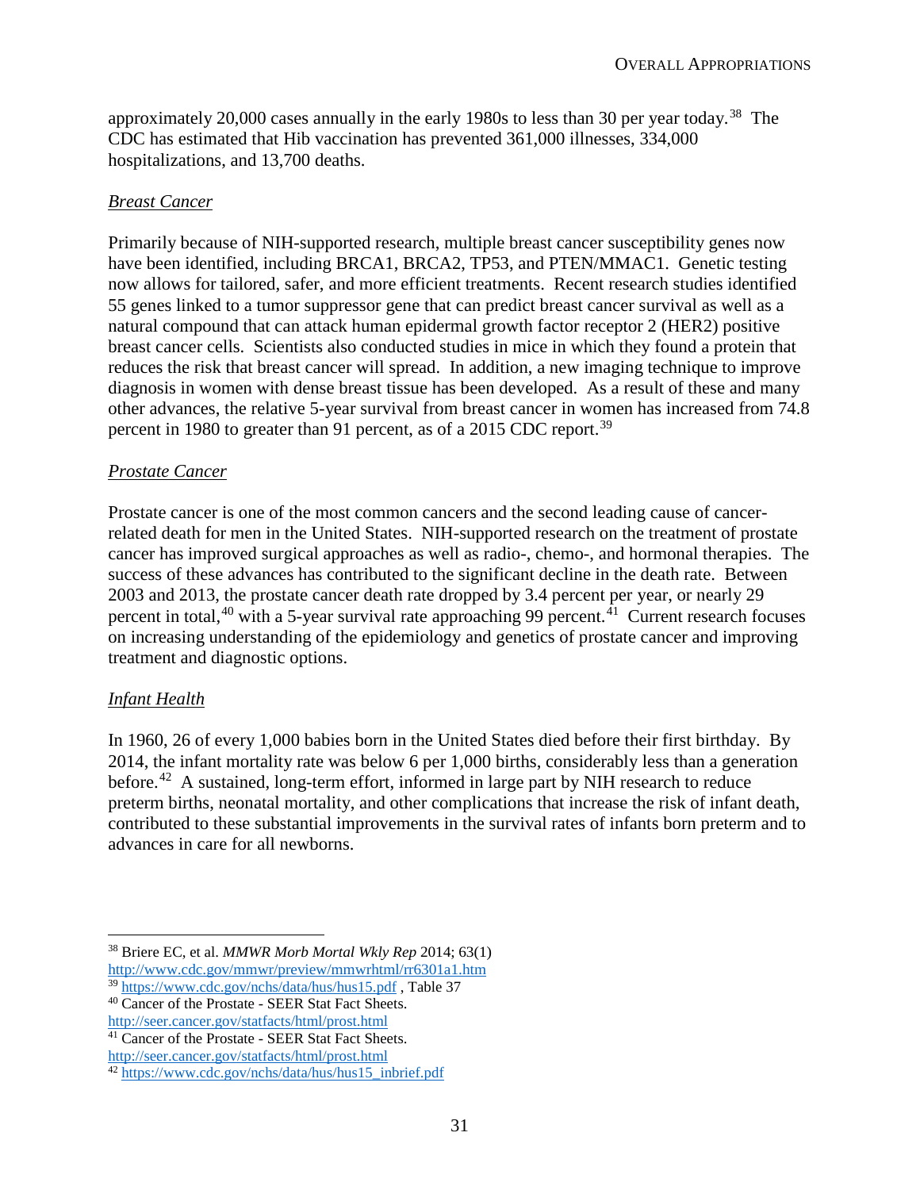approximately 20,000 cases annually in the early 1980s to less than 30 per year today.[38] The CDC has estimated that Hib vaccination has prevented 361,000 illnesses, 334,000 hospitalizations, and 13,700 deaths.

*Breast Cancer*

Primarily because of NIH-supported research, multiple breast cancer susceptibility genes now have been identified, including BRCA1, BRCA2, TP53, and PTEN/MMAC1. Genetic testing now allows for tailored, safer, and more efficient treatments. Recent research studies identified 55 genes linked to a tumor suppressor gene that can predict breast cancer survival as well as a natural compound that can attack human epidermal growth factor receptor 2 (HER2) positive breast cancer cells. Scientists also conducted studies in mice in which they found a protein that reduces the risk that breast cancer will spread. In addition, a new imaging technique to improve diagnosis in women with dense breast tissue has been developed. As a result of these and many other advances, the relative 5-year survival from breast cancer in women has increased from 74.8 percent in 1980 to greater than 91 percent, as of a 2015 CDC report.[39]

*Prostate Cancer*

Prostate cancer is one of the most common cancers and the second leading cause of cancer-related death for men in the United States. NIH-supported research on the treatment of prostate cancer has improved surgical approaches as well as radio-, chemo-, and hormonal therapies. The success of these advances has contributed to the significant decline in the death rate. Between 2003 and 2013, the prostate cancer death rate dropped by 3.4 percent per year, or nearly 29 percent in total,[40] with a 5-year survival rate approaching 99 percent.[41] Current research focuses on increasing understanding of the epidemiology and genetics of prostate cancer and improving treatment and diagnostic options.

*Infant Health*

In 1960, 26 of every 1,000 babies born in the United States died before their first birthday. By 2014, the infant mortality rate was below 6 per 1,000 births, considerably less than a generation before.[42] A sustained, long-term effort, informed in large part by NIH research to reduce preterm births, neonatal mortality, and other complications that increase the risk of infant death, contributed to these substantial improvements in the survival rates of infants born preterm and to advances in care for all newborns.

---

[38] Briere EC, et al. *MMWR Morb Mortal Wkly Rep* 2014; 63(1) http://www.cdc.gov/mmwr/preview/mmwrhtml/rr6301a1.htm

[39] https://www.cdc.gov/nchs/data/hus/hus15.pdf , Table 37

[40] Cancer of the Prostate - SEER Stat Fact Sheets. http://seer.cancer.gov/statfacts/html/prost.html

[41] Cancer of the Prostate - SEER Stat Fact Sheets. http://seer.cancer.gov/statfacts/html/prost.html

[42] https://www.cdc.gov/nchs/data/hus/hus15_inbrief.pdf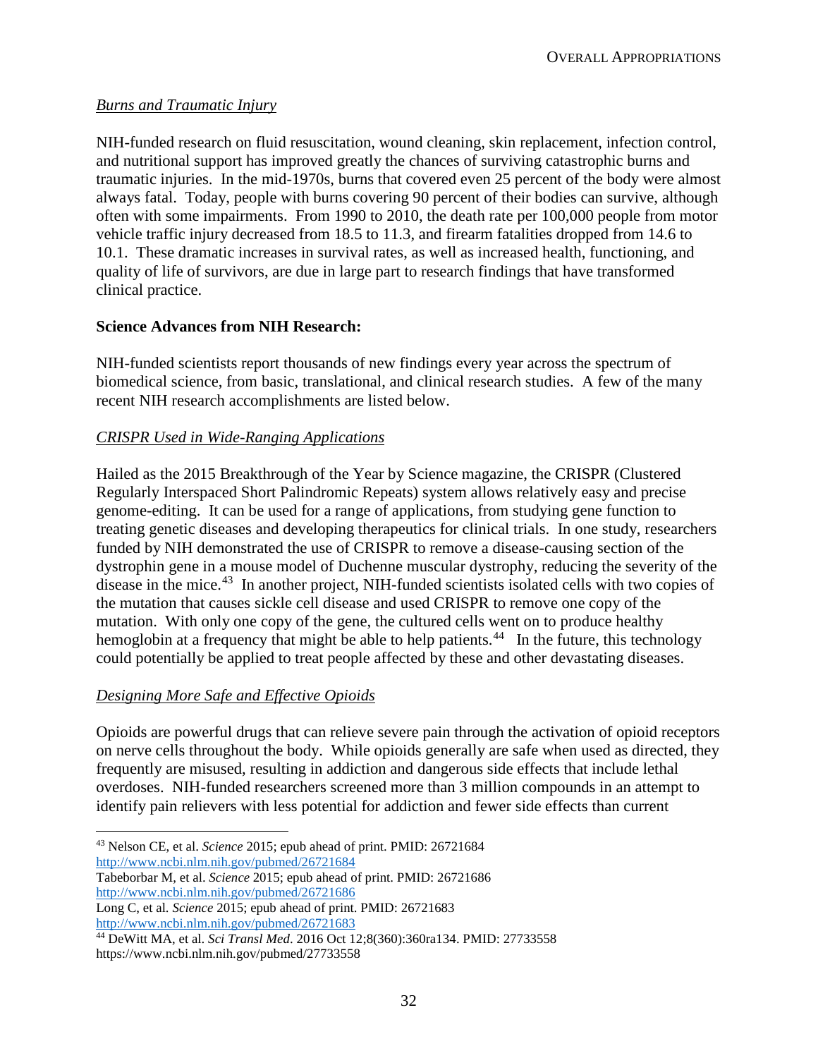*Burns and Traumatic Injury*

NIH-funded research on fluid resuscitation, wound cleaning, skin replacement, infection control, and nutritional support has improved greatly the chances of surviving catastrophic burns and traumatic injuries. In the mid-1970s, burns that covered even 25 percent of the body were almost always fatal. Today, people with burns covering 90 percent of their bodies can survive, although often with some impairments. From 1990 to 2010, the death rate per 100,000 people from motor vehicle traffic injury decreased from 18.5 to 11.3, and firearm fatalities dropped from 14.6 to 10.1. These dramatic increases in survival rates, as well as increased health, functioning, and quality of life of survivors, are due in large part to research findings that have transformed clinical practice.

**Science Advances from NIH Research:**

NIH-funded scientists report thousands of new findings every year across the spectrum of biomedical science, from basic, translational, and clinical research studies. A few of the many recent NIH research accomplishments are listed below.

*CRISPR Used in Wide-Ranging Applications*

Hailed as the 2015 Breakthrough of the Year by Science magazine, the CRISPR (Clustered Regularly Interspaced Short Palindromic Repeats) system allows relatively easy and precise genome-editing. It can be used for a range of applications, from studying gene function to treating genetic diseases and developing therapeutics for clinical trials. In one study, researchers funded by NIH demonstrated the use of CRISPR to remove a disease-causing section of the dystrophin gene in a mouse model of Duchenne muscular dystrophy, reducing the severity of the disease in the mice.[43] In another project, NIH-funded scientists isolated cells with two copies of the mutation that causes sickle cell disease and used CRISPR to remove one copy of the mutation. With only one copy of the gene, the cultured cells went on to produce healthy hemoglobin at a frequency that might be able to help patients.[44] In the future, this technology could potentially be applied to treat people affected by these and other devastating diseases.

*Designing More Safe and Effective Opioids*

Opioids are powerful drugs that can relieve severe pain through the activation of opioid receptors on nerve cells throughout the body. While opioids generally are safe when used as directed, they frequently are misused, resulting in addiction and dangerous side effects that include lethal overdoses. NIH-funded researchers screened more than 3 million compounds in an attempt to identify pain relievers with less potential for addiction and fewer side effects than current

---

[43] Nelson CE, et al. *Science* 2015; epub ahead of print. PMID: 26721684
http://www.ncbi.nlm.nih.gov/pubmed/26721684
Tabeborbar M, et al. *Science* 2015; epub ahead of print. PMID: 26721686
http://www.ncbi.nlm.nih.gov/pubmed/26721686
Long C, et al. *Science* 2015; epub ahead of print. PMID: 26721683
http://www.ncbi.nlm.nih.gov/pubmed/26721683

[44] DeWitt MA, et al. *Sci Transl Med*. 2016 Oct 12;8(360):360ra134. PMID: 27733558
https://www.ncbi.nlm.nih.gov/pubmed/27733558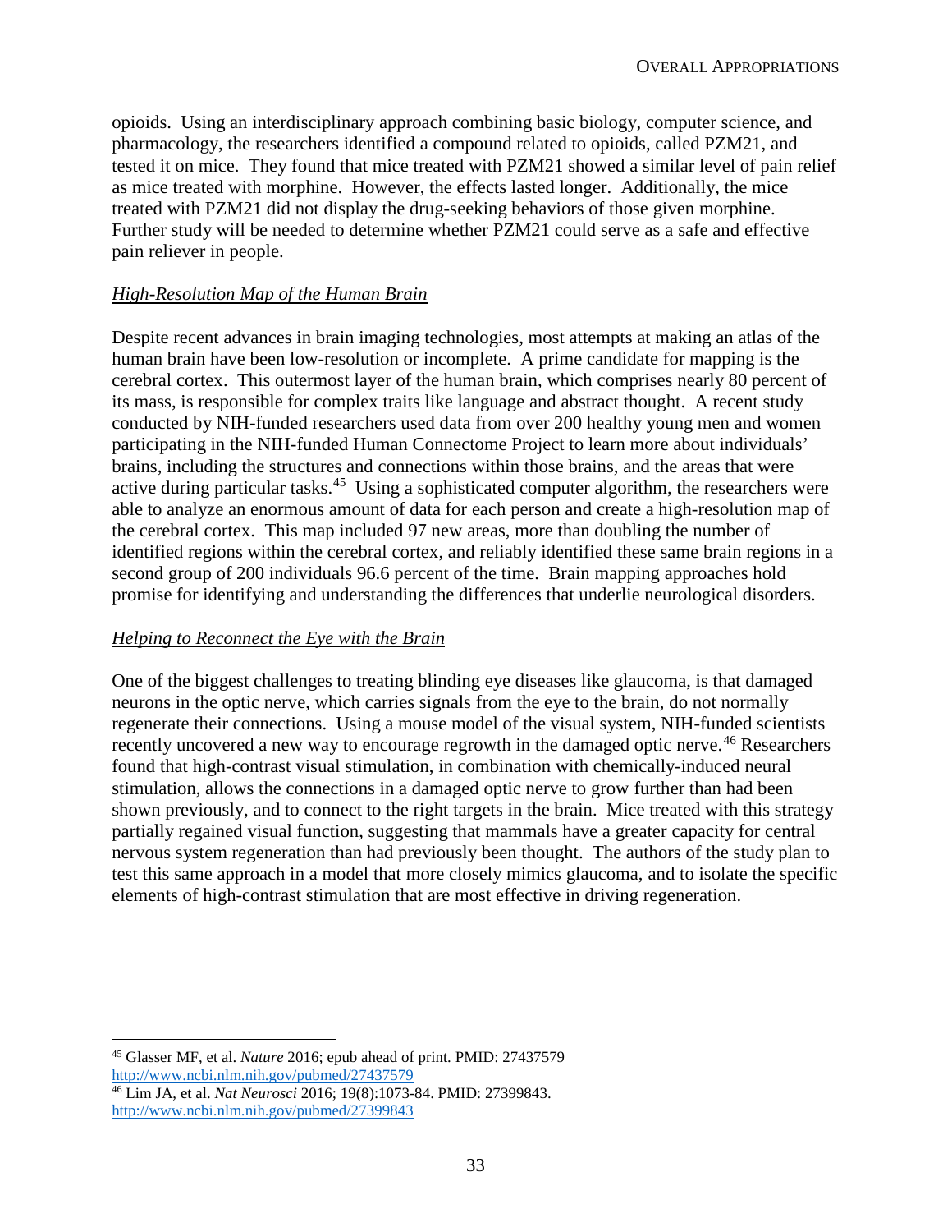opioids. Using an interdisciplinary approach combining basic biology, computer science, and pharmacology, the researchers identified a compound related to opioids, called PZM21, and tested it on mice. They found that mice treated with PZM21 showed a similar level of pain relief as mice treated with morphine. However, the effects lasted longer. Additionally, the mice treated with PZM21 did not display the drug-seeking behaviors of those given morphine. Further study will be needed to determine whether PZM21 could serve as a safe and effective pain reliever in people.

*High-Resolution Map of the Human Brain*

Despite recent advances in brain imaging technologies, most attempts at making an atlas of the human brain have been low-resolution or incomplete. A prime candidate for mapping is the cerebral cortex. This outermost layer of the human brain, which comprises nearly 80 percent of its mass, is responsible for complex traits like language and abstract thought. A recent study conducted by NIH-funded researchers used data from over 200 healthy young men and women participating in the NIH-funded Human Connectome Project to learn more about individuals' brains, including the structures and connections within those brains, and the areas that were active during particular tasks.[45] Using a sophisticated computer algorithm, the researchers were able to analyze an enormous amount of data for each person and create a high-resolution map of the cerebral cortex. This map included 97 new areas, more than doubling the number of identified regions within the cerebral cortex, and reliably identified these same brain regions in a second group of 200 individuals 96.6 percent of the time. Brain mapping approaches hold promise for identifying and understanding the differences that underlie neurological disorders.

*Helping to Reconnect the Eye with the Brain*

One of the biggest challenges to treating blinding eye diseases like glaucoma, is that damaged neurons in the optic nerve, which carries signals from the eye to the brain, do not normally regenerate their connections. Using a mouse model of the visual system, NIH-funded scientists recently uncovered a new way to encourage regrowth in the damaged optic nerve.[46] Researchers found that high-contrast visual stimulation, in combination with chemically-induced neural stimulation, allows the connections in a damaged optic nerve to grow further than had been shown previously, and to connect to the right targets in the brain. Mice treated with this strategy partially regained visual function, suggesting that mammals have a greater capacity for central nervous system regeneration than had previously been thought. The authors of the study plan to test this same approach in a model that more closely mimics glaucoma, and to isolate the specific elements of high-contrast stimulation that are most effective in driving regeneration.

---

[45] Glasser MF, et al. *Nature* 2016; epub ahead of print. PMID: 27437579 http://www.ncbi.nlm.nih.gov/pubmed/27437579

[46] Lim JA, et al. *Nat Neurosci* 2016; 19(8):1073-84. PMID: 27399843. http://www.ncbi.nlm.nih.gov/pubmed/27399843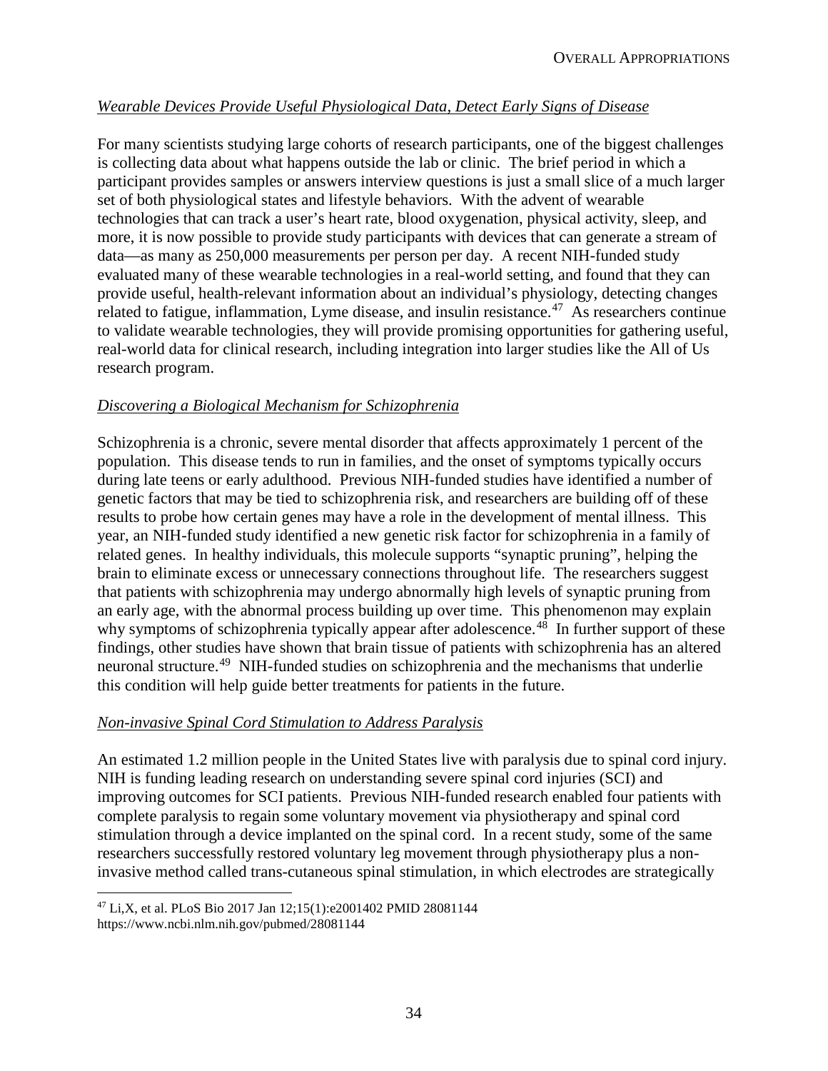*Wearable Devices Provide Useful Physiological Data, Detect Early Signs of Disease*

For many scientists studying large cohorts of research participants, one of the biggest challenges is collecting data about what happens outside the lab or clinic. The brief period in which a participant provides samples or answers interview questions is just a small slice of a much larger set of both physiological states and lifestyle behaviors. With the advent of wearable technologies that can track a user's heart rate, blood oxygenation, physical activity, sleep, and more, it is now possible to provide study participants with devices that can generate a stream of data—as many as 250,000 measurements per person per day. A recent NIH-funded study evaluated many of these wearable technologies in a real-world setting, and found that they can provide useful, health-relevant information about an individual's physiology, detecting changes related to fatigue, inflammation, Lyme disease, and insulin resistance.[47] As researchers continue to validate wearable technologies, they will provide promising opportunities for gathering useful, real-world data for clinical research, including integration into larger studies like the All of Us research program.

*Discovering a Biological Mechanism for Schizophrenia*

Schizophrenia is a chronic, severe mental disorder that affects approximately 1 percent of the population. This disease tends to run in families, and the onset of symptoms typically occurs during late teens or early adulthood. Previous NIH-funded studies have identified a number of genetic factors that may be tied to schizophrenia risk, and researchers are building off of these results to probe how certain genes may have a role in the development of mental illness. This year, an NIH-funded study identified a new genetic risk factor for schizophrenia in a family of related genes. In healthy individuals, this molecule supports "synaptic pruning", helping the brain to eliminate excess or unnecessary connections throughout life. The researchers suggest that patients with schizophrenia may undergo abnormally high levels of synaptic pruning from an early age, with the abnormal process building up over time. This phenomenon may explain why symptoms of schizophrenia typically appear after adolescence.[48] In further support of these findings, other studies have shown that brain tissue of patients with schizophrenia has an altered neuronal structure.[49] NIH-funded studies on schizophrenia and the mechanisms that underlie this condition will help guide better treatments for patients in the future.

*Non-invasive Spinal Cord Stimulation to Address Paralysis*

An estimated 1.2 million people in the United States live with paralysis due to spinal cord injury. NIH is funding leading research on understanding severe spinal cord injuries (SCI) and improving outcomes for SCI patients. Previous NIH-funded research enabled four patients with complete paralysis to regain some voluntary movement via physiotherapy and spinal cord stimulation through a device implanted on the spinal cord. In a recent study, some of the same researchers successfully restored voluntary leg movement through physiotherapy plus a non-invasive method called trans-cutaneous spinal stimulation, in which electrodes are strategically

---

[47] Li,X, et al. PLoS Bio 2017 Jan 12;15(1):e2001402 PMID 28081144
https://www.ncbi.nlm.nih.gov/pubmed/28081144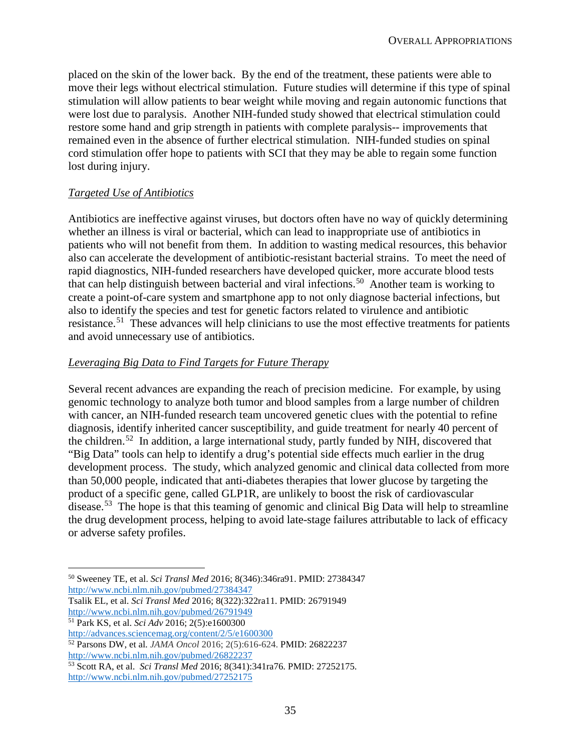placed on the skin of the lower back. By the end of the treatment, these patients were able to move their legs without electrical stimulation. Future studies will determine if this type of spinal stimulation will allow patients to bear weight while moving and regain autonomic functions that were lost due to paralysis. Another NIH-funded study showed that electrical stimulation could restore some hand and grip strength in patients with complete paralysis-- improvements that remained even in the absence of further electrical stimulation. NIH-funded studies on spinal cord stimulation offer hope to patients with SCI that they may be able to regain some function lost during injury.

*Targeted Use of Antibiotics*

Antibiotics are ineffective against viruses, but doctors often have no way of quickly determining whether an illness is viral or bacterial, which can lead to inappropriate use of antibiotics in patients who will not benefit from them. In addition to wasting medical resources, this behavior also can accelerate the development of antibiotic-resistant bacterial strains. To meet the need of rapid diagnostics, NIH-funded researchers have developed quicker, more accurate blood tests that can help distinguish between bacterial and viral infections.[50] Another team is working to create a point-of-care system and smartphone app to not only diagnose bacterial infections, but also to identify the species and test for genetic factors related to virulence and antibiotic resistance.[51] These advances will help clinicians to use the most effective treatments for patients and avoid unnecessary use of antibiotics.

*Leveraging Big Data to Find Targets for Future Therapy*

Several recent advances are expanding the reach of precision medicine. For example, by using genomic technology to analyze both tumor and blood samples from a large number of children with cancer, an NIH-funded research team uncovered genetic clues with the potential to refine diagnosis, identify inherited cancer susceptibility, and guide treatment for nearly 40 percent of the children.[52] In addition, a large international study, partly funded by NIH, discovered that "Big Data" tools can help to identify a drug's potential side effects much earlier in the drug development process. The study, which analyzed genomic and clinical data collected from more than 50,000 people, indicated that anti-diabetes therapies that lower glucose by targeting the product of a specific gene, called GLP1R, are unlikely to boost the risk of cardiovascular disease.[53] The hope is that this teaming of genomic and clinical Big Data will help to streamline the drug development process, helping to avoid late-stage failures attributable to lack of efficacy or adverse safety profiles.

---

[50] Sweeney TE, et al. *Sci Transl Med* 2016; 8(346):346ra91. PMID: 27384347
http://www.ncbi.nlm.nih.gov/pubmed/27384347
Tsalik EL, et al. *Sci Transl Med* 2016; 8(322):322ra11. PMID: 26791949
http://www.ncbi.nlm.nih.gov/pubmed/26791949

[51] Park KS, et al. *Sci Adv* 2016; 2(5):e1600300
http://advances.sciencemag.org/content/2/5/e1600300

[52] Parsons DW, et al. *JAMA Oncol* 2016; 2(5):616-624. PMID: 26822237
http://www.ncbi.nlm.nih.gov/pubmed/26822237

[53] Scott RA, et al. *Sci Transl Med* 2016; 8(341):341ra76. PMID: 27252175.
http://www.ncbi.nlm.nih.gov/pubmed/27252175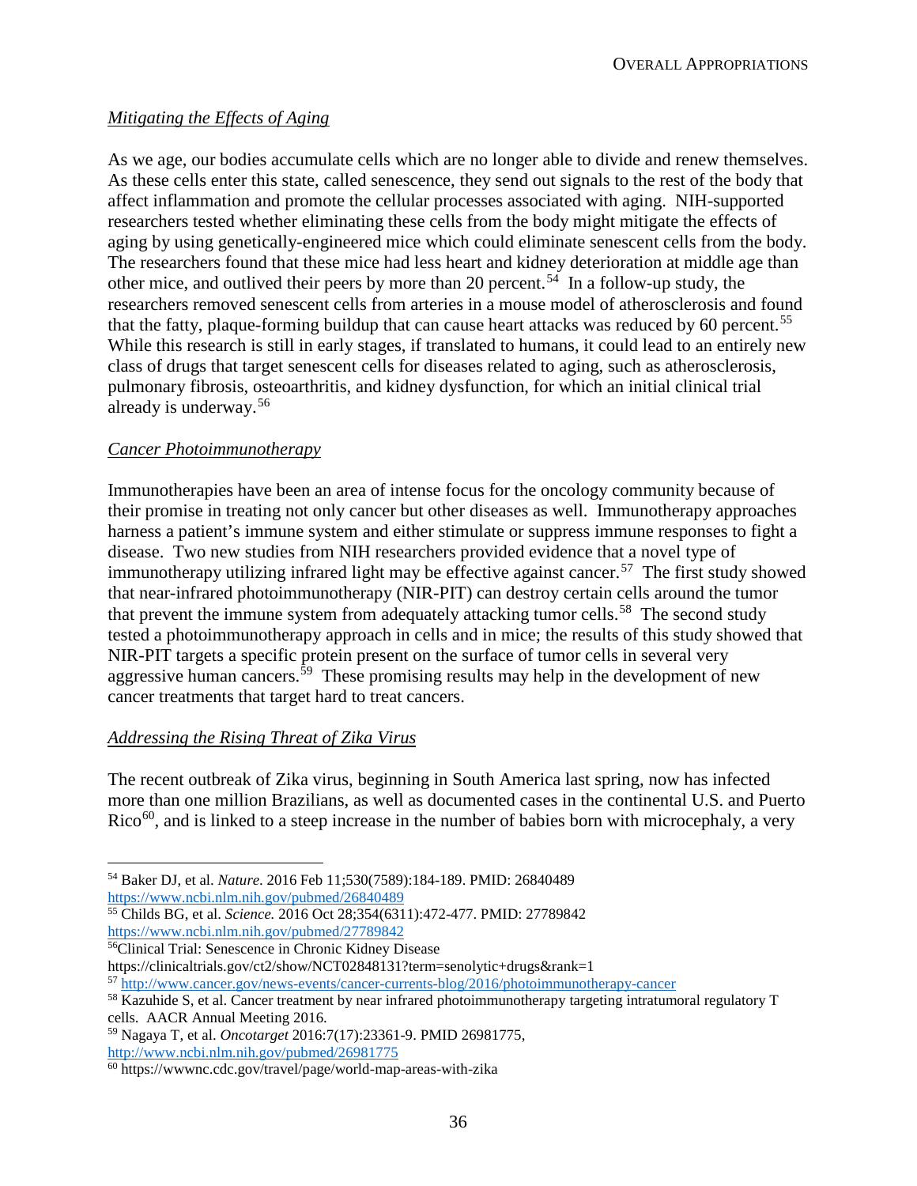*Mitigating the Effects of Aging*

As we age, our bodies accumulate cells which are no longer able to divide and renew themselves. As these cells enter this state, called senescence, they send out signals to the rest of the body that affect inflammation and promote the cellular processes associated with aging. NIH-supported researchers tested whether eliminating these cells from the body might mitigate the effects of aging by using genetically-engineered mice which could eliminate senescent cells from the body. The researchers found that these mice had less heart and kidney deterioration at middle age than other mice, and outlived their peers by more than 20 percent.[54] In a follow-up study, the researchers removed senescent cells from arteries in a mouse model of atherosclerosis and found that the fatty, plaque-forming buildup that can cause heart attacks was reduced by 60 percent.[55] While this research is still in early stages, if translated to humans, it could lead to an entirely new class of drugs that target senescent cells for diseases related to aging, such as atherosclerosis, pulmonary fibrosis, osteoarthritis, and kidney dysfunction, for which an initial clinical trial already is underway.[56]

*Cancer Photoimmunotherapy*

Immunotherapies have been an area of intense focus for the oncology community because of their promise in treating not only cancer but other diseases as well. Immunotherapy approaches harness a patient's immune system and either stimulate or suppress immune responses to fight a disease. Two new studies from NIH researchers provided evidence that a novel type of immunotherapy utilizing infrared light may be effective against cancer.[57] The first study showed that near-infrared photoimmunotherapy (NIR-PIT) can destroy certain cells around the tumor that prevent the immune system from adequately attacking tumor cells.[58] The second study tested a photoimmunotherapy approach in cells and in mice; the results of this study showed that NIR-PIT targets a specific protein present on the surface of tumor cells in several very aggressive human cancers.[59] These promising results may help in the development of new cancer treatments that target hard to treat cancers.

*Addressing the Rising Threat of Zika Virus*

The recent outbreak of Zika virus, beginning in South America last spring, now has infected more than one million Brazilians, as well as documented cases in the continental U.S. and Puerto Rico[60], and is linked to a steep increase in the number of babies born with microcephaly, a very

---

[54] Baker DJ, et al. *Nature*. 2016 Feb 11;530(7589):184-189. PMID: 26840489 https://www.ncbi.nlm.nih.gov/pubmed/26840489

[55] Childs BG, et al. *Science.* 2016 Oct 28;354(6311):472-477. PMID: 27789842 https://www.ncbi.nlm.nih.gov/pubmed/27789842

[56] Clinical Trial: Senescence in Chronic Kidney Disease https://clinicaltrials.gov/ct2/show/NCT02848131?term=senolytic+drugs&rank=1

[57] http://www.cancer.gov/news-events/cancer-currents-blog/2016/photoimmunotherapy-cancer

[58] Kazuhide S, et al. Cancer treatment by near infrared photoimmunotherapy targeting intratumoral regulatory T cells. AACR Annual Meeting 2016.

[59] Nagaya T, et al. *Oncotarget* 2016:7(17):23361-9. PMID 26981775, http://www.ncbi.nlm.nih.gov/pubmed/26981775

[60] https://wwwnc.cdc.gov/travel/page/world-map-areas-with-zika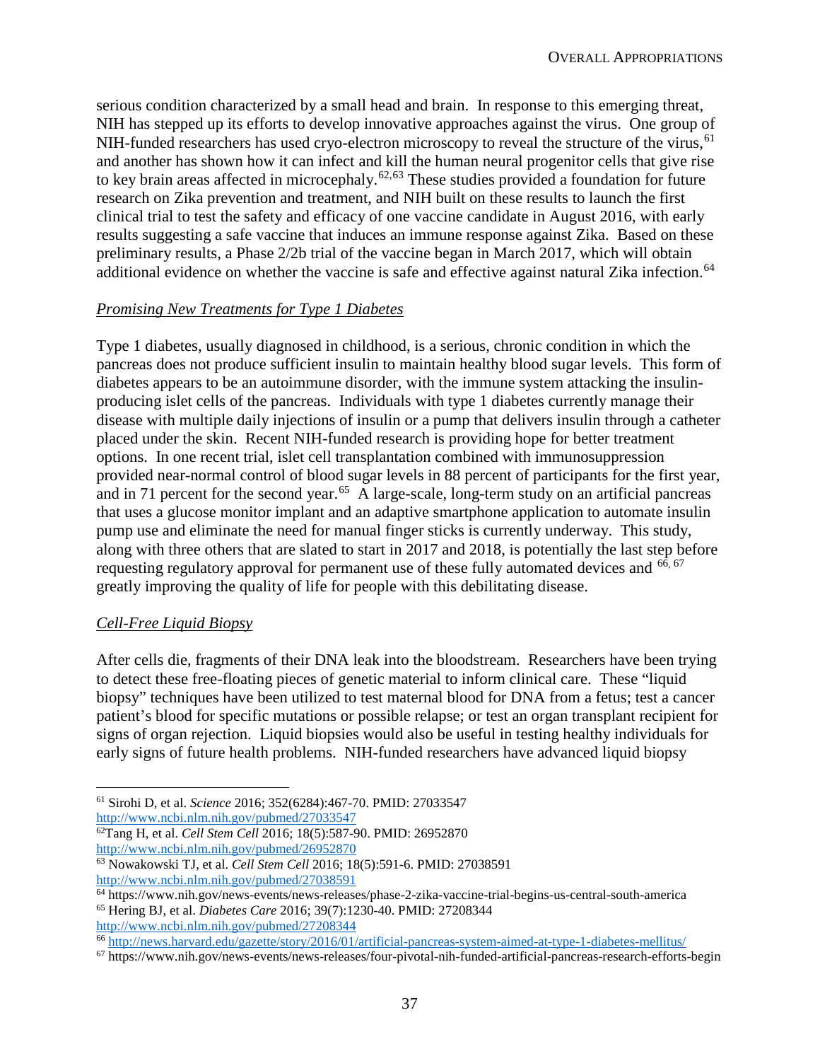serious condition characterized by a small head and brain. In response to this emerging threat, NIH has stepped up its efforts to develop innovative approaches against the virus. One group of NIH-funded researchers has used cryo-electron microscopy to reveal the structure of the virus,[61] and another has shown how it can infect and kill the human neural progenitor cells that give rise to key brain areas affected in microcephaly.[62,63] These studies provided a foundation for future research on Zika prevention and treatment, and NIH built on these results to launch the first clinical trial to test the safety and efficacy of one vaccine candidate in August 2016, with early results suggesting a safe vaccine that induces an immune response against Zika. Based on these preliminary results, a Phase 2/2b trial of the vaccine began in March 2017, which will obtain additional evidence on whether the vaccine is safe and effective against natural Zika infection.[64]

*Promising New Treatments for Type 1 Diabetes*

Type 1 diabetes, usually diagnosed in childhood, is a serious, chronic condition in which the pancreas does not produce sufficient insulin to maintain healthy blood sugar levels. This form of diabetes appears to be an autoimmune disorder, with the immune system attacking the insulin-producing islet cells of the pancreas. Individuals with type 1 diabetes currently manage their disease with multiple daily injections of insulin or a pump that delivers insulin through a catheter placed under the skin. Recent NIH-funded research is providing hope for better treatment options. In one recent trial, islet cell transplantation combined with immunosuppression provided near-normal control of blood sugar levels in 88 percent of participants for the first year, and in 71 percent for the second year.[65] A large-scale, long-term study on an artificial pancreas that uses a glucose monitor implant and an adaptive smartphone application to automate insulin pump use and eliminate the need for manual finger sticks is currently underway. This study, along with three others that are slated to start in 2017 and 2018, is potentially the last step before requesting regulatory approval for permanent use of these fully automated devices and [66, 67] greatly improving the quality of life for people with this debilitating disease.

*Cell-Free Liquid Biopsy*

After cells die, fragments of their DNA leak into the bloodstream. Researchers have been trying to detect these free-floating pieces of genetic material to inform clinical care. These "liquid biopsy" techniques have been utilized to test maternal blood for DNA from a fetus; test a cancer patient's blood for specific mutations or possible relapse; or test an organ transplant recipient for signs of organ rejection. Liquid biopsies would also be useful in testing healthy individuals for early signs of future health problems. NIH-funded researchers have advanced liquid biopsy

---

[61] Sirohi D, et al. *Science* 2016; 352(6284):467-70. PMID: 27033547 http://www.ncbi.nlm.nih.gov/pubmed/27033547

[62] Tang H, et al. *Cell Stem Cell* 2016; 18(5):587-90. PMID: 26952870 http://www.ncbi.nlm.nih.gov/pubmed/26952870

[63] Nowakowski TJ, et al. *Cell Stem Cell* 2016; 18(5):591-6. PMID: 27038591 http://www.ncbi.nlm.nih.gov/pubmed/27038591

[64] https://www.nih.gov/news-events/news-releases/phase-2-zika-vaccine-trial-begins-us-central-south-america

[65] Hering BJ, et al. *Diabetes Care* 2016; 39(7):1230-40. PMID: 27208344 http://www.ncbi.nlm.nih.gov/pubmed/27208344

[66] http://news.harvard.edu/gazette/story/2016/01/artificial-pancreas-system-aimed-at-type-1-diabetes-mellitus/

[67] https://www.nih.gov/news-events/news-releases/four-pivotal-nih-funded-artificial-pancreas-research-efforts-begin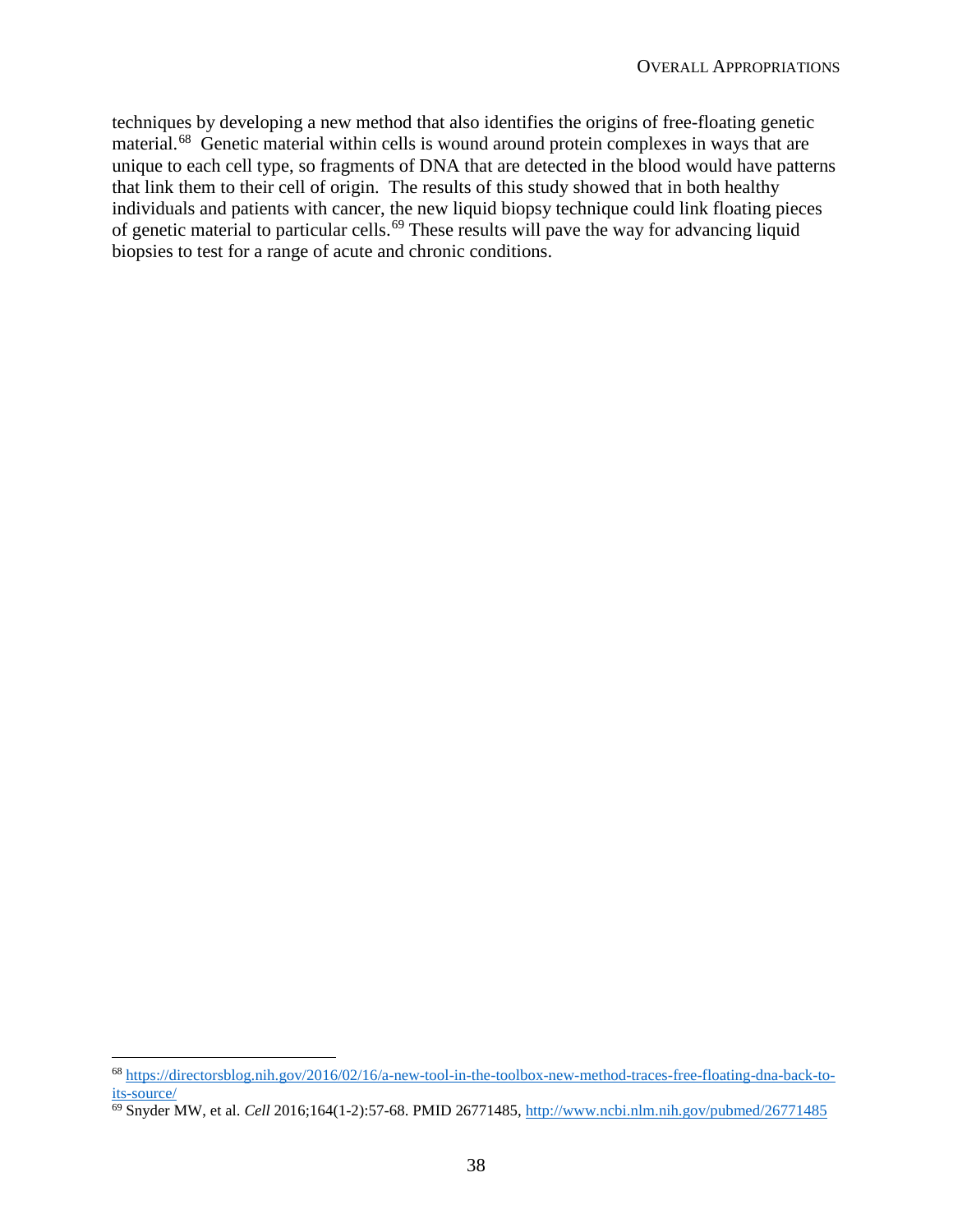techniques by developing a new method that also identifies the origins of free-floating genetic material.[68] Genetic material within cells is wound around protein complexes in ways that are unique to each cell type, so fragments of DNA that are detected in the blood would have patterns that link them to their cell of origin. The results of this study showed that in both healthy individuals and patients with cancer, the new liquid biopsy technique could link floating pieces of genetic material to particular cells.[69] These results will pave the way for advancing liquid biopsies to test for a range of acute and chronic conditions.

---

[68] https://directorsblog.nih.gov/2016/02/16/a-new-tool-in-the-toolbox-new-method-traces-free-floating-dna-back-to-its-source/

[69] Snyder MW, et al. *Cell* 2016;164(1-2):57-68. PMID 26771485, http://www.ncbi.nlm.nih.gov/pubmed/26771485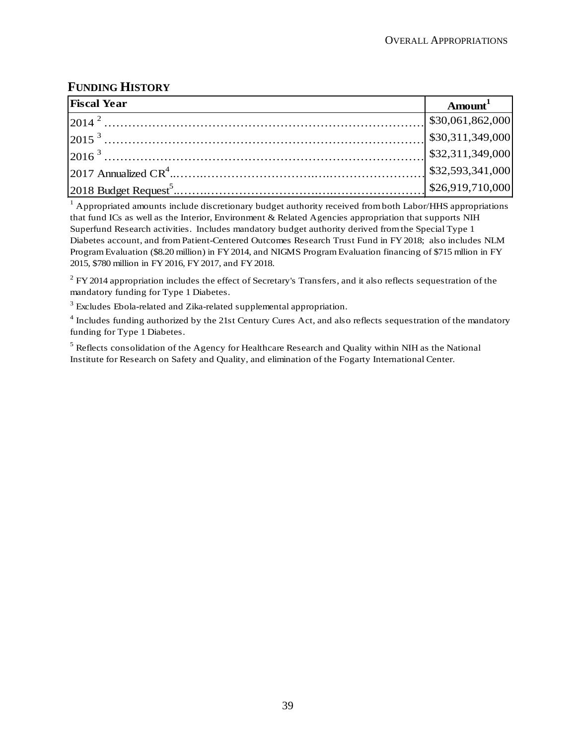## FUNDING HISTORY

| Fiscal Year | Amount[1] |
|---|---|
| 2014 [2] | $30,061,862,000 |
| 2015 [3] | $30,311,349,000 |
| 2016 [3] | $32,311,349,000 |
| 2017 Annualized CR[4] | $32,593,341,000 |
| 2018 Budget Request[5] | $26,919,710,000 |

[1] Appropriated amounts include discretionary budget authority received from both Labor/HHS appropriations that fund ICs as well as the Interior, Environment & Related Agencies appropriation that supports NIH Superfund Research activities. Includes mandatory budget authority derived from the Special Type 1 Diabetes account, and from Patient-Centered Outcomes Research Trust Fund in FY 2018; also includes NLM Program Evaluation ($8.20 million) in FY 2014, and NIGMS Program Evaluation financing of $715 mllion in FY 2015, $780 million in FY 2016, FY 2017, and FY 2018.

[2] FY 2014 appropriation includes the effect of Secretary's Transfers, and it also reflects sequestration of the mandatory funding for Type 1 Diabetes.

[3] Excludes Ebola-related and Zika-related supplemental appropriation.

[4] Includes funding authorized by the 21st Century Cures Act, and also reflects sequestration of the mandatory funding for Type 1 Diabetes.

[5] Reflects consolidation of the Agency for Healthcare Research and Quality within NIH as the National Institute for Research on Safety and Quality, and elimination of the Fogarty International Center.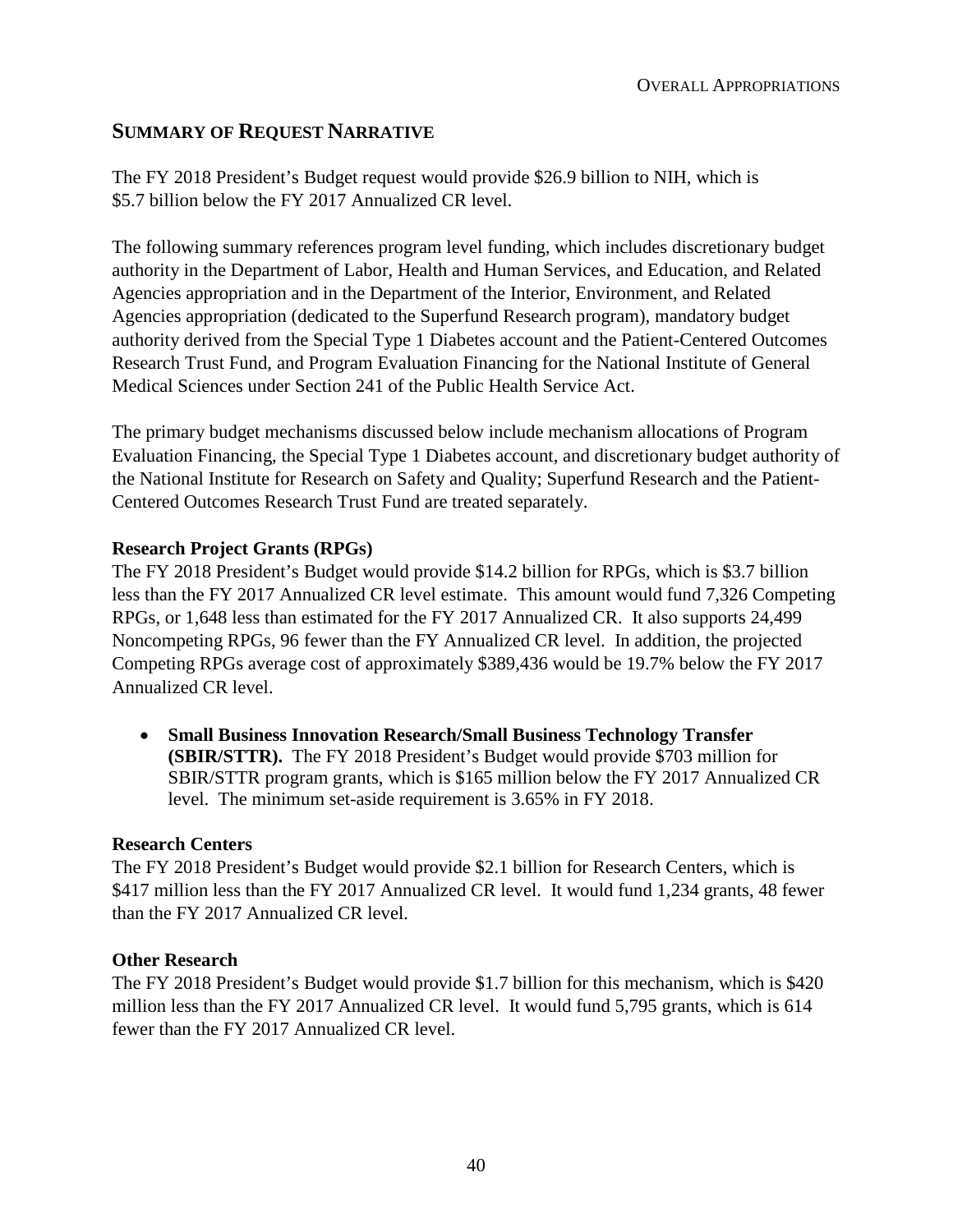## SUMMARY OF REQUEST NARRATIVE

The FY 2018 President's Budget request would provide $26.9 billion to NIH, which is $5.7 billion below the FY 2017 Annualized CR level.

The following summary references program level funding, which includes discretionary budget authority in the Department of Labor, Health and Human Services, and Education, and Related Agencies appropriation and in the Department of the Interior, Environment, and Related Agencies appropriation (dedicated to the Superfund Research program), mandatory budget authority derived from the Special Type 1 Diabetes account and the Patient-Centered Outcomes Research Trust Fund, and Program Evaluation Financing for the National Institute of General Medical Sciences under Section 241 of the Public Health Service Act.

The primary budget mechanisms discussed below include mechanism allocations of Program Evaluation Financing, the Special Type 1 Diabetes account, and discretionary budget authority of the National Institute for Research on Safety and Quality; Superfund Research and the Patient-Centered Outcomes Research Trust Fund are treated separately.

### Research Project Grants (RPGs)

The FY 2018 President's Budget would provide $14.2 billion for RPGs, which is $3.7 billion less than the FY 2017 Annualized CR level estimate. This amount would fund 7,326 Competing RPGs, or 1,648 less than estimated for the FY 2017 Annualized CR. It also supports 24,499 Noncompeting RPGs, 96 fewer than the FY Annualized CR level. In addition, the projected Competing RPGs average cost of approximately $389,436 would be 19.7% below the FY 2017 Annualized CR level.

- **Small Business Innovation Research/Small Business Technology Transfer (SBIR/STTR).** The FY 2018 President's Budget would provide $703 million for SBIR/STTR program grants, which is $165 million below the FY 2017 Annualized CR level. The minimum set-aside requirement is 3.65% in FY 2018.

### Research Centers

The FY 2018 President's Budget would provide $2.1 billion for Research Centers, which is $417 million less than the FY 2017 Annualized CR level. It would fund 1,234 grants, 48 fewer than the FY 2017 Annualized CR level.

### Other Research

The FY 2018 President's Budget would provide $1.7 billion for this mechanism, which is $420 million less than the FY 2017 Annualized CR level. It would fund 5,795 grants, which is 614 fewer than the FY 2017 Annualized CR level.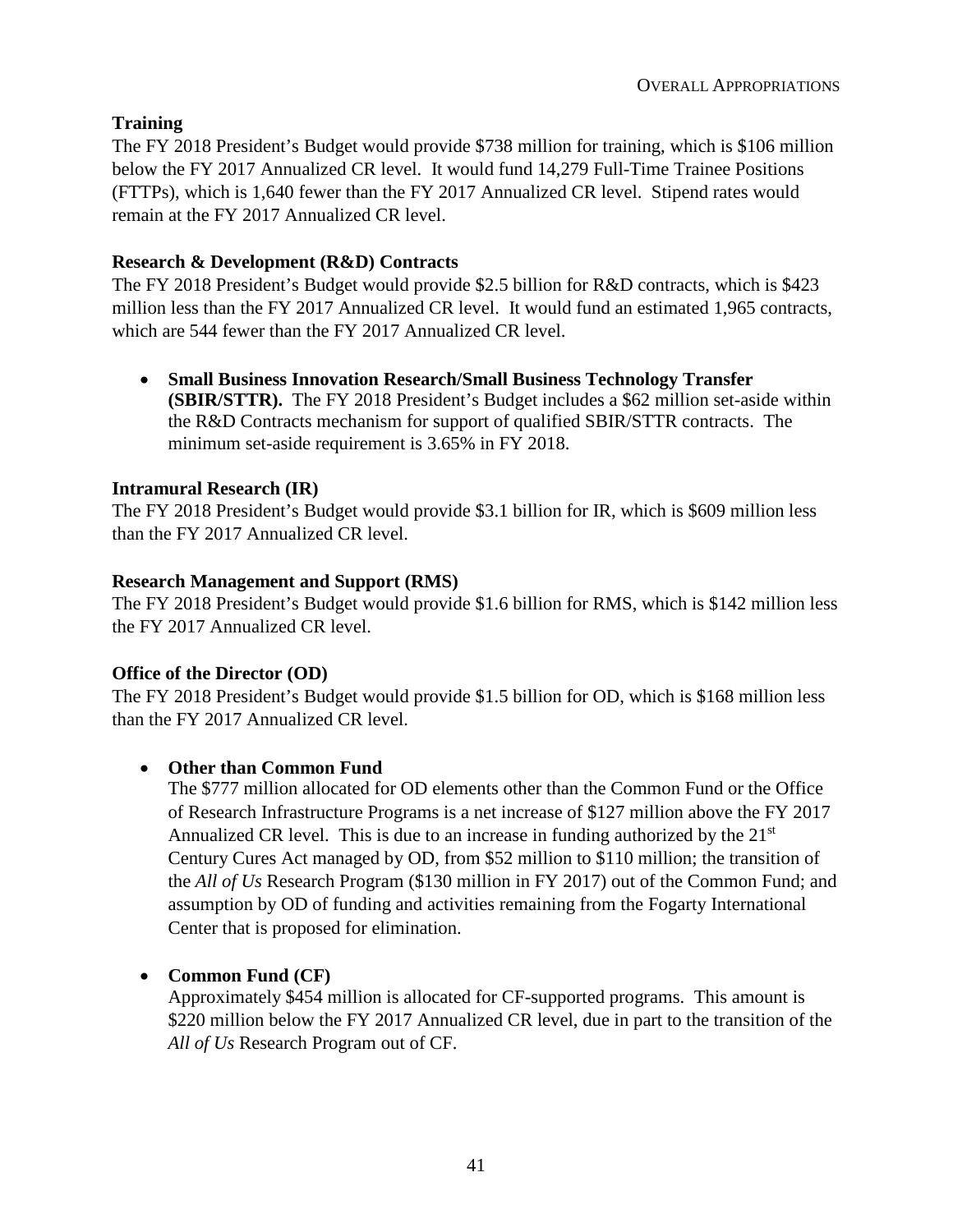### Training

The FY 2018 President's Budget would provide $738 million for training, which is $106 million below the FY 2017 Annualized CR level. It would fund 14,279 Full-Time Trainee Positions (FTTPs), which is 1,640 fewer than the FY 2017 Annualized CR level. Stipend rates would remain at the FY 2017 Annualized CR level.

### Research & Development (R&D) Contracts

The FY 2018 President's Budget would provide $2.5 billion for R&D contracts, which is $423 million less than the FY 2017 Annualized CR level. It would fund an estimated 1,965 contracts, which are 544 fewer than the FY 2017 Annualized CR level.

- **Small Business Innovation Research/Small Business Technology Transfer (SBIR/STTR).** The FY 2018 President's Budget includes a $62 million set-aside within the R&D Contracts mechanism for support of qualified SBIR/STTR contracts. The minimum set-aside requirement is 3.65% in FY 2018.

### Intramural Research (IR)

The FY 2018 President's Budget would provide $3.1 billion for IR, which is $609 million less than the FY 2017 Annualized CR level.

### Research Management and Support (RMS)

The FY 2018 President's Budget would provide $1.6 billion for RMS, which is $142 million less the FY 2017 Annualized CR level.

### Office of the Director (OD)

The FY 2018 President's Budget would provide $1.5 billion for OD, which is $168 million less than the FY 2017 Annualized CR level.

- **Other than Common Fund**
  The $777 million allocated for OD elements other than the Common Fund or the Office of Research Infrastructure Programs is a net increase of $127 million above the FY 2017 Annualized CR level. This is due to an increase in funding authorized by the 21st Century Cures Act managed by OD, from $52 million to $110 million; the transition of the *All of Us* Research Program ($130 million in FY 2017) out of the Common Fund; and assumption by OD of funding and activities remaining from the Fogarty International Center that is proposed for elimination.

- **Common Fund (CF)**
  Approximately $454 million is allocated for CF-supported programs. This amount is $220 million below the FY 2017 Annualized CR level, due in part to the transition of the *All of Us* Research Program out of CF.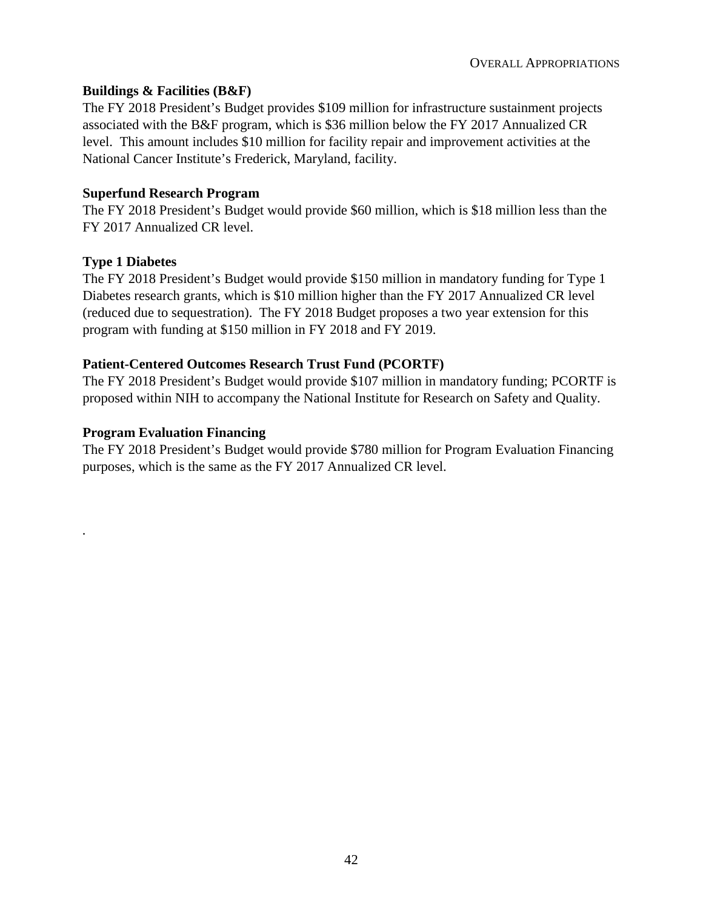**Buildings & Facilities (B&F)**

The FY 2018 President's Budget provides $109 million for infrastructure sustainment projects associated with the B&F program, which is $36 million below the FY 2017 Annualized CR level. This amount includes $10 million for facility repair and improvement activities at the National Cancer Institute's Frederick, Maryland, facility.

**Superfund Research Program**

The FY 2018 President's Budget would provide $60 million, which is $18 million less than the FY 2017 Annualized CR level.

**Type 1 Diabetes**

The FY 2018 President's Budget would provide $150 million in mandatory funding for Type 1 Diabetes research grants, which is $10 million higher than the FY 2017 Annualized CR level (reduced due to sequestration). The FY 2018 Budget proposes a two year extension for this program with funding at $150 million in FY 2018 and FY 2019.

**Patient-Centered Outcomes Research Trust Fund (PCORTF)**

The FY 2018 President's Budget would provide $107 million in mandatory funding; PCORTF is proposed within NIH to accompany the National Institute for Research on Safety and Quality.

**Program Evaluation Financing**

The FY 2018 President's Budget would provide $780 million for Program Evaluation Financing purposes, which is the same as the FY 2017 Annualized CR level.

.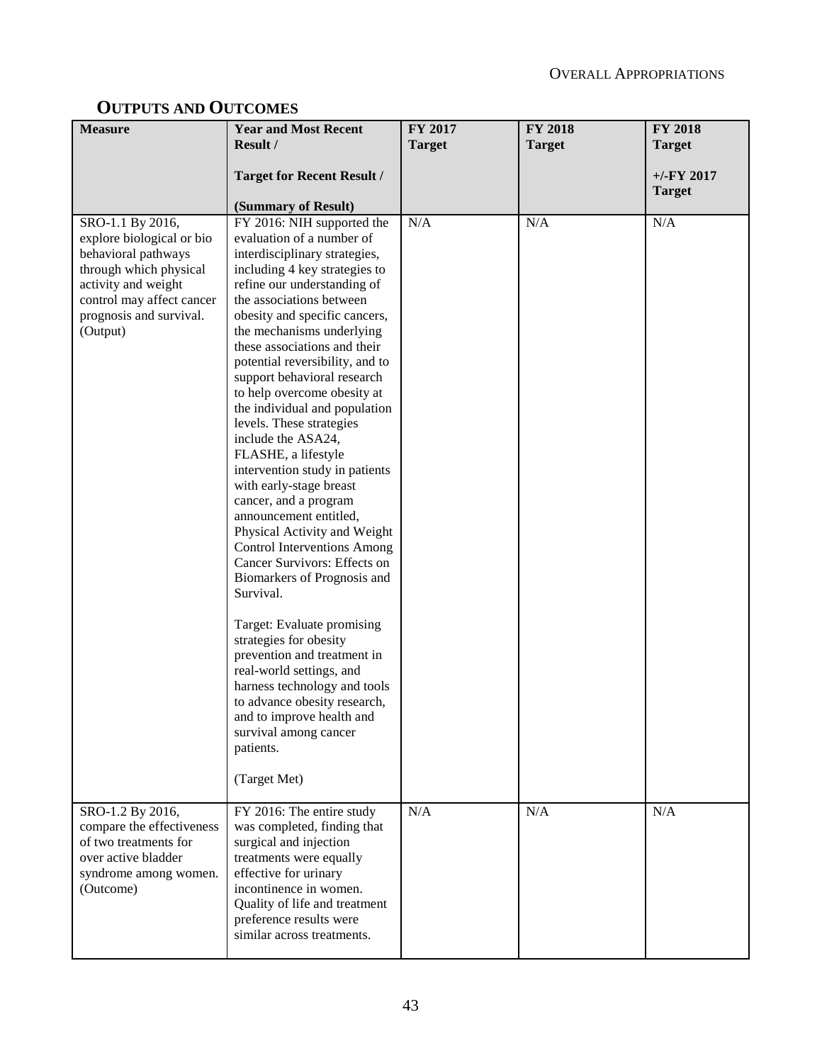## OUTPUTS AND OUTCOMES

| Measure | Year and Most Recent Result / Target for Recent Result / (Summary of Result) | FY 2017 Target | FY 2018 Target | FY 2018 Target +/-FY 2017 Target |
|---|---|---|---|---|
| SRO-1.1 By 2016, explore biological or bio behavioral pathways through which physical activity and weight control may affect cancer prognosis and survival. (Output) | FY 2016: NIH supported the evaluation of a number of interdisciplinary strategies, including 4 key strategies to refine our understanding of the associations between obesity and specific cancers, the mechanisms underlying these associations and their potential reversibility, and to support behavioral research to help overcome obesity at the individual and population levels. These strategies include the ASA24, FLASHE, a lifestyle intervention study in patients with early-stage breast cancer, and a program announcement entitled, Physical Activity and Weight Control Interventions Among Cancer Survivors: Effects on Biomarkers of Prognosis and Survival.<br><br>Target: Evaluate promising strategies for obesity prevention and treatment in real-world settings, and harness technology and tools to advance obesity research, and to improve health and survival among cancer patients.<br><br>(Target Met) | N/A | N/A | N/A |
| SRO-1.2 By 2016, compare the effectiveness of two treatments for over active bladder syndrome among women. (Outcome) | FY 2016: The entire study was completed, finding that surgical and injection treatments were equally effective for urinary incontinence in women. Quality of life and treatment preference results were similar across treatments. | N/A | N/A | N/A |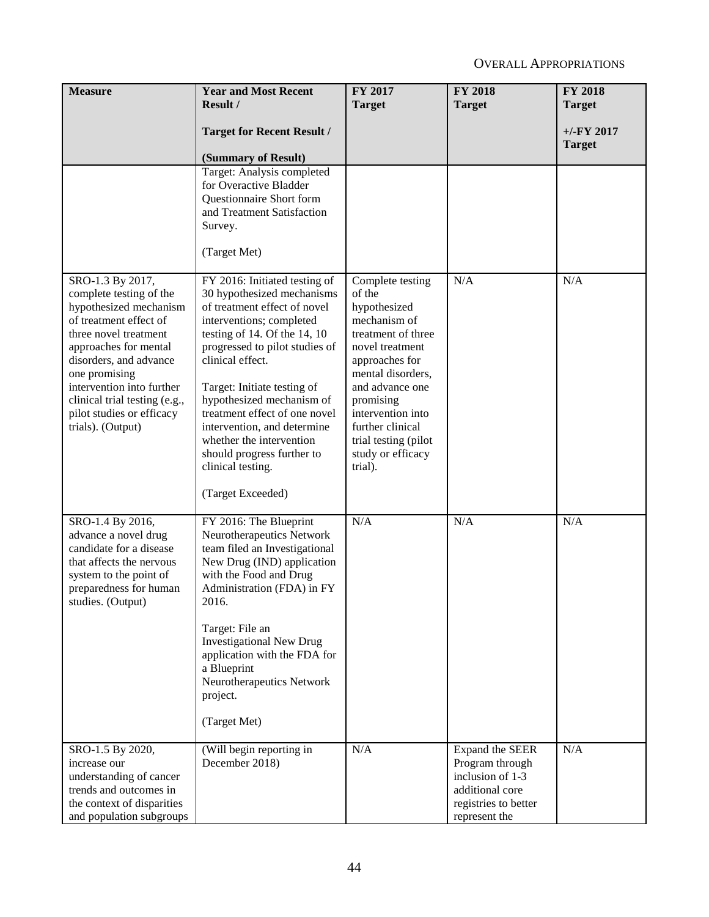| Measure | Year and Most Recent Result / Target for Recent Result / (Summary of Result) | FY 2017 Target | FY 2018 Target | FY 2018 Target +/-FY 2017 Target |
|---|---|---|---|---|
| | Target: Analysis completed for Overactive Bladder Questionnaire Short form and Treatment Satisfaction Survey. (Target Met) | | | |
| SRO-1.3 By 2017, complete testing of the hypothesized mechanism of treatment effect of three novel treatment approaches for mental disorders, and advance one promising intervention into further clinical trial testing (e.g., pilot studies or efficacy trials). (Output) | FY 2016: Initiated testing of 30 hypothesized mechanisms of treatment effect of novel interventions; completed testing of 14. Of the 14, 10 progressed to pilot studies of clinical effect. Target: Initiate testing of hypothesized mechanism of treatment effect of one novel intervention, and determine whether the intervention should progress further to clinical testing. (Target Exceeded) | Complete testing of the hypothesized mechanism of treatment of three novel treatment approaches for mental disorders, and advance one promising intervention into further clinical trial testing (pilot study or efficacy trial). | N/A | N/A |
| SRO-1.4 By 2016, advance a novel drug candidate for a disease that affects the nervous system to the point of preparedness for human studies. (Output) | FY 2016: The Blueprint Neurotherapeutics Network team filed an Investigational New Drug (IND) application with the Food and Drug Administration (FDA) in FY 2016. Target: File an Investigational New Drug application with the FDA for a Blueprint Neurotherapeutics Network project. (Target Met) | N/A | N/A | N/A |
| SRO-1.5 By 2020, increase our understanding of cancer trends and outcomes in the context of disparities and population subgroups | (Will begin reporting in December 2018) | N/A | Expand the SEER Program through inclusion of 1-3 additional core registries to better represent the | N/A |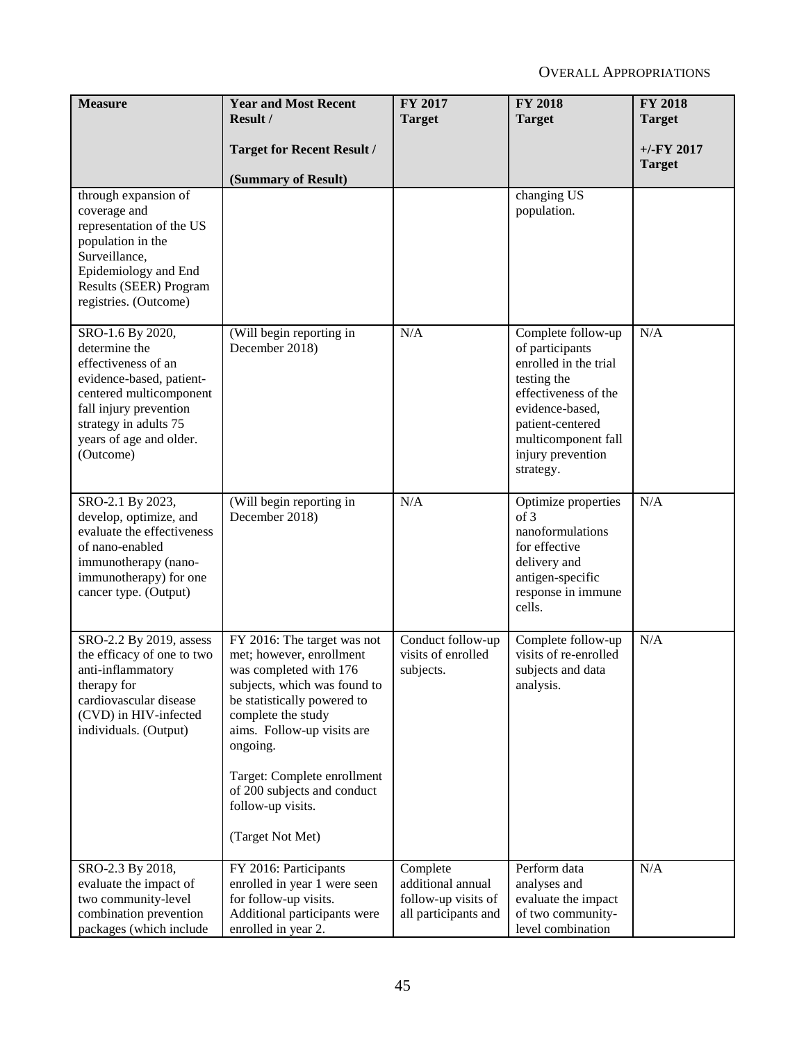| Measure | Year and Most Recent Result / Target for Recent Result / (Summary of Result) | FY 2017 Target | FY 2018 Target | FY 2018 Target +/-FY 2017 Target |
|---|---|---|---|---|
| through expansion of coverage and representation of the US population in the Surveillance, Epidemiology and End Results (SEER) Program registries. (Outcome) | | | changing US population. | |
| SRO-1.6 By 2020, determine the effectiveness of an evidence-based, patient-centered multicomponent fall injury prevention strategy in adults 75 years of age and older. (Outcome) | (Will begin reporting in December 2018) | N/A | Complete follow-up of participants enrolled in the trial testing the effectiveness of the evidence-based, patient-centered multicomponent fall injury prevention strategy. | N/A |
| SRO-2.1 By 2023, develop, optimize, and evaluate the effectiveness of nano-enabled immunotherapy (nano-immunotherapy) for one cancer type. (Output) | (Will begin reporting in December 2018) | N/A | Optimize properties of 3 nanoformulations for effective delivery and antigen-specific response in immune cells. | N/A |
| SRO-2.2 By 2019, assess the efficacy of one to two anti-inflammatory therapy for cardiovascular disease (CVD) in HIV-infected individuals. (Output) | FY 2016: The target was not met; however, enrollment was completed with 176 subjects, which was found to be statistically powered to complete the study aims. Follow-up visits are ongoing.<br><br>Target: Complete enrollment of 200 subjects and conduct follow-up visits.<br><br>(Target Not Met) | Conduct follow-up visits of enrolled subjects. | Complete follow-up visits of re-enrolled subjects and data analysis. | N/A |
| SRO-2.3 By 2018, evaluate the impact of two community-level combination prevention packages (which include | FY 2016: Participants enrolled in year 1 were seen for follow-up visits. Additional participants were enrolled in year 2. | Complete additional annual follow-up visits of all participants and | Perform data analyses and evaluate the impact of two community-level combination | N/A |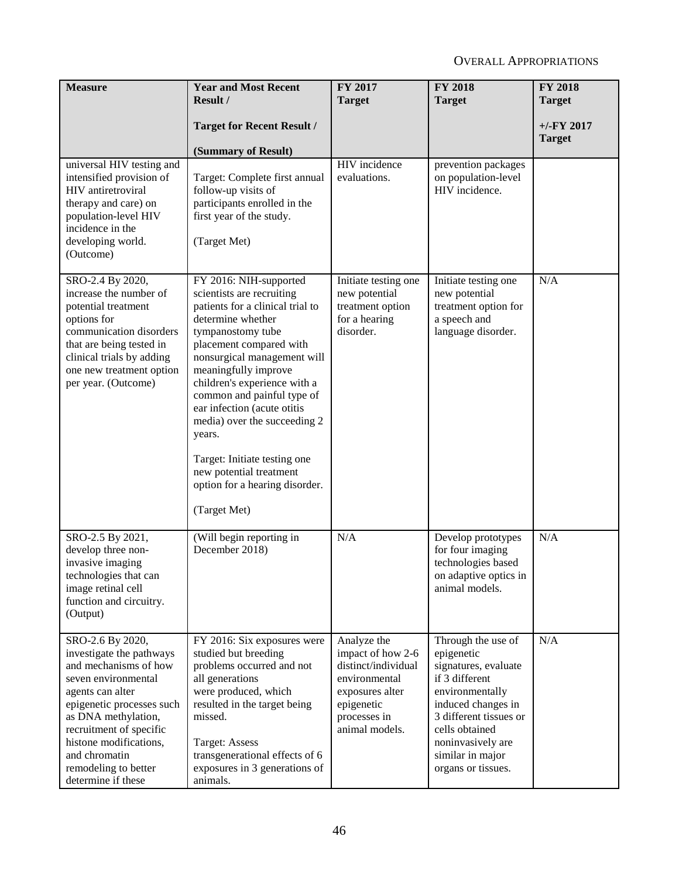| Measure | Year and Most Recent Result / Target for Recent Result / (Summary of Result) | FY 2017 Target | FY 2018 Target | FY 2018 Target +/-FY 2017 Target |
|---|---|---|---|---|
| universal HIV testing and intensified provision of HIV antiretroviral therapy and care) on population-level HIV incidence in the developing world. (Outcome) | Target: Complete first annual follow-up visits of participants enrolled in the first year of the study. (Target Met) | HIV incidence evaluations. | prevention packages on population-level HIV incidence. | |
| SRO-2.4 By 2020, increase the number of potential treatment options for communication disorders that are being tested in clinical trials by adding one new treatment option per year. (Outcome) | FY 2016: NIH-supported scientists are recruiting patients for a clinical trial to determine whether tympanostomy tube placement compared with nonsurgical management will meaningfully improve children's experience with a common and painful type of ear infection (acute otitis media) over the succeeding 2 years. Target: Initiate testing one new potential treatment option for a hearing disorder. (Target Met) | Initiate testing one new potential treatment option for a hearing disorder. | Initiate testing one new potential treatment option for a speech and language disorder. | N/A |
| SRO-2.5 By 2021, develop three non-invasive imaging technologies that can image retinal cell function and circuitry. (Output) | (Will begin reporting in December 2018) | N/A | Develop prototypes for four imaging technologies based on adaptive optics in animal models. | N/A |
| SRO-2.6 By 2020, investigate the pathways and mechanisms of how seven environmental agents can alter epigenetic processes such as DNA methylation, recruitment of specific histone modifications, and chromatin remodeling to better determine if these | FY 2016: Six exposures were studied but breeding problems occurred and not all generations were produced, which resulted in the target being missed. Target: Assess transgenerational effects of 6 exposures in 3 generations of animals. | Analyze the impact of how 2-6 distinct/individual environmental exposures alter epigenetic processes in animal models. | Through the use of epigenetic signatures, evaluate if 3 different environmentally induced changes in 3 different tissues or cells obtained noninvasively are similar in major organs or tissues. | N/A |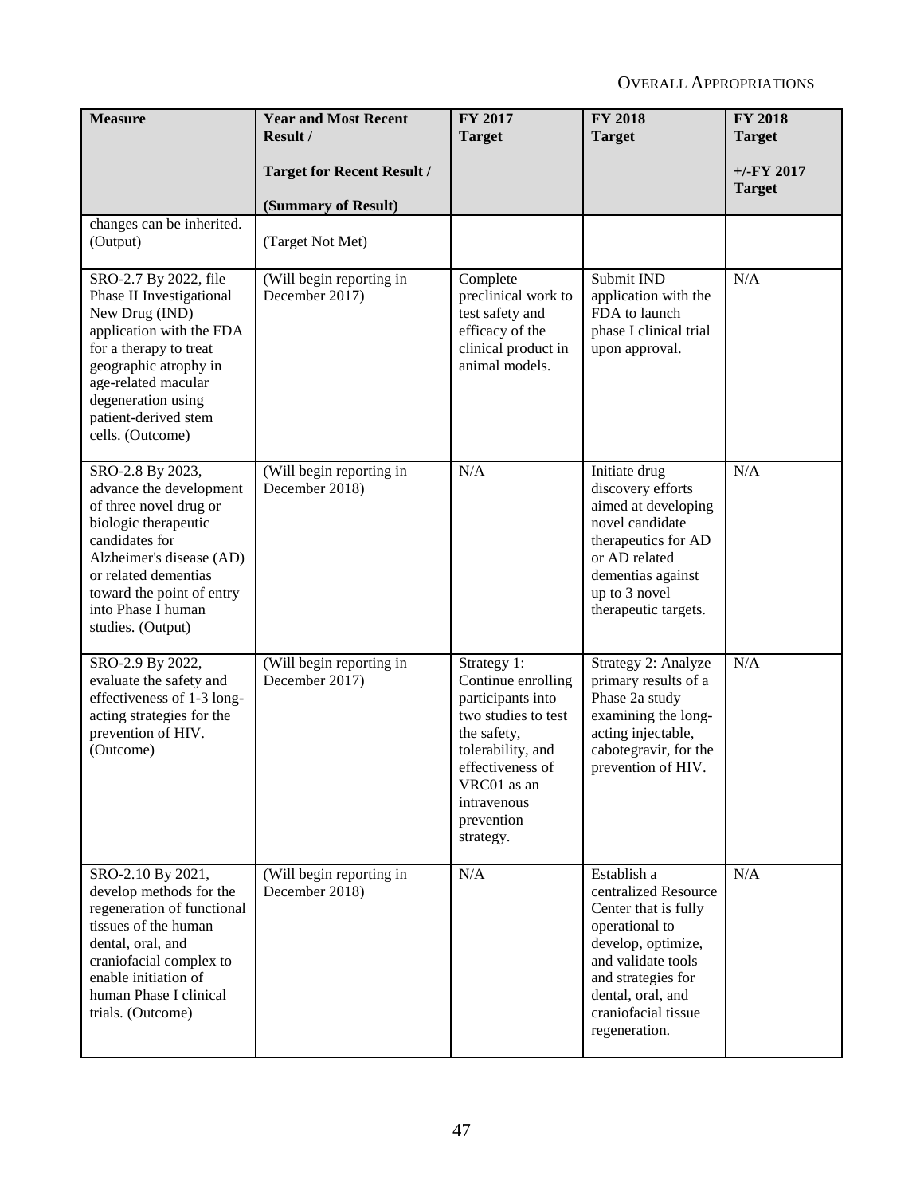| Measure | Year and Most Recent Result / Target for Recent Result / (Summary of Result) | FY 2017 Target | FY 2018 Target | FY 2018 Target +/-FY 2017 Target |
|---|---|---|---|---|
| changes can be inherited. (Output) | (Target Not Met) | | | |
| SRO-2.7 By 2022, file Phase II Investigational New Drug (IND) application with the FDA for a therapy to treat geographic atrophy in age-related macular degeneration using patient-derived stem cells. (Outcome) | (Will begin reporting in December 2017) | Complete preclinical work to test safety and efficacy of the clinical product in animal models. | Submit IND application with the FDA to launch phase I clinical trial upon approval. | N/A |
| SRO-2.8 By 2023, advance the development of three novel drug or biologic therapeutic candidates for Alzheimer's disease (AD) or related dementias toward the point of entry into Phase I human studies. (Output) | (Will begin reporting in December 2018) | N/A | Initiate drug discovery efforts aimed at developing novel candidate therapeutics for AD or AD related dementias against up to 3 novel therapeutic targets. | N/A |
| SRO-2.9 By 2022, evaluate the safety and effectiveness of 1-3 long-acting strategies for the prevention of HIV. (Outcome) | (Will begin reporting in December 2017) | Strategy 1: Continue enrolling participants into two studies to test the safety, tolerability, and effectiveness of VRC01 as an intravenous prevention strategy. | Strategy 2: Analyze primary results of a Phase 2a study examining the long-acting injectable, cabotegravir, for the prevention of HIV. | N/A |
| SRO-2.10 By 2021, develop methods for the regeneration of functional tissues of the human dental, oral, and craniofacial complex to enable initiation of human Phase I clinical trials. (Outcome) | (Will begin reporting in December 2018) | N/A | Establish a centralized Resource Center that is fully operational to develop, optimize, and validate tools and strategies for dental, oral, and craniofacial tissue regeneration. | N/A |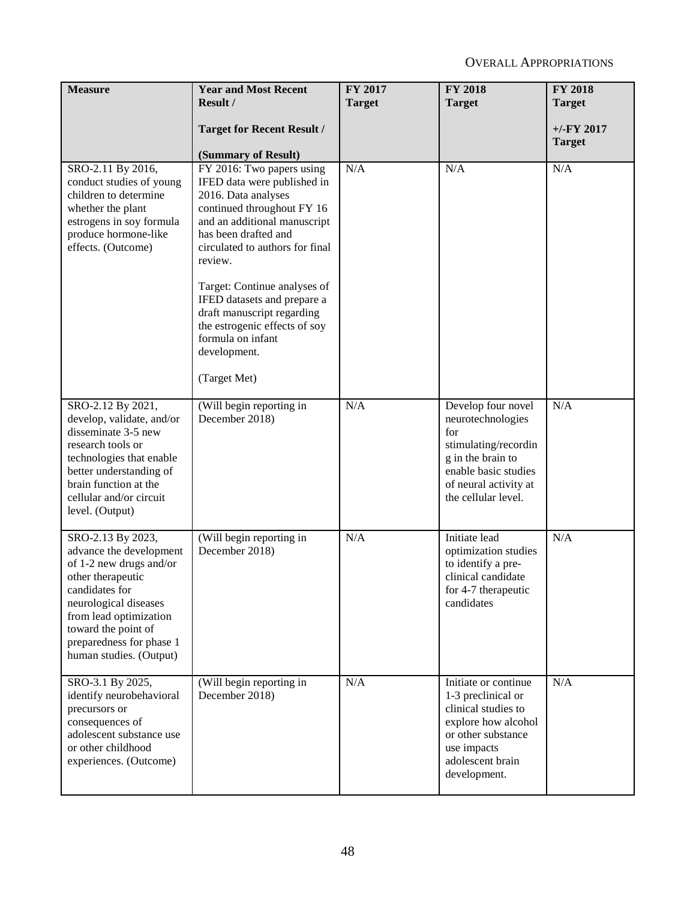| Measure | Year and Most Recent Result / Target for Recent Result / (Summary of Result) | FY 2017 Target | FY 2018 Target | FY 2018 Target +/-FY 2017 Target |
|---|---|---|---|---|
| SRO-2.11 By 2016, conduct studies of young children to determine whether the plant estrogens in soy formula produce hormone-like effects. (Outcome) | FY 2016: Two papers using IFED data were published in 2016. Data analyses continued throughout FY 16 and an additional manuscript has been drafted and circulated to authors for final review. Target: Continue analyses of IFED datasets and prepare a draft manuscript regarding the estrogenic effects of soy formula on infant development. (Target Met) | N/A | N/A | N/A |
| SRO-2.12 By 2021, develop, validate, and/or disseminate 3-5 new research tools or technologies that enable better understanding of brain function at the cellular and/or circuit level. (Output) | (Will begin reporting in December 2018) | N/A | Develop four novel neurotechnologies for stimulating/recording in the brain to enable basic studies of neural activity at the cellular level. | N/A |
| SRO-2.13 By 2023, advance the development of 1-2 new drugs and/or other therapeutic candidates for neurological diseases from lead optimization toward the point of preparedness for phase 1 human studies. (Output) | (Will begin reporting in December 2018) | N/A | Initiate lead optimization studies to identify a pre-clinical candidate for 4-7 therapeutic candidates | N/A |
| SRO-3.1 By 2025, identify neurobehavioral precursors or consequences of adolescent substance use or other childhood experiences. (Outcome) | (Will begin reporting in December 2018) | N/A | Initiate or continue 1-3 preclinical or clinical studies to explore how alcohol or other substance use impacts adolescent brain development. | N/A |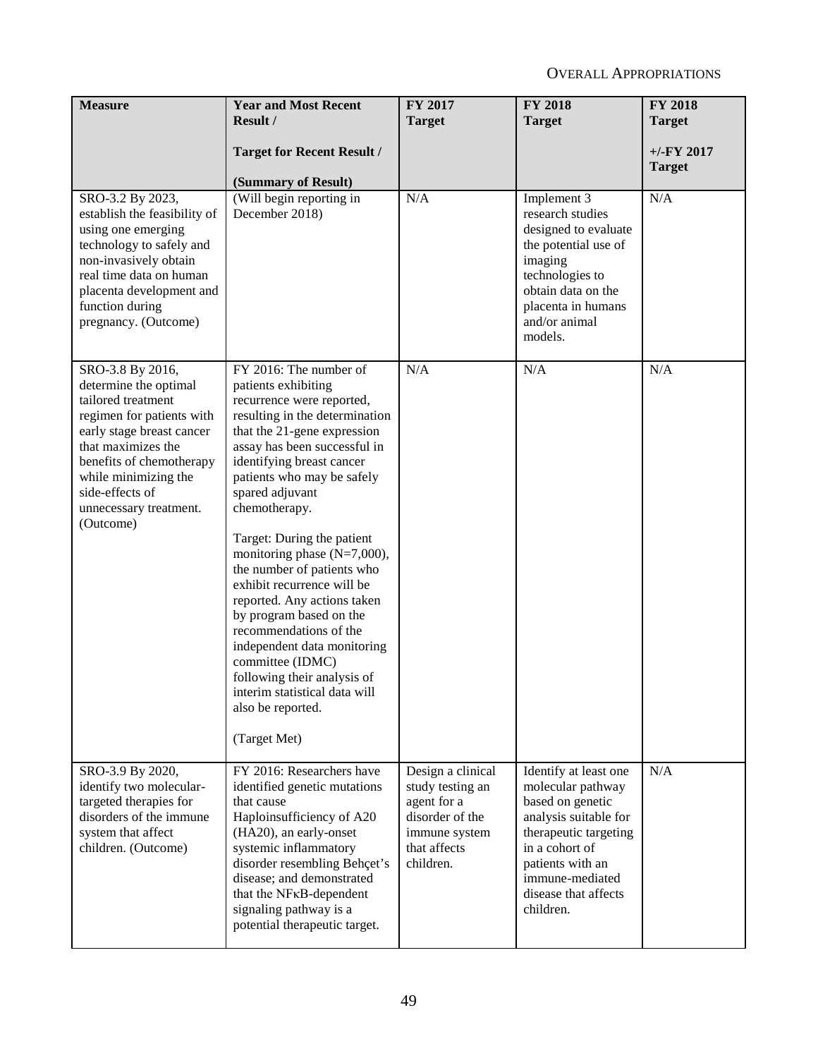| Measure | Year and Most Recent Result / Target for Recent Result / (Summary of Result) | FY 2017 Target | FY 2018 Target | FY 2018 Target +/-FY 2017 Target |
|---|---|---|---|---|
| SRO-3.2 By 2023, establish the feasibility of using one emerging technology to safely and non-invasively obtain real time data on human placenta development and function during pregnancy. (Outcome) | (Will begin reporting in December 2018) | N/A | Implement 3 research studies designed to evaluate the potential use of imaging technologies to obtain data on the placenta in humans and/or animal models. | N/A |
| SRO-3.8 By 2016, determine the optimal tailored treatment regimen for patients with early stage breast cancer that maximizes the benefits of chemotherapy while minimizing the side-effects of unnecessary treatment. (Outcome) | FY 2016: The number of patients exhibiting recurrence were reported, resulting in the determination that the 21-gene expression assay has been successful in identifying breast cancer patients who may be safely spared adjuvant chemotherapy. <br><br> Target: During the patient monitoring phase (N=7,000), the number of patients who exhibit recurrence will be reported. Any actions taken by program based on the recommendations of the independent data monitoring committee (IDMC) following their analysis of interim statistical data will also be reported. <br><br> (Target Met) | N/A | N/A | N/A |
| SRO-3.9 By 2020, identify two molecular-targeted therapies for disorders of the immune system that affect children. (Outcome) | FY 2016: Researchers have identified genetic mutations that cause Haploinsufficiency of A20 (HA20), an early-onset systemic inflammatory disorder resembling Behçet's disease; and demonstrated that the NFκB-dependent signaling pathway is a potential therapeutic target. | Design a clinical study testing an agent for a disorder of the immune system that affects children. | Identify at least one molecular pathway based on genetic analysis suitable for therapeutic targeting in a cohort of patients with an immune-mediated disease that affects children. | N/A |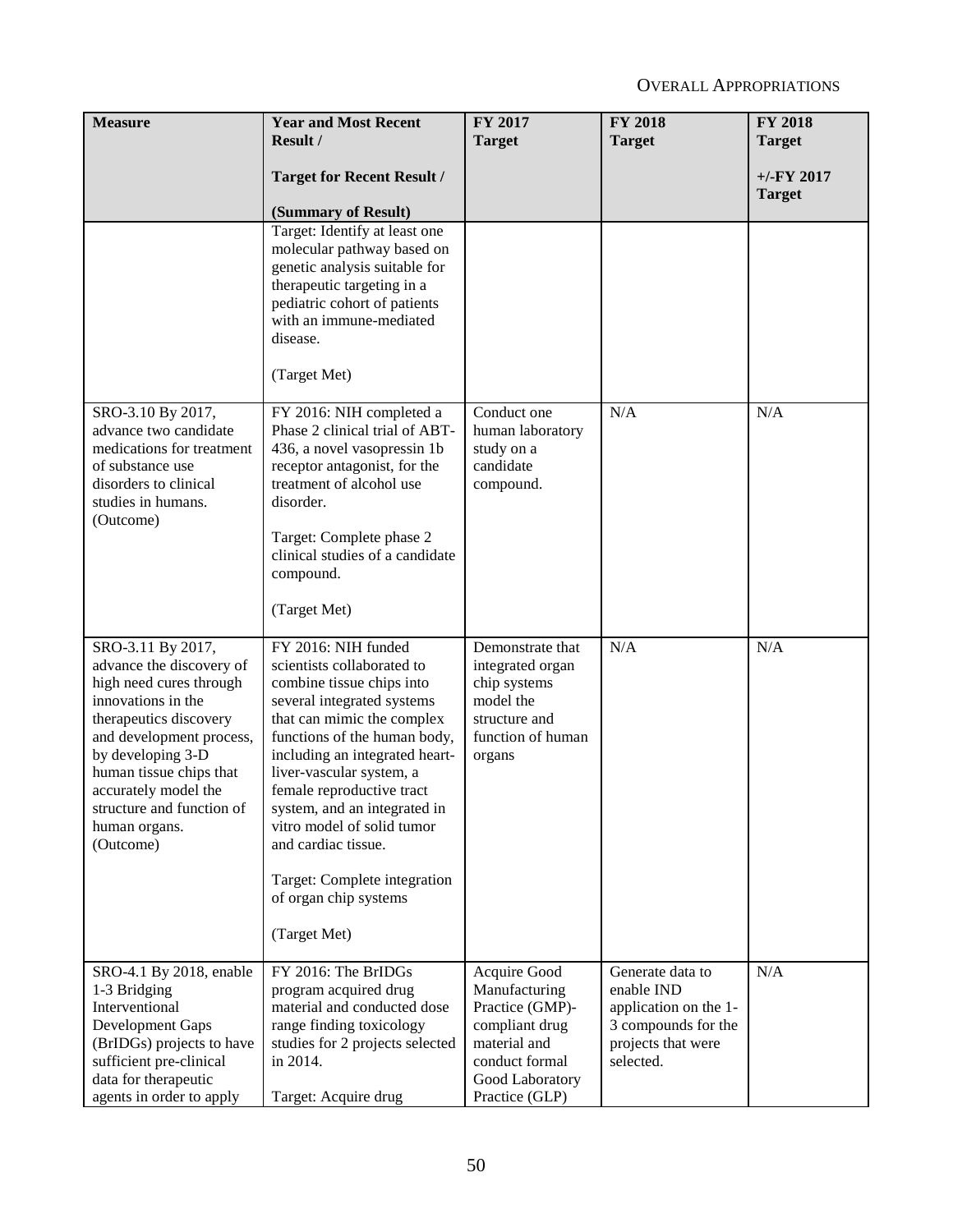| Measure | Year and Most Recent Result / Target for Recent Result / (Summary of Result) | FY 2017 Target | FY 2018 Target | FY 2018 Target +/-FY 2017 Target |
|---|---|---|---|---|
| | Target: Identify at least one molecular pathway based on genetic analysis suitable for therapeutic targeting in a pediatric cohort of patients with an immune-mediated disease. (Target Met) | | | |
| SRO-3.10 By 2017, advance two candidate medications for treatment of substance use disorders to clinical studies in humans. (Outcome) | FY 2016: NIH completed a Phase 2 clinical trial of ABT-436, a novel vasopressin 1b receptor antagonist, for the treatment of alcohol use disorder. Target: Complete phase 2 clinical studies of a candidate compound. (Target Met) | Conduct one human laboratory study on a candidate compound. | N/A | N/A |
| SRO-3.11 By 2017, advance the discovery of high need cures through innovations in the therapeutics discovery and development process, by developing 3-D human tissue chips that accurately model the structure and function of human organs. (Outcome) | FY 2016: NIH funded scientists collaborated to combine tissue chips into several integrated systems that can mimic the complex functions of the human body, including an integrated heart-liver-vascular system, a female reproductive tract system, and an integrated in vitro model of solid tumor and cardiac tissue. Target: Complete integration of organ chip systems (Target Met) | Demonstrate that integrated organ chip systems model the structure and function of human organs | N/A | N/A |
| SRO-4.1 By 2018, enable 1-3 Bridging Interventional Development Gaps (BrIDGs) projects to have sufficient pre-clinical data for therapeutic agents in order to apply | FY 2016: The BrIDGs program acquired drug material and conducted dose range finding toxicology studies for 2 projects selected in 2014. Target: Acquire drug | Acquire Good Manufacturing Practice (GMP)-compliant drug material and conduct formal Good Laboratory Practice (GLP) | Generate data to enable IND application on the 1-3 compounds for the projects that were selected. | N/A |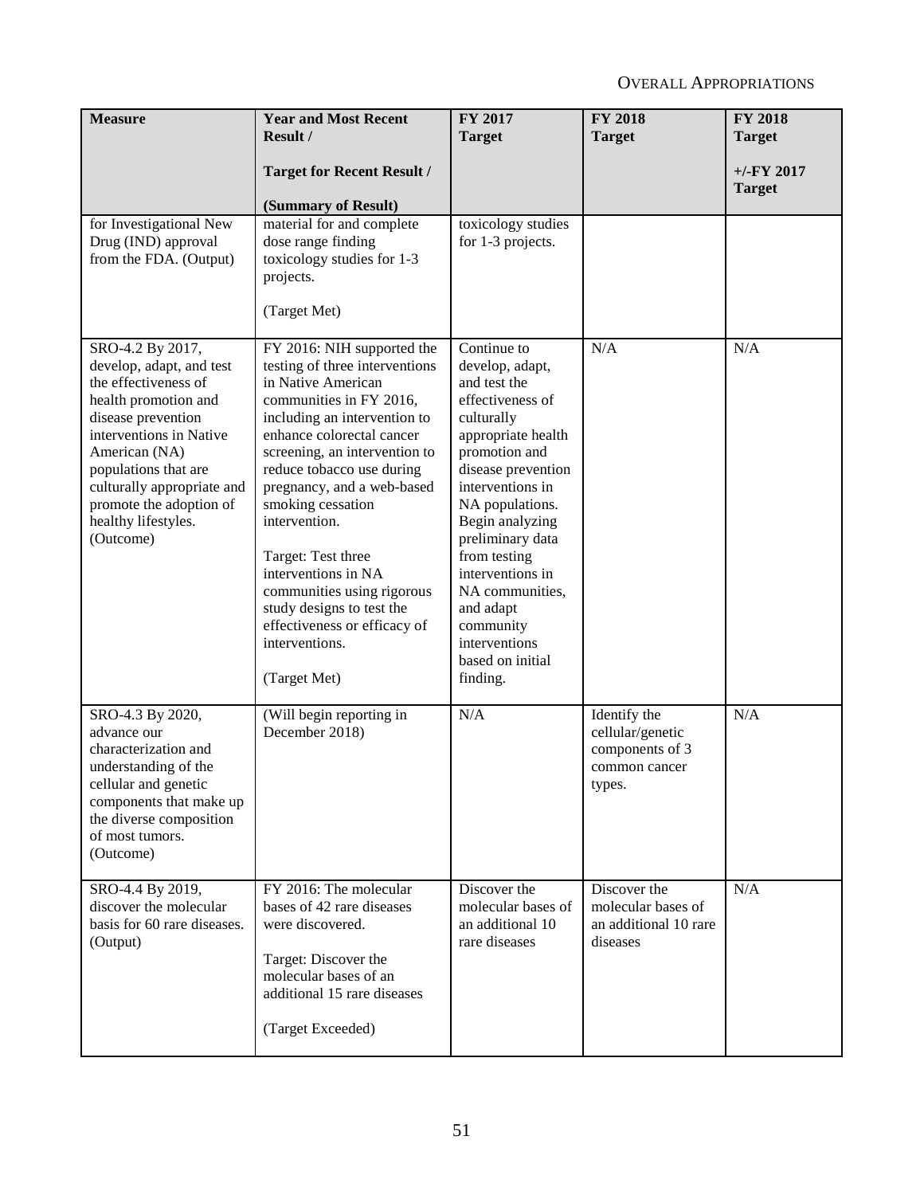| Measure | Year and Most Recent Result / Target for Recent Result / (Summary of Result) | FY 2017 Target | FY 2018 Target | FY 2018 Target +/-FY 2017 Target |
|---|---|---|---|---|
| for Investigational New Drug (IND) approval from the FDA. (Output) | material for and complete dose range finding toxicology studies for 1-3 projects. (Target Met) | toxicology studies for 1-3 projects. | | |
| SRO-4.2 By 2017, develop, adapt, and test the effectiveness of health promotion and disease prevention interventions in Native American (NA) populations that are culturally appropriate and promote the adoption of healthy lifestyles. (Outcome) | FY 2016: NIH supported the testing of three interventions in Native American communities in FY 2016, including an intervention to enhance colorectal cancer screening, an intervention to reduce tobacco use during pregnancy, and a web-based smoking cessation intervention. Target: Test three interventions in NA communities using rigorous study designs to test the effectiveness or efficacy of interventions. (Target Met) | Continue to develop, adapt, and test the effectiveness of culturally appropriate health promotion and disease prevention interventions in NA populations. Begin analyzing preliminary data from testing interventions in NA communities, and adapt community interventions based on initial finding. | N/A | N/A |
| SRO-4.3 By 2020, advance our characterization and understanding of the cellular and genetic components that make up the diverse composition of most tumors. (Outcome) | (Will begin reporting in December 2018) | N/A | Identify the cellular/genetic components of 3 common cancer types. | N/A |
| SRO-4.4 By 2019, discover the molecular basis for 60 rare diseases. (Output) | FY 2016: The molecular bases of 42 rare diseases were discovered. Target: Discover the molecular bases of an additional 15 rare diseases (Target Exceeded) | Discover the molecular bases of an additional 10 rare diseases | Discover the molecular bases of an additional 10 rare diseases | N/A |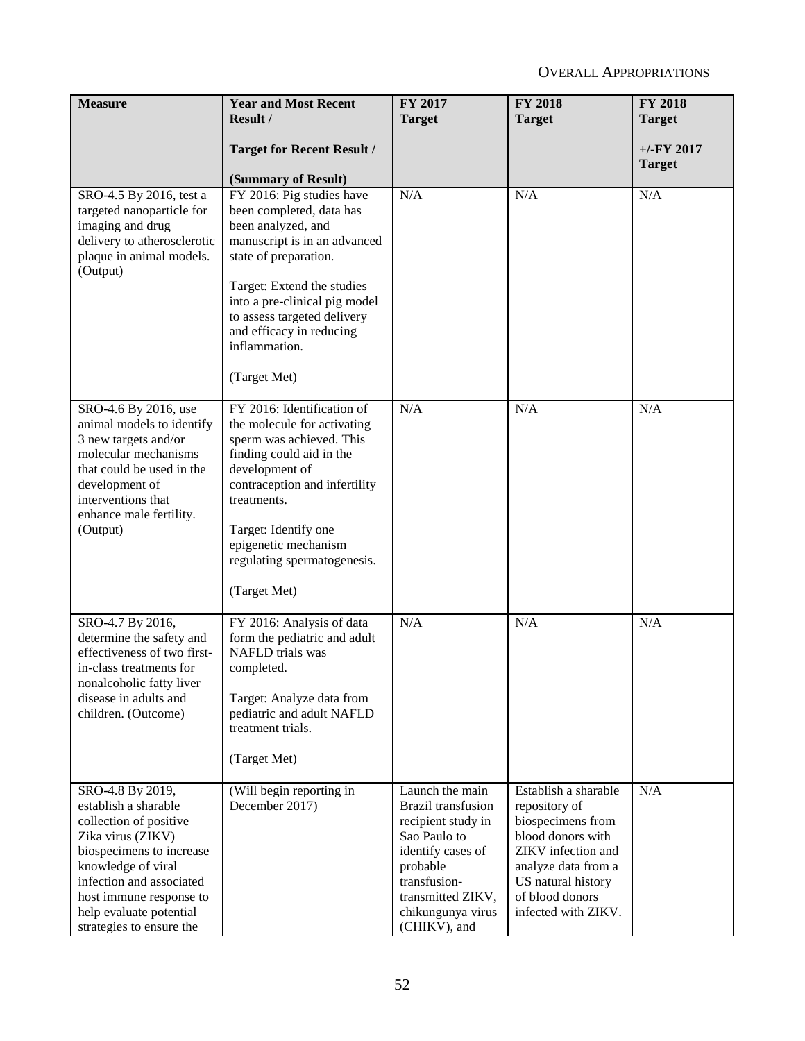| Measure | Year and Most Recent Result / Target for Recent Result / (Summary of Result) | FY 2017 Target | FY 2018 Target | FY 2018 Target +/-FY 2017 Target |
|---|---|---|---|---|
| SRO-4.5 By 2016, test a targeted nanoparticle for imaging and drug delivery to atherosclerotic plaque in animal models. (Output) | FY 2016: Pig studies have been completed, data has been analyzed, and manuscript is in an advanced state of preparation.<br><br>Target: Extend the studies into a pre-clinical pig model to assess targeted delivery and efficacy in reducing inflammation.<br><br>(Target Met) | N/A | N/A | N/A |
| SRO-4.6 By 2016, use animal models to identify 3 new targets and/or molecular mechanisms that could be used in the development of interventions that enhance male fertility. (Output) | FY 2016: Identification of the molecule for activating sperm was achieved. This finding could aid in the development of contraception and infertility treatments.<br><br>Target: Identify one epigenetic mechanism regulating spermatogenesis.<br><br>(Target Met) | N/A | N/A | N/A |
| SRO-4.7 By 2016, determine the safety and effectiveness of two first-in-class treatments for nonalcoholic fatty liver disease in adults and children. (Outcome) | FY 2016: Analysis of data form the pediatric and adult NAFLD trials was completed.<br><br>Target: Analyze data from pediatric and adult NAFLD treatment trials.<br><br>(Target Met) | N/A | N/A | N/A |
| SRO-4.8 By 2019, establish a sharable collection of positive Zika virus (ZIKV) biospecimens to increase knowledge of viral infection and associated host immune response to help evaluate potential strategies to ensure the | (Will begin reporting in December 2017) | Launch the main Brazil transfusion recipient study in Sao Paulo to identify cases of probable transfusion-transmitted ZIKV, chikungunya virus (CHIKV), and | Establish a sharable repository of biospecimens from blood donors with ZIKV infection and analyze data from a US natural history of blood donors infected with ZIKV. | N/A |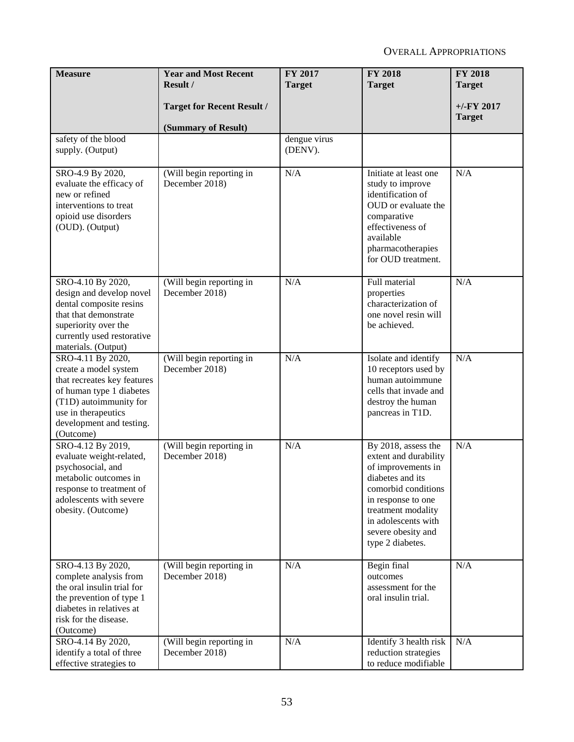| Measure | Year and Most Recent Result / Target for Recent Result / (Summary of Result) | FY 2017 Target | FY 2018 Target | FY 2018 Target +/-FY 2017 Target |
|---|---|---|---|---|
| safety of the blood supply. (Output) | | dengue virus (DENV). | | |
| SRO-4.9 By 2020, evaluate the efficacy of new or refined interventions to treat opioid use disorders (OUD). (Output) | (Will begin reporting in December 2018) | N/A | Initiate at least one study to improve identification of OUD or evaluate the comparative effectiveness of available pharmacotherapies for OUD treatment. | N/A |
| SRO-4.10 By 2020, design and develop novel dental composite resins that that demonstrate superiority over the currently used restorative materials. (Output) | (Will begin reporting in December 2018) | N/A | Full material properties characterization of one novel resin will be achieved. | N/A |
| SRO-4.11 By 2020, create a model system that recreates key features of human type 1 diabetes (T1D) autoimmunity for use in therapeutics development and testing. (Outcome) | (Will begin reporting in December 2018) | N/A | Isolate and identify 10 receptors used by human autoimmune cells that invade and destroy the human pancreas in T1D. | N/A |
| SRO-4.12 By 2019, evaluate weight-related, psychosocial, and metabolic outcomes in response to treatment of adolescents with severe obesity. (Outcome) | (Will begin reporting in December 2018) | N/A | By 2018, assess the extent and durability of improvements in diabetes and its comorbid conditions in response to one treatment modality in adolescents with severe obesity and type 2 diabetes. | N/A |
| SRO-4.13 By 2020, complete analysis from the oral insulin trial for the prevention of type 1 diabetes in relatives at risk for the disease. (Outcome) | (Will begin reporting in December 2018) | N/A | Begin final outcomes assessment for the oral insulin trial. | N/A |
| SRO-4.14 By 2020, identify a total of three effective strategies to | (Will begin reporting in December 2018) | N/A | Identify 3 health risk reduction strategies to reduce modifiable | N/A |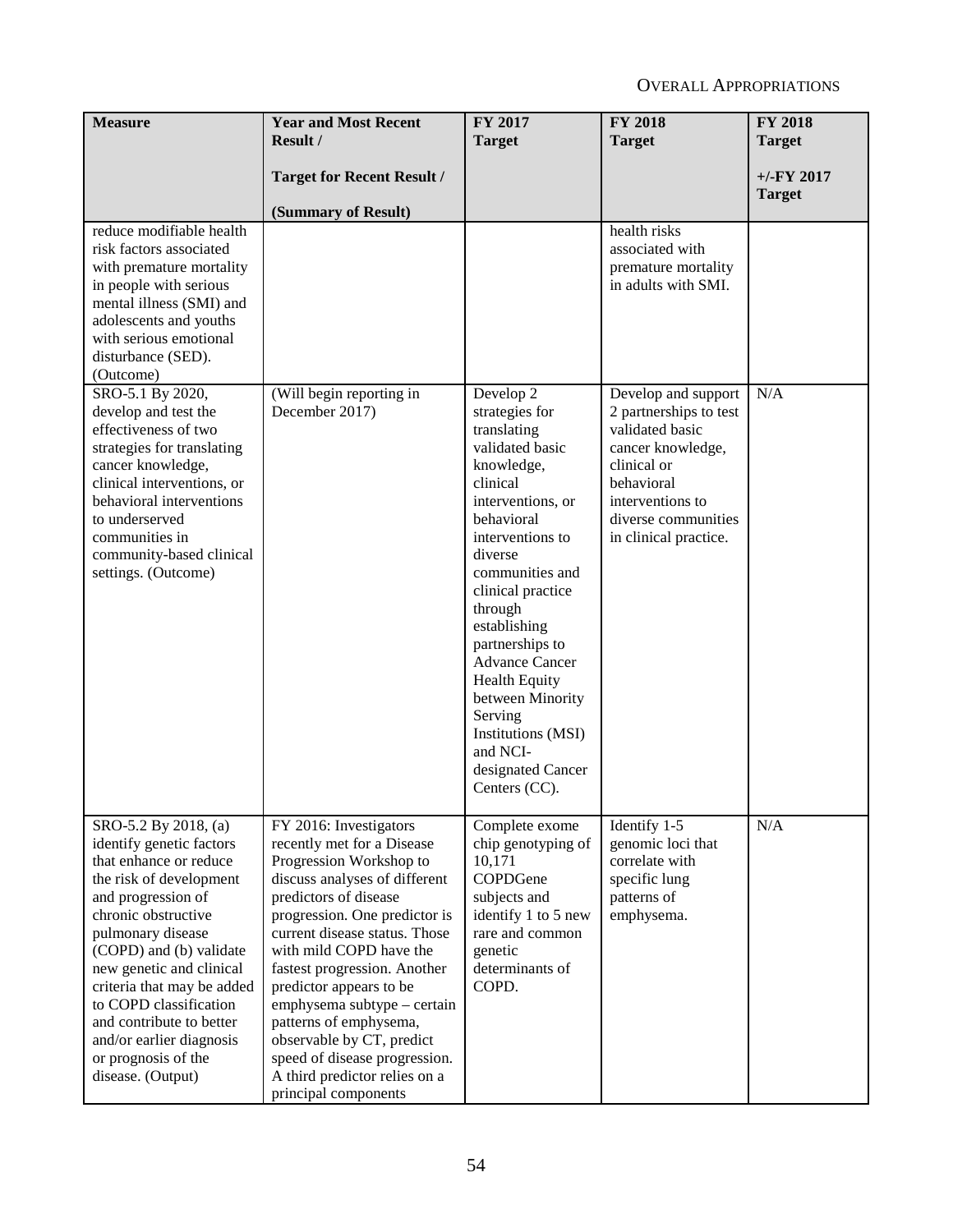| Measure | Year and Most Recent Result / Target for Recent Result / (Summary of Result) | FY 2017 Target | FY 2018 Target | FY 2018 Target +/-FY 2017 Target |
|---|---|---|---|---|
| reduce modifiable health risk factors associated with premature mortality in people with serious mental illness (SMI) and adolescents and youths with serious emotional disturbance (SED). (Outcome) | | | health risks associated with premature mortality in adults with SMI. | |
| SRO-5.1 By 2020, develop and test the effectiveness of two strategies for translating cancer knowledge, clinical interventions, or behavioral interventions to underserved communities in community-based clinical settings. (Outcome) | (Will begin reporting in December 2017) | Develop 2 strategies for translating validated basic knowledge, clinical interventions, or behavioral interventions to diverse communities and clinical practice through establishing partnerships to Advance Cancer Health Equity between Minority Serving Institutions (MSI) and NCI-designated Cancer Centers (CC). | Develop and support 2 partnerships to test validated basic cancer knowledge, clinical or behavioral interventions to diverse communities in clinical practice. | N/A |
| SRO-5.2 By 2018, (a) identify genetic factors that enhance or reduce the risk of development and progression of chronic obstructive pulmonary disease (COPD) and (b) validate new genetic and clinical criteria that may be added to COPD classification and contribute to better and/or earlier diagnosis or prognosis of the disease. (Output) | FY 2016: Investigators recently met for a Disease Progression Workshop to discuss analyses of different predictors of disease progression. One predictor is current disease status. Those with mild COPD have the fastest progression. Another predictor appears to be emphysema subtype – certain patterns of emphysema, observable by CT, predict speed of disease progression. A third predictor relies on a principal components | Complete exome chip genotyping of 10,171 COPDGene subjects and identify 1 to 5 new rare and common genetic determinants of COPD. | Identify 1-5 genomic loci that correlate with specific lung patterns of emphysema. | N/A |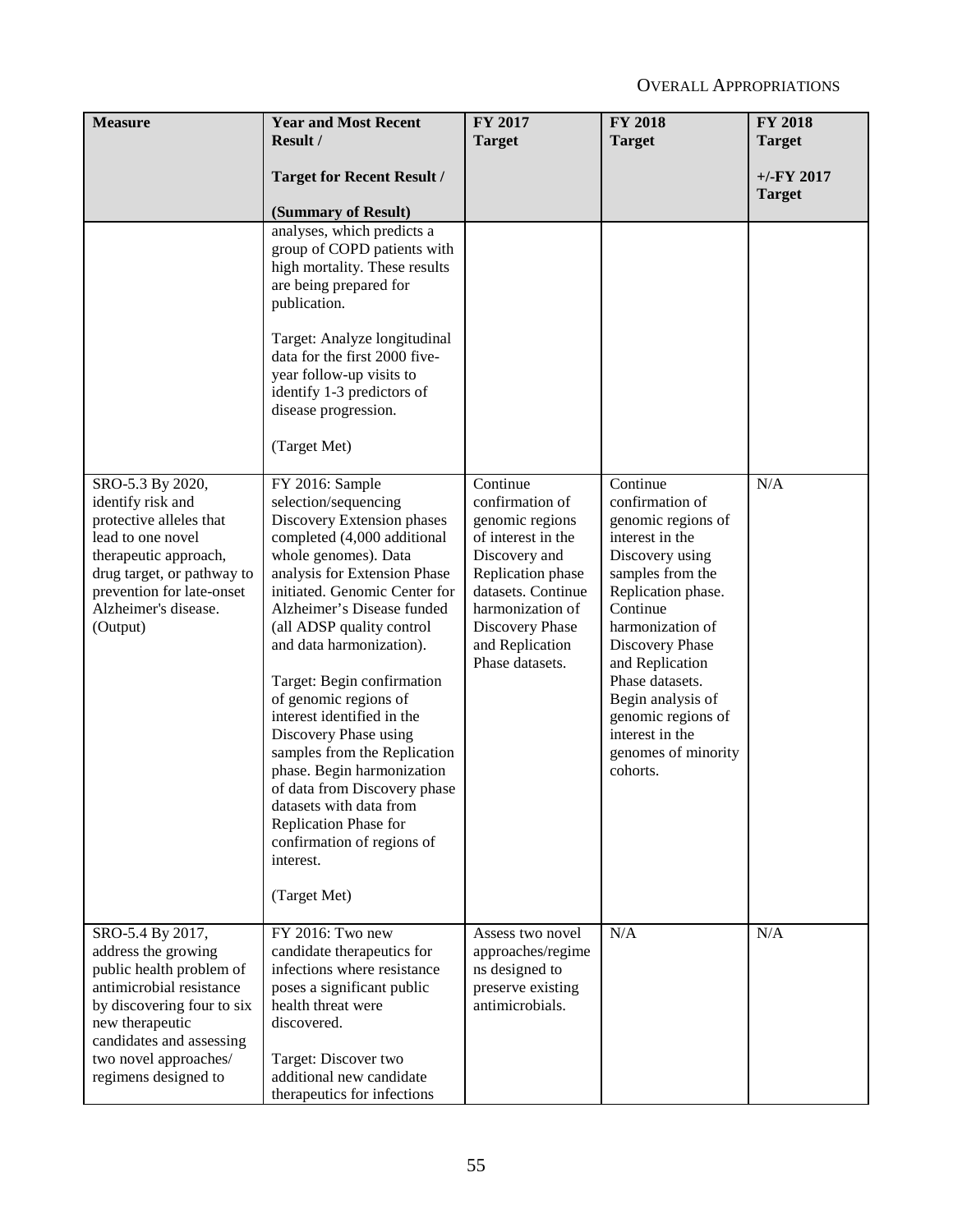| Measure | Year and Most Recent Result / Target for Recent Result / (Summary of Result) | FY 2017 Target | FY 2018 Target | FY 2018 Target +/-FY 2017 Target |
|---|---|---|---|---|
| | analyses, which predicts a group of COPD patients with high mortality. These results are being prepared for publication.<br><br>Target: Analyze longitudinal data for the first 2000 five-year follow-up visits to identify 1-3 predictors of disease progression.<br><br>(Target Met) | | | |
| SRO-5.3 By 2020, identify risk and protective alleles that lead to one novel therapeutic approach, drug target, or pathway to prevention for late-onset Alzheimer's disease. (Output) | FY 2016: Sample selection/sequencing Discovery Extension phases completed (4,000 additional whole genomes). Data analysis for Extension Phase initiated. Genomic Center for Alzheimer's Disease funded (all ADSP quality control and data harmonization).<br><br>Target: Begin confirmation of genomic regions of interest identified in the Discovery Phase using samples from the Replication phase. Begin harmonization of data from Discovery phase datasets with data from Replication Phase for confirmation of regions of interest.<br><br>(Target Met) | Continue confirmation of genomic regions of interest in the Discovery and Replication phase datasets. Continue harmonization of Discovery Phase and Replication Phase datasets. | Continue confirmation of genomic regions of interest in the Discovery using samples from the Replication phase. Continue harmonization of Discovery Phase and Replication Phase datasets. Begin analysis of genomic regions of interest in the genomes of minority cohorts. | N/A |
| SRO-5.4 By 2017, address the growing public health problem of antimicrobial resistance by discovering four to six new therapeutic candidates and assessing two novel approaches/ regimens designed to | FY 2016: Two new candidate therapeutics for infections where resistance poses a significant public health threat were discovered.<br><br>Target: Discover two additional new candidate therapeutics for infections | Assess two novel approaches/regimens designed to preserve existing antimicrobials. | N/A | N/A |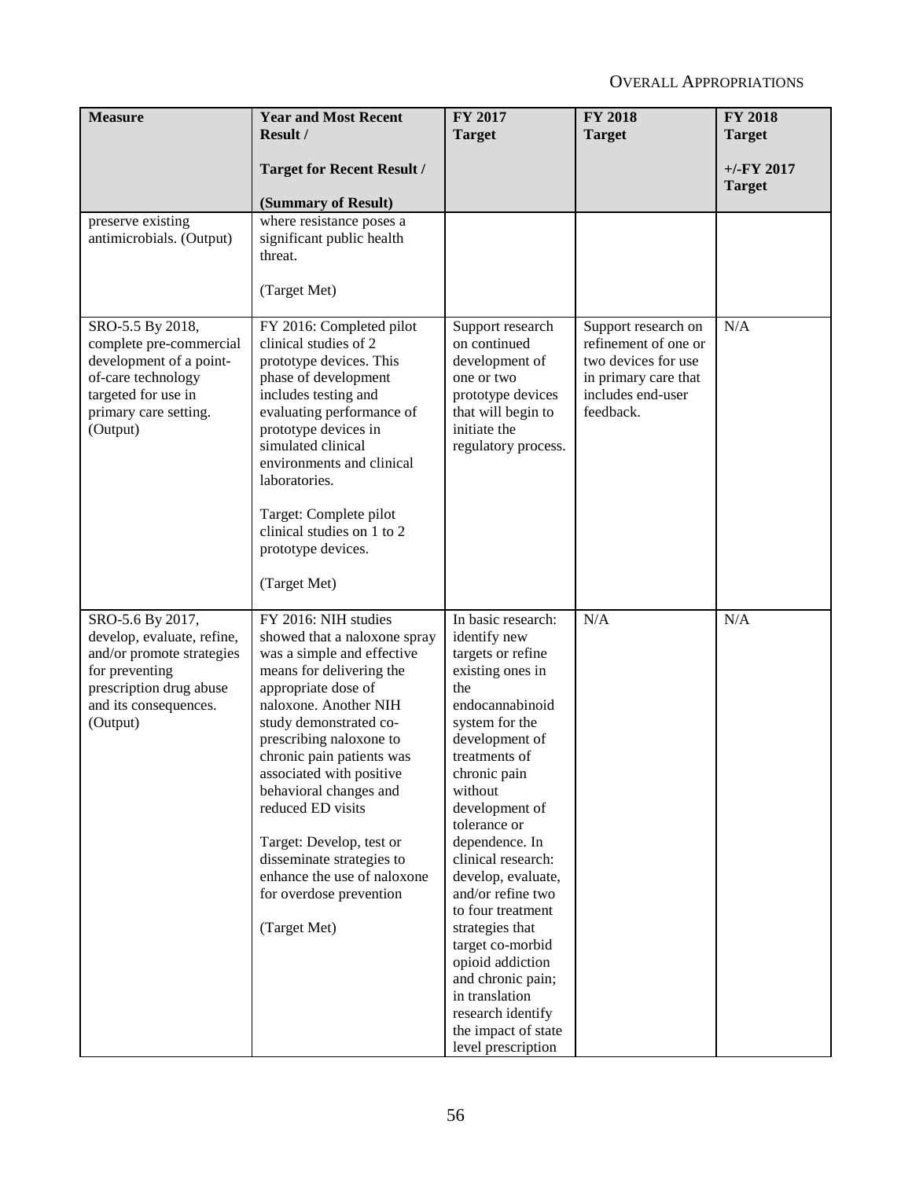| Measure | Year and Most Recent Result / Target for Recent Result / (Summary of Result) | FY 2017 Target | FY 2018 Target | FY 2018 Target +/-FY 2017 Target |
|---|---|---|---|---|
| preserve existing antimicrobials. (Output) | where resistance poses a significant public health threat. (Target Met) | | | |
| SRO-5.5 By 2018, complete pre-commercial development of a point-of-care technology targeted for use in primary care setting. (Output) | FY 2016: Completed pilot clinical studies of 2 prototype devices. This phase of development includes testing and evaluating performance of prototype devices in simulated clinical environments and clinical laboratories. Target: Complete pilot clinical studies on 1 to 2 prototype devices. (Target Met) | Support research on continued development of one or two prototype devices that will begin to initiate the regulatory process. | Support research on refinement of one or two devices for use in primary care that includes end-user feedback. | N/A |
| SRO-5.6 By 2017, develop, evaluate, refine, and/or promote strategies for preventing prescription drug abuse and its consequences. (Output) | FY 2016: NIH studies showed that a naloxone spray was a simple and effective means for delivering the appropriate dose of naloxone. Another NIH study demonstrated co-prescribing naloxone to chronic pain patients was associated with positive behavioral changes and reduced ED visits Target: Develop, test or disseminate strategies to enhance the use of naloxone for overdose prevention (Target Met) | In basic research: identify new targets or refine existing ones in the endocannabinoid system for the development of treatments of chronic pain without development of tolerance or dependence. In clinical research: develop, evaluate, and/or refine two to four treatment strategies that target co-morbid opioid addiction and chronic pain; in translation research identify the impact of state level prescription | N/A | N/A |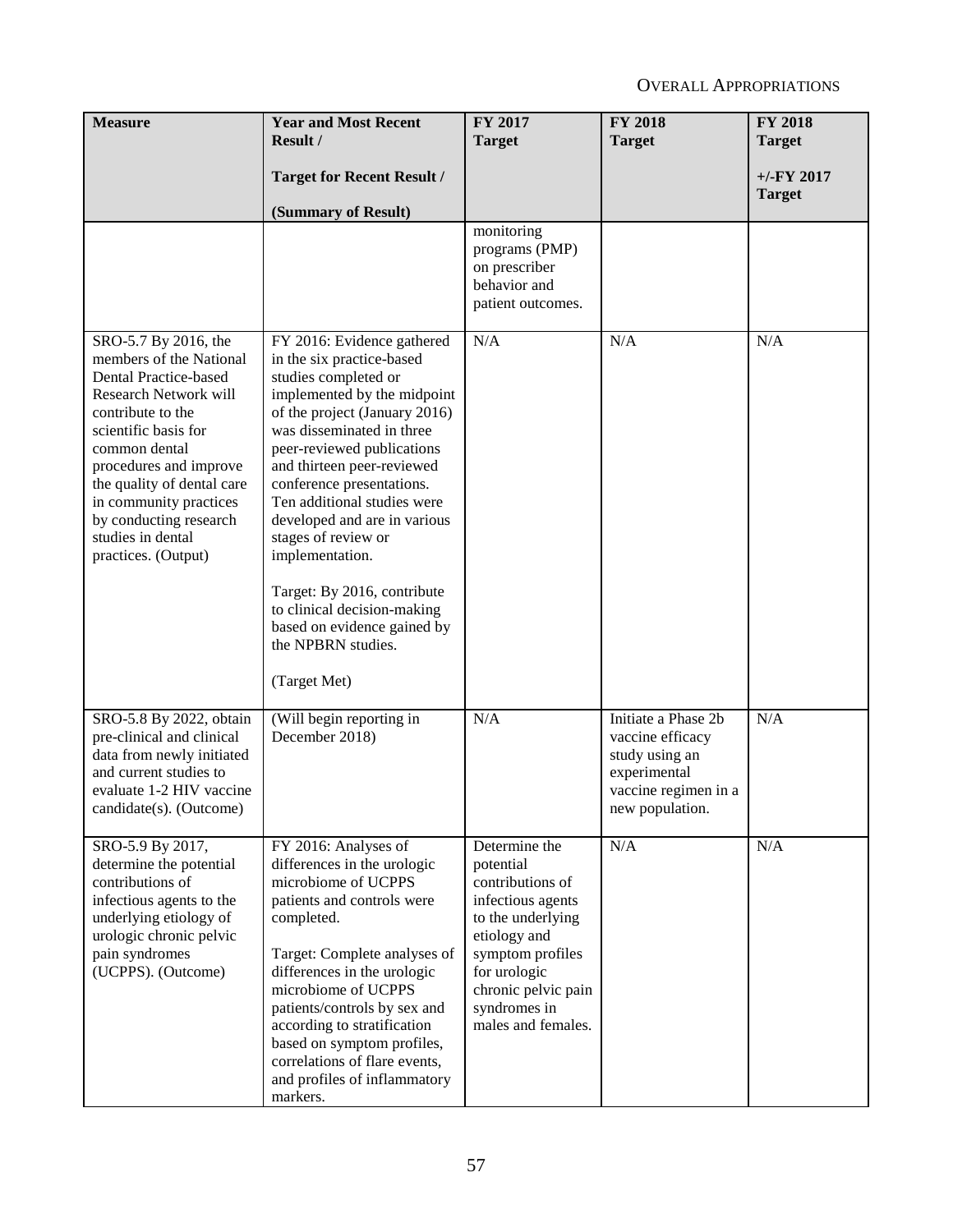| Measure | Year and Most Recent Result / Target for Recent Result / (Summary of Result) | FY 2017 Target | FY 2018 Target | FY 2018 Target +/-FY 2017 Target |
|---|---|---|---|---|
| | | monitoring programs (PMP) on prescriber behavior and patient outcomes. | | |
| SRO-5.7 By 2016, the members of the National Dental Practice-based Research Network will contribute to the scientific basis for common dental procedures and improve the quality of dental care in community practices by conducting research studies in dental practices. (Output) | FY 2016: Evidence gathered in the six practice-based studies completed or implemented by the midpoint of the project (January 2016) was disseminated in three peer-reviewed publications and thirteen peer-reviewed conference presentations. Ten additional studies were developed and are in various stages of review or implementation.<br><br>Target: By 2016, contribute to clinical decision-making based on evidence gained by the NPBRN studies.<br><br>(Target Met) | N/A | N/A | N/A |
| SRO-5.8 By 2022, obtain pre-clinical and clinical data from newly initiated and current studies to evaluate 1-2 HIV vaccine candidate(s). (Outcome) | (Will begin reporting in December 2018) | N/A | Initiate a Phase 2b vaccine efficacy study using an experimental vaccine regimen in a new population. | N/A |
| SRO-5.9 By 2017, determine the potential contributions of infectious agents to the underlying etiology of urologic chronic pelvic pain syndromes (UCPPS). (Outcome) | FY 2016: Analyses of differences in the urologic microbiome of UCPPS patients and controls were completed.<br><br>Target: Complete analyses of differences in the urologic microbiome of UCPPS patients/controls by sex and according to stratification based on symptom profiles, correlations of flare events, and profiles of inflammatory markers. | Determine the potential contributions of infectious agents to the underlying etiology and symptom profiles for urologic chronic pelvic pain syndromes in males and females. | N/A | N/A |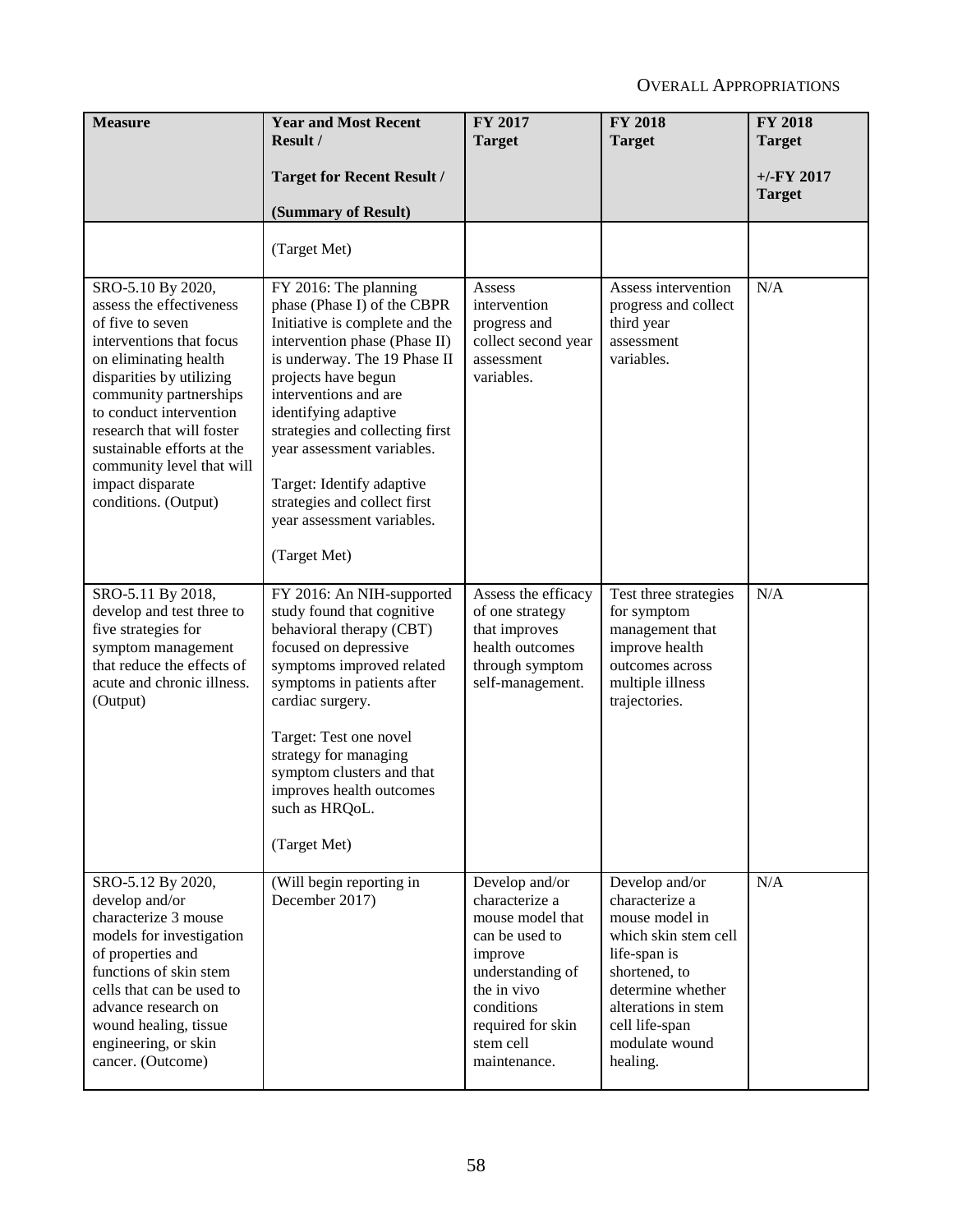| Measure | Year and Most Recent Result / Target for Recent Result / (Summary of Result) | FY 2017 Target | FY 2018 Target | FY 2018 Target +/-FY 2017 Target |
|---|---|---|---|---|
| | (Target Met) | | | |
| SRO-5.10 By 2020, assess the effectiveness of five to seven interventions that focus on eliminating health disparities by utilizing community partnerships to conduct intervention research that will foster sustainable efforts at the community level that will impact disparate conditions. (Output) | FY 2016: The planning phase (Phase I) of the CBPR Initiative is complete and the intervention phase (Phase II) is underway. The 19 Phase II projects have begun interventions and are identifying adaptive strategies and collecting first year assessment variables. Target: Identify adaptive strategies and collect first year assessment variables. (Target Met) | Assess intervention progress and collect second year assessment variables. | Assess intervention progress and collect third year assessment variables. | N/A |
| SRO-5.11 By 2018, develop and test three to five strategies for symptom management that reduce the effects of acute and chronic illness. (Output) | FY 2016: An NIH-supported study found that cognitive behavioral therapy (CBT) focused on depressive symptoms improved related symptoms in patients after cardiac surgery. Target: Test one novel strategy for managing symptom clusters and that improves health outcomes such as HRQoL. (Target Met) | Assess the efficacy of one strategy that improves health outcomes through symptom self-management. | Test three strategies for symptom management that improve health outcomes across multiple illness trajectories. | N/A |
| SRO-5.12 By 2020, develop and/or characterize 3 mouse models for investigation of properties and functions of skin stem cells that can be used to advance research on wound healing, tissue engineering, or skin cancer. (Outcome) | (Will begin reporting in December 2017) | Develop and/or characterize a mouse model that can be used to improve understanding of the in vivo conditions required for skin stem cell maintenance. | Develop and/or characterize a mouse model in which skin stem cell life-span is shortened, to determine whether alterations in stem cell life-span modulate wound healing. | N/A |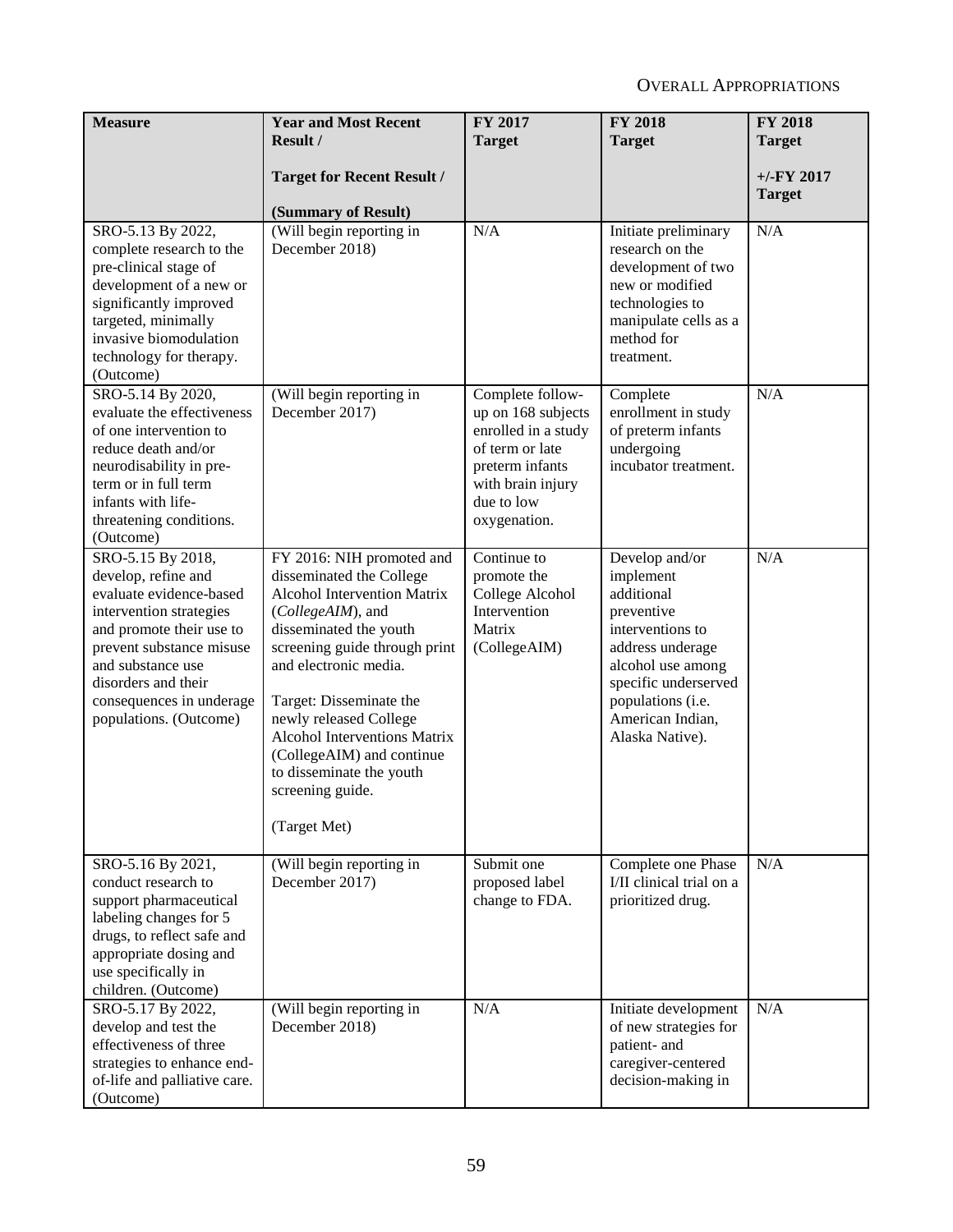| Measure | Year and Most Recent Result / Target for Recent Result / (Summary of Result) | FY 2017 Target | FY 2018 Target | FY 2018 Target +/-FY 2017 Target |
|---|---|---|---|---|
| SRO-5.13 By 2022, complete research to the pre-clinical stage of development of a new or significantly improved targeted, minimally invasive biomodulation technology for therapy. (Outcome) | (Will begin reporting in December 2018) | N/A | Initiate preliminary research on the development of two new or modified technologies to manipulate cells as a method for treatment. | N/A |
| SRO-5.14 By 2020, evaluate the effectiveness of one intervention to reduce death and/or neurodisability in pre-term or in full term infants with life-threatening conditions. (Outcome) | (Will begin reporting in December 2017) | Complete follow-up on 168 subjects enrolled in a study of term or late preterm infants with brain injury due to low oxygenation. | Complete enrollment in study of preterm infants undergoing incubator treatment. | N/A |
| SRO-5.15 By 2018, develop, refine and evaluate evidence-based intervention strategies and promote their use to prevent substance misuse and substance use disorders and their consequences in underage populations. (Outcome) | FY 2016: NIH promoted and disseminated the College Alcohol Intervention Matrix (*CollegeAIM*), and disseminated the youth screening guide through print and electronic media.<br><br>Target: Disseminate the newly released College Alcohol Interventions Matrix (CollegeAIM) and continue to disseminate the youth screening guide.<br><br>(Target Met) | Continue to promote the College Alcohol Intervention Matrix (CollegeAIM) | Develop and/or implement additional preventive interventions to address underage alcohol use among specific underserved populations (i.e. American Indian, Alaska Native). | N/A |
| SRO-5.16 By 2021, conduct research to support pharmaceutical labeling changes for 5 drugs, to reflect safe and appropriate dosing and use specifically in children. (Outcome) | (Will begin reporting in December 2017) | Submit one proposed label change to FDA. | Complete one Phase I/II clinical trial on a prioritized drug. | N/A |
| SRO-5.17 By 2022, develop and test the effectiveness of three strategies to enhance end-of-life and palliative care. (Outcome) | (Will begin reporting in December 2018) | N/A | Initiate development of new strategies for patient- and caregiver-centered decision-making in | N/A |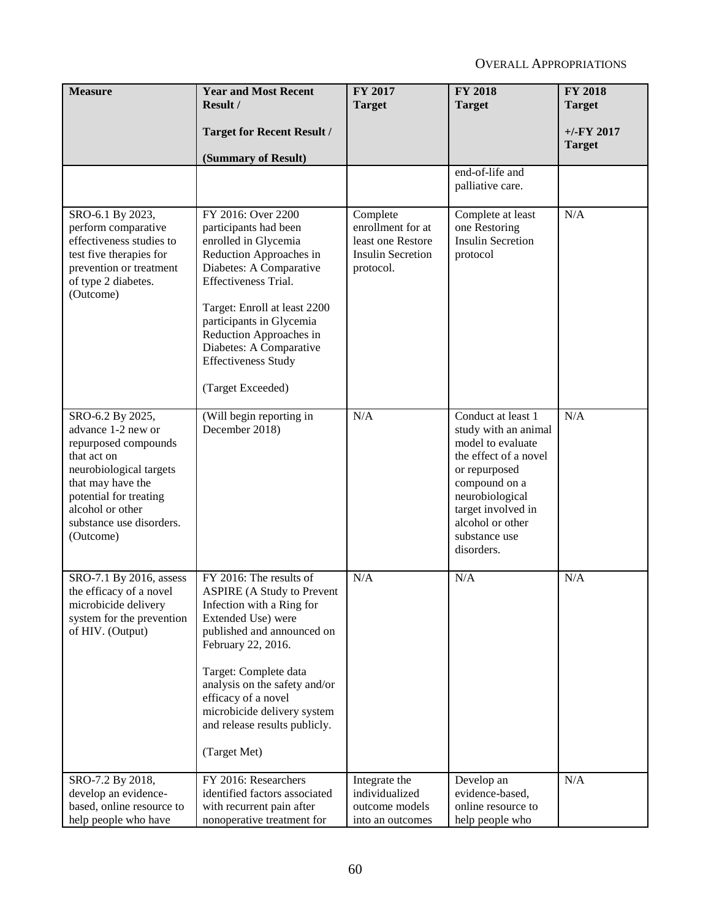| Measure | Year and Most Recent Result / Target for Recent Result / (Summary of Result) | FY 2017 Target | FY 2018 Target | FY 2018 Target +/-FY 2017 Target |
|---|---|---|---|---|
| | | | end-of-life and palliative care. | |
| SRO-6.1 By 2023, perform comparative effectiveness studies to test five therapies for prevention or treatment of type 2 diabetes. (Outcome) | FY 2016: Over 2200 participants had been enrolled in Glycemia Reduction Approaches in Diabetes: A Comparative Effectiveness Trial.<br><br>Target: Enroll at least 2200 participants in Glycemia Reduction Approaches in Diabetes: A Comparative Effectiveness Study<br><br>(Target Exceeded) | Complete enrollment for at least one Restore Insulin Secretion protocol. | Complete at least one Restoring Insulin Secretion protocol | N/A |
| SRO-6.2 By 2025, advance 1-2 new or repurposed compounds that act on neurobiological targets that may have the potential for treating alcohol or other substance use disorders. (Outcome) | (Will begin reporting in December 2018) | N/A | Conduct at least 1 study with an animal model to evaluate the effect of a novel or repurposed compound on a neurobiological target involved in alcohol or other substance use disorders. | N/A |
| SRO-7.1 By 2016, assess the efficacy of a novel microbicide delivery system for the prevention of HIV. (Output) | FY 2016: The results of ASPIRE (A Study to Prevent Infection with a Ring for Extended Use) were published and announced on February 22, 2016.<br><br>Target: Complete data analysis on the safety and/or efficacy of a novel microbicide delivery system and release results publicly.<br><br>(Target Met) | N/A | N/A | N/A |
| SRO-7.2 By 2018, develop an evidence-based, online resource to help people who have | FY 2016: Researchers identified factors associated with recurrent pain after nonoperative treatment for | Integrate the individualized outcome models into an outcomes | Develop an evidence-based, online resource to help people who | N/A |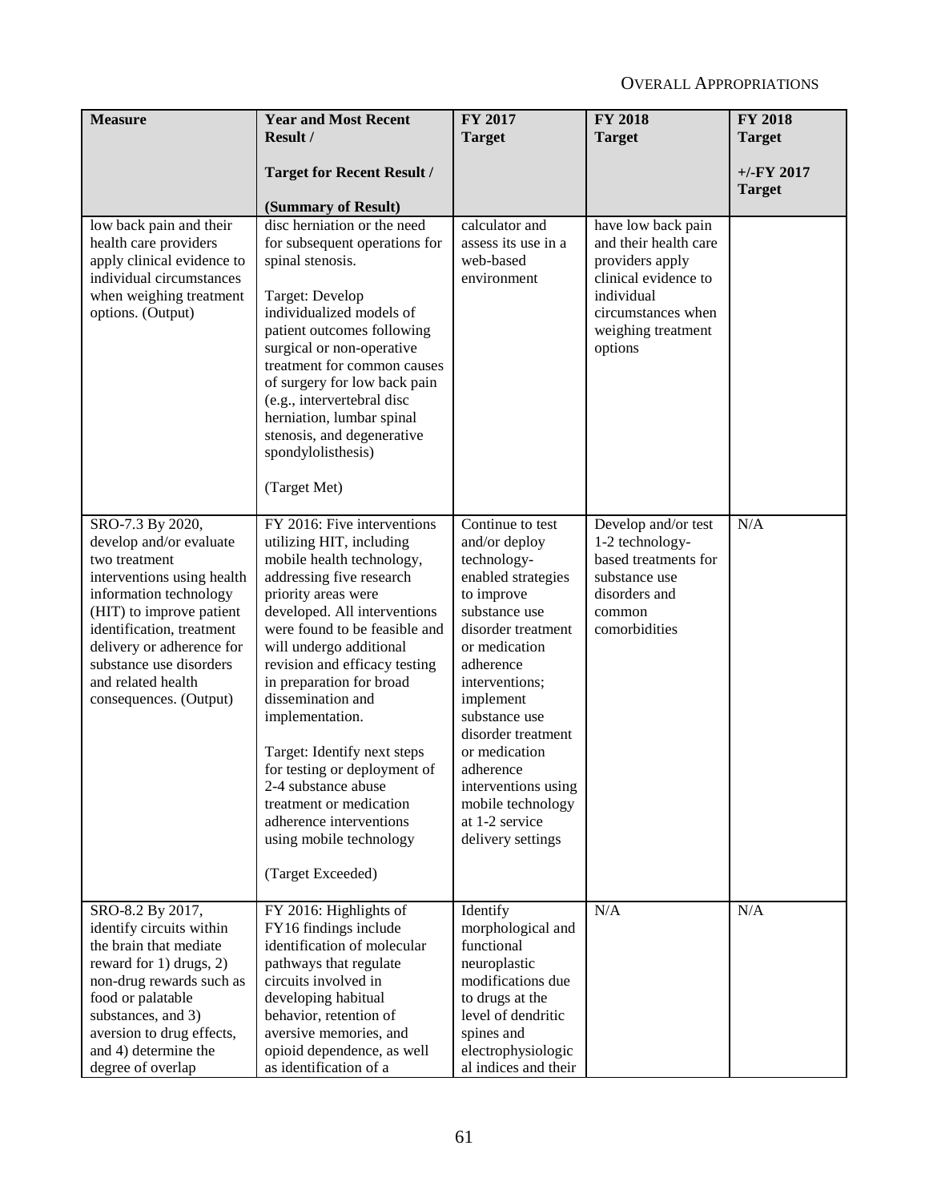| Measure | Year and Most Recent Result / Target for Recent Result / (Summary of Result) | FY 2017 Target | FY 2018 Target | FY 2018 Target +/-FY 2017 Target |
|---|---|---|---|---|
| low back pain and their health care providers apply clinical evidence to individual circumstances when weighing treatment options. (Output) | disc herniation or the need for subsequent operations for spinal stenosis. Target: Develop individualized models of patient outcomes following surgical or non-operative treatment for common causes of surgery for low back pain (e.g., intervertebral disc herniation, lumbar spinal stenosis, and degenerative spondylolisthesis) (Target Met) | calculator and assess its use in a web-based environment | have low back pain and their health care providers apply clinical evidence to individual circumstances when weighing treatment options | |
| SRO-7.3 By 2020, develop and/or evaluate two treatment interventions using health information technology (HIT) to improve patient identification, treatment delivery or adherence for substance use disorders and related health consequences. (Output) | FY 2016: Five interventions utilizing HIT, including mobile health technology, addressing five research priority areas were developed. All interventions were found to be feasible and will undergo additional revision and efficacy testing in preparation for broad dissemination and implementation. Target: Identify next steps for testing or deployment of 2-4 substance abuse treatment or medication adherence interventions using mobile technology (Target Exceeded) | Continue to test and/or deploy technology-enabled strategies to improve substance use disorder treatment or medication adherence interventions; implement substance use disorder treatment or medication adherence interventions using mobile technology at 1-2 service delivery settings | Develop and/or test 1-2 technology-based treatments for substance use disorders and common comorbidities | N/A |
| SRO-8.2 By 2017, identify circuits within the brain that mediate reward for 1) drugs, 2) non-drug rewards such as food or palatable substances, and 3) aversion to drug effects, and 4) determine the degree of overlap | FY 2016: Highlights of FY16 findings include identification of molecular pathways that regulate circuits involved in developing habitual behavior, retention of aversive memories, and opioid dependence, as well as identification of a | Identify morphological and functional neuroplastic modifications due to drugs at the level of dendritic spines and electrophysiologic al indices and their | N/A | N/A |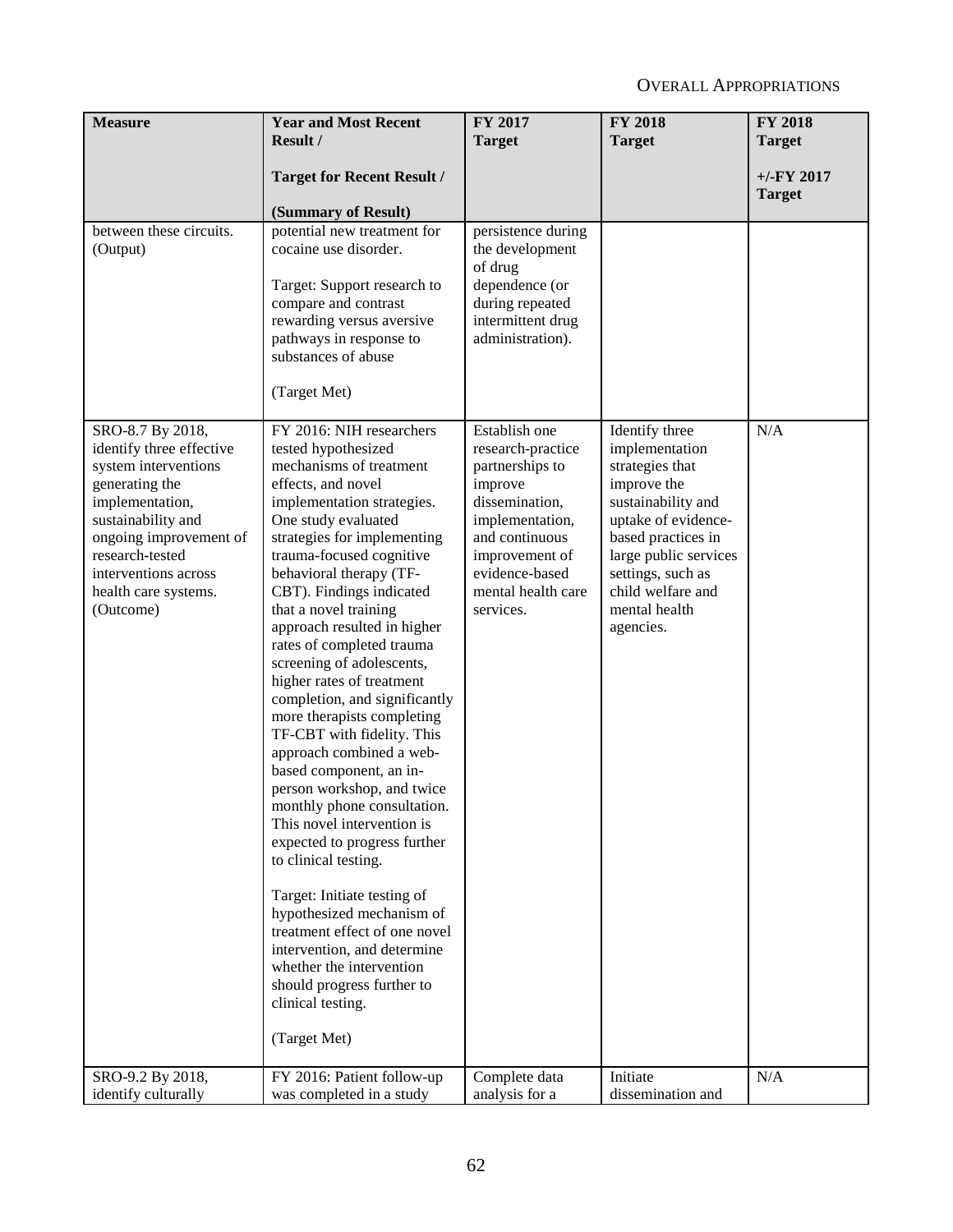| Measure | Year and Most Recent Result / Target for Recent Result / (Summary of Result) | FY 2017 Target | FY 2018 Target | FY 2018 Target +/-FY 2017 Target |
|---|---|---|---|---|
| between these circuits. (Output) | potential new treatment for cocaine use disorder.<br><br>Target: Support research to compare and contrast rewarding versus aversive pathways in response to substances of abuse<br><br>(Target Met) | persistence during the development of drug dependence (or during repeated intermittent drug administration). | | |
| SRO-8.7 By 2018, identify three effective system interventions generating the implementation, sustainability and ongoing improvement of research-tested interventions across health care systems. (Outcome) | FY 2016: NIH researchers tested hypothesized mechanisms of treatment effects, and novel implementation strategies. One study evaluated strategies for implementing trauma-focused cognitive behavioral therapy (TF-CBT). Findings indicated that a novel training approach resulted in higher rates of completed trauma screening of adolescents, higher rates of treatment completion, and significantly more therapists completing TF-CBT with fidelity. This approach combined a web-based component, an in-person workshop, and twice monthly phone consultation. This novel intervention is expected to progress further to clinical testing.<br><br>Target: Initiate testing of hypothesized mechanism of treatment effect of one novel intervention, and determine whether the intervention should progress further to clinical testing.<br><br>(Target Met) | Establish one research-practice partnerships to improve dissemination, implementation, and continuous improvement of evidence-based mental health care services. | Identify three implementation strategies that improve the sustainability and uptake of evidence-based practices in large public services settings, such as child welfare and mental health agencies. | N/A |
| SRO-9.2 By 2018, identify culturally | FY 2016: Patient follow-up was completed in a study | Complete data analysis for a | Initiate dissemination and | N/A |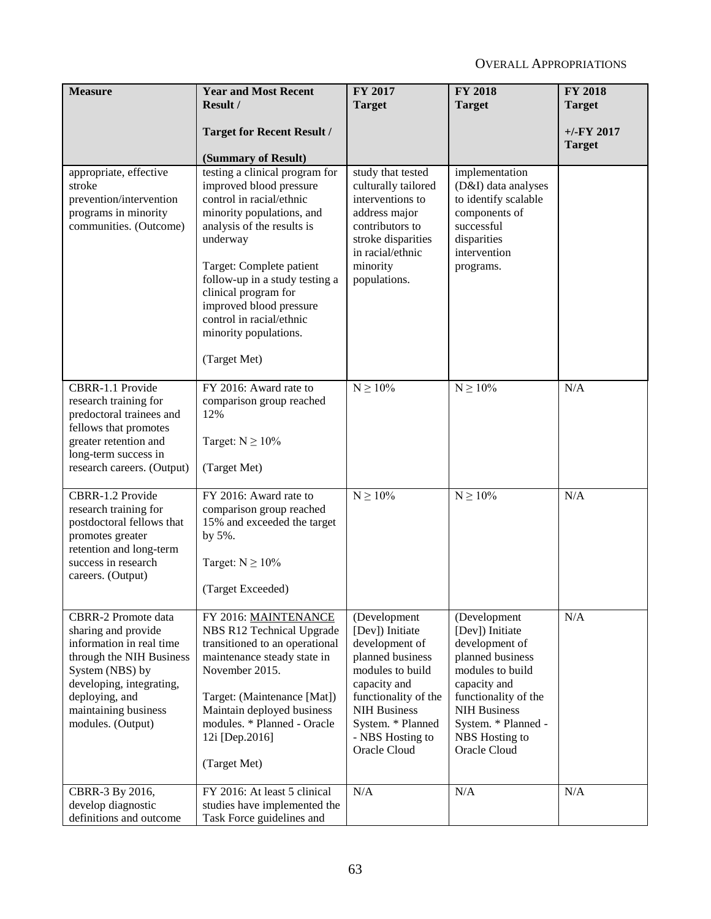| Measure | Year and Most Recent Result / Target for Recent Result / (Summary of Result) | FY 2017 Target | FY 2018 Target | FY 2018 Target +/-FY 2017 Target |
|---|---|---|---|---|
| appropriate, effective stroke prevention/intervention programs in minority communities. (Outcome) | testing a clinical program for improved blood pressure control in racial/ethnic minority populations, and analysis of the results is underway<br><br>Target: Complete patient follow-up in a study testing a clinical program for improved blood pressure control in racial/ethnic minority populations.<br><br>(Target Met) | study that tested culturally tailored interventions to address major contributors to stroke disparities in racial/ethnic minority populations. | implementation (D&I) data analyses to identify scalable components of successful disparities intervention programs. | |
| CBRR-1.1 Provide research training for predoctoral trainees and fellows that promotes greater retention and long-term success in research careers. (Output) | FY 2016: Award rate to comparison group reached 12%<br><br>Target: $N \geq 10\%$<br><br>(Target Met) | $N \geq 10\%$ | $N \geq 10\%$ | N/A |
| CBRR-1.2 Provide research training for postdoctoral fellows that promotes greater retention and long-term success in research careers. (Output) | FY 2016: Award rate to comparison group reached 15% and exceeded the target by 5%.<br><br>Target: $N \geq 10\%$<br><br>(Target Exceeded) | $N \geq 10\%$ | $N \geq 10\%$ | N/A |
| CBRR-2 Promote data sharing and provide information in real time through the NIH Business System (NBS) by developing, integrating, deploying, and maintaining business modules. (Output) | FY 2016: MAINTENANCE NBS R12 Technical Upgrade transitioned to an operational maintenance steady state in November 2015.<br><br>Target: (Maintenance [Mat]) Maintain deployed business modules. * Planned - Oracle 12i [Dep.2016]<br><br>(Target Met) | (Development [Dev]) Initiate development of planned business modules to build capacity and functionality of the NIH Business System. * Planned - NBS Hosting to Oracle Cloud | (Development [Dev]) Initiate development of planned business modules to build capacity and functionality of the NIH Business System. * Planned - NBS Hosting to Oracle Cloud | N/A |
| CBRR-3 By 2016, develop diagnostic definitions and outcome | FY 2016: At least 5 clinical studies have implemented the Task Force guidelines and | N/A | N/A | N/A |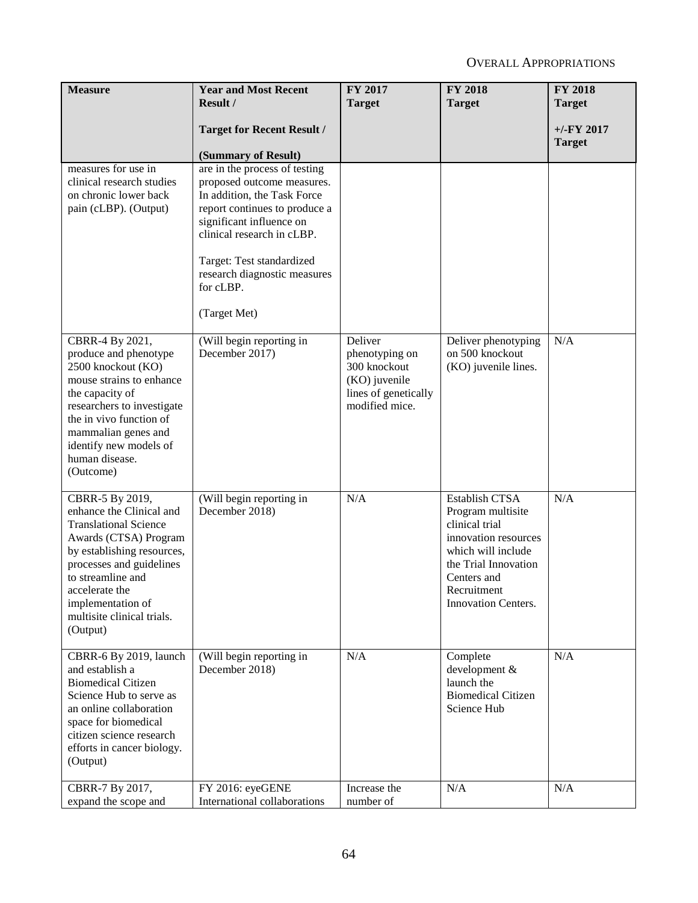| Measure | Year and Most Recent Result / Target for Recent Result / (Summary of Result) | FY 2017 Target | FY 2018 Target | FY 2018 Target +/-FY 2017 Target |
|---|---|---|---|---|
| measures for use in clinical research studies on chronic lower back pain (cLBP). (Output) | are in the process of testing proposed outcome measures. In addition, the Task Force report continues to produce a significant influence on clinical research in cLBP.<br><br>Target: Test standardized research diagnostic measures for cLBP.<br><br>(Target Met) | | | |
| CBRR-4 By 2021, produce and phenotype 2500 knockout (KO) mouse strains to enhance the capacity of researchers to investigate the in vivo function of mammalian genes and identify new models of human disease. (Outcome) | (Will begin reporting in December 2017) | Deliver phenotyping on 300 knockout (KO) juvenile lines of genetically modified mice. | Deliver phenotyping on 500 knockout (KO) juvenile lines. | N/A |
| CBRR-5 By 2019, enhance the Clinical and Translational Science Awards (CTSA) Program by establishing resources, processes and guidelines to streamline and accelerate the implementation of multisite clinical trials. (Output) | (Will begin reporting in December 2018) | N/A | Establish CTSA Program multisite clinical trial innovation resources which will include the Trial Innovation Centers and Recruitment Innovation Centers. | N/A |
| CBRR-6 By 2019, launch and establish a Biomedical Citizen Science Hub to serve as an online collaboration space for biomedical citizen science research efforts in cancer biology. (Output) | (Will begin reporting in December 2018) | N/A | Complete development & launch the Biomedical Citizen Science Hub | N/A |
| CBRR-7 By 2017, expand the scope and | FY 2016: eyeGENE International collaborations | Increase the number of | N/A | N/A |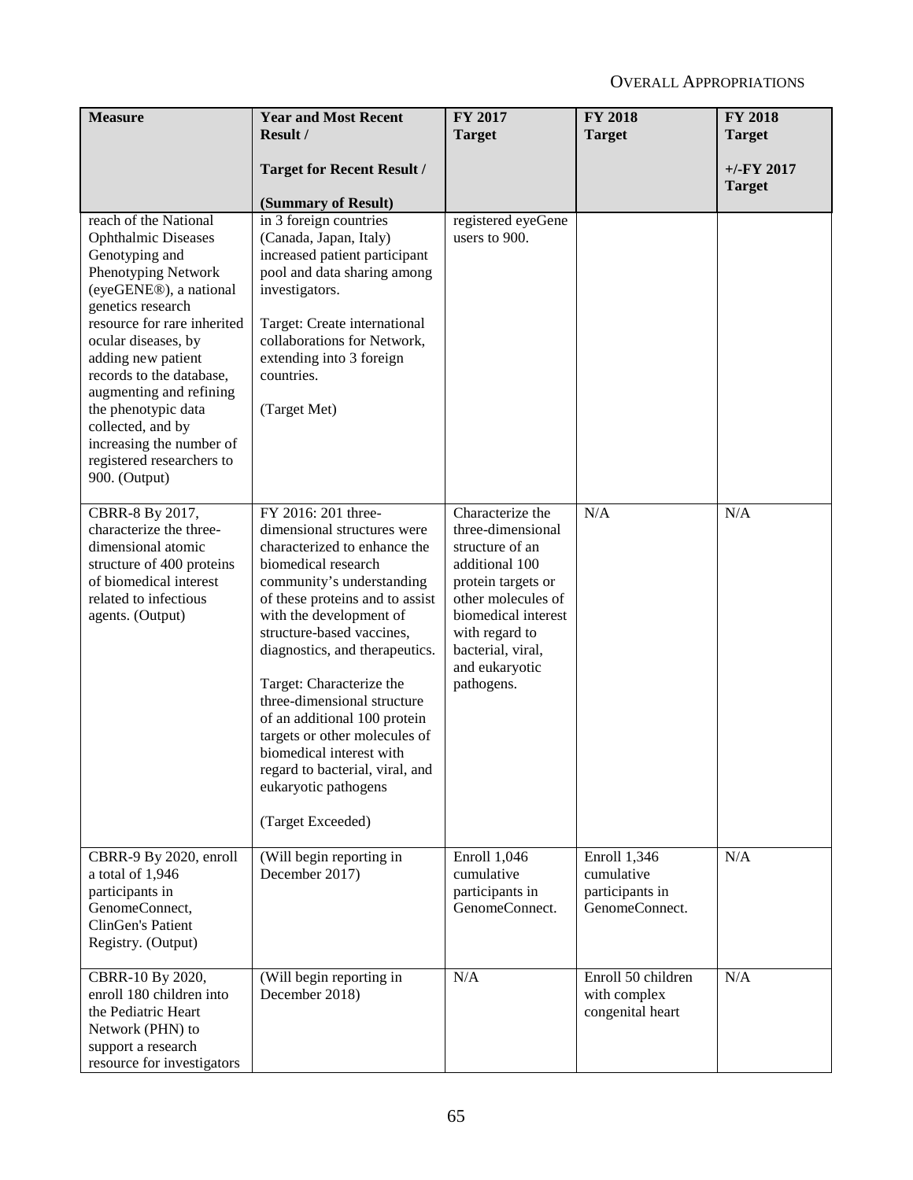| Measure | Year and Most Recent Result / Target for Recent Result / (Summary of Result) | FY 2017 Target | FY 2018 Target | FY 2018 Target +/-FY 2017 Target |
|---|---|---|---|---|
| reach of the National Ophthalmic Diseases Genotyping and Phenotyping Network (eyeGENE®), a national genetics research resource for rare inherited ocular diseases, by adding new patient records to the database, augmenting and refining the phenotypic data collected, and by increasing the number of registered researchers to 900. (Output) | in 3 foreign countries (Canada, Japan, Italy) increased patient participant pool and data sharing among investigators.<br><br>Target: Create international collaborations for Network, extending into 3 foreign countries.<br><br>(Target Met) | registered eyeGene users to 900. | | |
| CBRR-8 By 2017, characterize the three-dimensional atomic structure of 400 proteins of biomedical interest related to infectious agents. (Output) | FY 2016: 201 three-dimensional structures were characterized to enhance the biomedical research community's understanding of these proteins and to assist with the development of structure-based vaccines, diagnostics, and therapeutics.<br><br>Target: Characterize the three-dimensional structure of an additional 100 protein targets or other molecules of biomedical interest with regard to bacterial, viral, and eukaryotic pathogens<br><br>(Target Exceeded) | Characterize the three-dimensional structure of an additional 100 protein targets or other molecules of biomedical interest with regard to bacterial, viral, and eukaryotic pathogens. | N/A | N/A |
| CBRR-9 By 2020, enroll a total of 1,946 participants in GenomeConnect, ClinGen's Patient Registry. (Output) | (Will begin reporting in December 2017) | Enroll 1,046 cumulative participants in GenomeConnect. | Enroll 1,346 cumulative participants in GenomeConnect. | N/A |
| CBRR-10 By 2020, enroll 180 children into the Pediatric Heart Network (PHN) to support a research resource for investigators | (Will begin reporting in December 2018) | N/A | Enroll 50 children with complex congenital heart | N/A |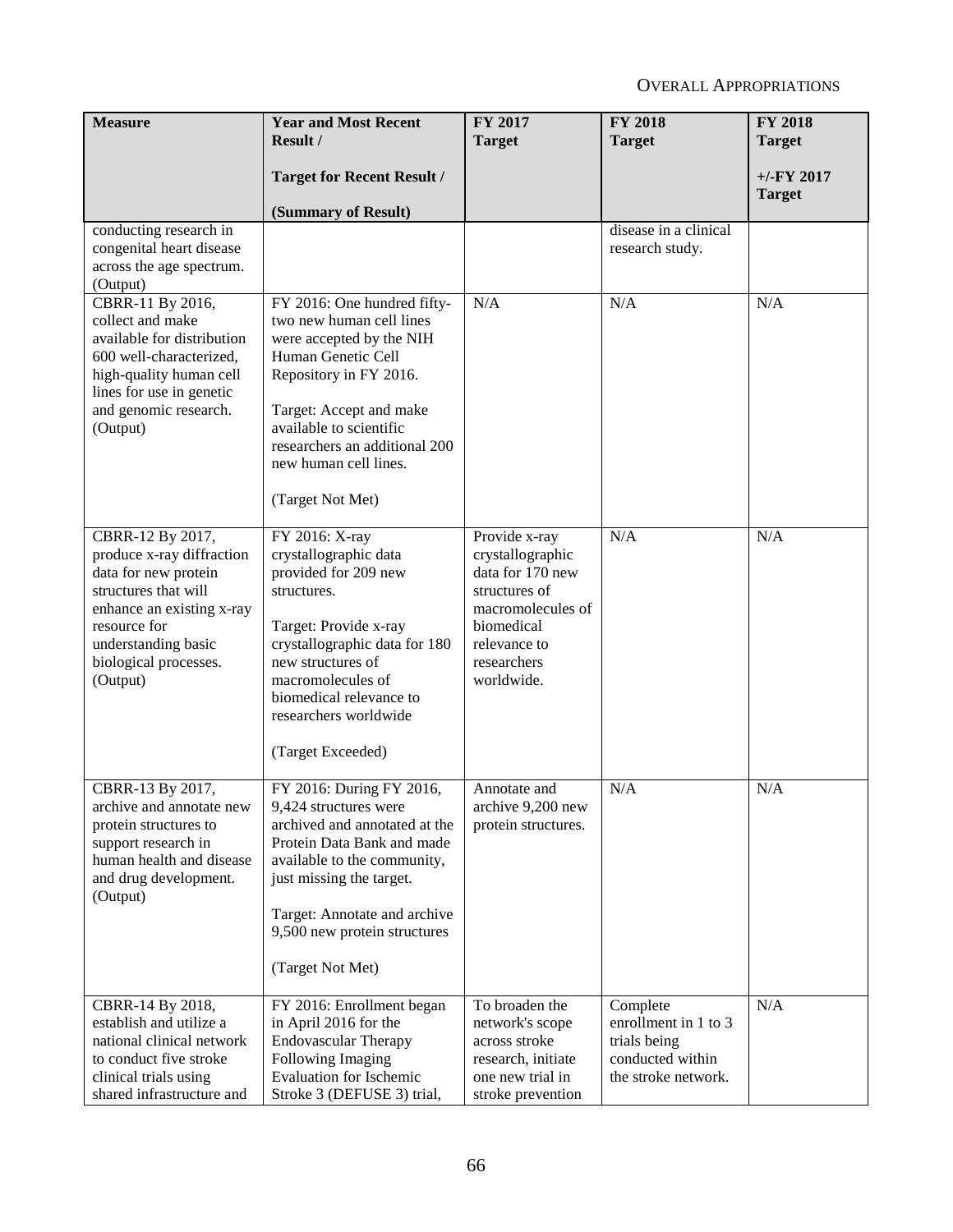| Measure | Year and Most Recent Result / Target for Recent Result / (Summary of Result) | FY 2017 Target | FY 2018 Target | FY 2018 Target +/-FY 2017 Target |
|---|---|---|---|---|
| conducting research in congenital heart disease across the age spectrum. (Output) | | | disease in a clinical research study. | |
| CBRR-11 By 2016, collect and make available for distribution 600 well-characterized, high-quality human cell lines for use in genetic and genomic research. (Output) | FY 2016: One hundred fifty-two new human cell lines were accepted by the NIH Human Genetic Cell Repository in FY 2016. Target: Accept and make available to scientific researchers an additional 200 new human cell lines. (Target Not Met) | N/A | N/A | N/A |
| CBRR-12 By 2017, produce x-ray diffraction data for new protein structures that will enhance an existing x-ray resource for understanding basic biological processes. (Output) | FY 2016: X-ray crystallographic data provided for 209 new structures. Target: Provide x-ray crystallographic data for 180 new structures of macromolecules of biomedical relevance to researchers worldwide (Target Exceeded) | Provide x-ray crystallographic data for 170 new structures of macromolecules of biomedical relevance to researchers worldwide. | N/A | N/A |
| CBRR-13 By 2017, archive and annotate new protein structures to support research in human health and disease and drug development. (Output) | FY 2016: During FY 2016, 9,424 structures were archived and annotated at the Protein Data Bank and made available to the community, just missing the target. Target: Annotate and archive 9,500 new protein structures (Target Not Met) | Annotate and archive 9,200 new protein structures. | N/A | N/A |
| CBRR-14 By 2018, establish and utilize a national clinical network to conduct five stroke clinical trials using shared infrastructure and | FY 2016: Enrollment began in April 2016 for the Endovascular Therapy Following Imaging Evaluation for Ischemic Stroke 3 (DEFUSE 3) trial, | To broaden the network's scope across stroke research, initiate one new trial in stroke prevention | Complete enrollment in 1 to 3 trials being conducted within the stroke network. | N/A |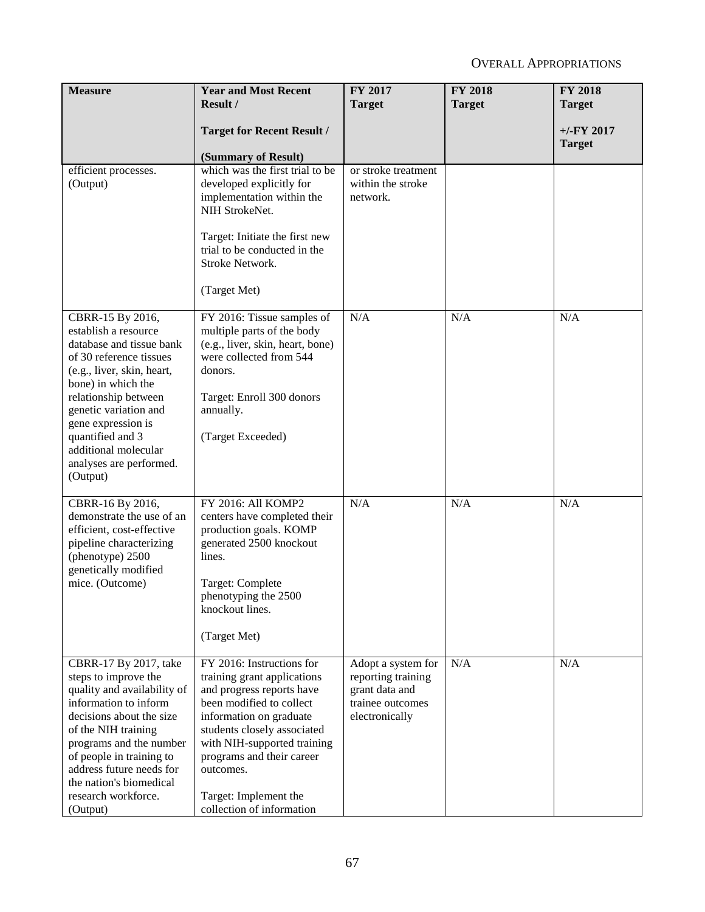| Measure | Year and Most Recent Result / Target for Recent Result / (Summary of Result) | FY 2017 Target | FY 2018 Target | FY 2018 Target +/-FY 2017 Target |
|---|---|---|---|---|
| efficient processes. (Output) | which was the first trial to be developed explicitly for implementation within the NIH StrokeNet.<br><br>Target: Initiate the first new trial to be conducted in the Stroke Network.<br><br>(Target Met) | or stroke treatment within the stroke network. | | |
| CBRR-15 By 2016, establish a resource database and tissue bank of 30 reference tissues (e.g., liver, skin, heart, bone) in which the relationship between genetic variation and gene expression is quantified and 3 additional molecular analyses are performed. (Output) | FY 2016: Tissue samples of multiple parts of the body (e.g., liver, skin, heart, bone) were collected from 544 donors.<br><br>Target: Enroll 300 donors annually.<br><br>(Target Exceeded) | N/A | N/A | N/A |
| CBRR-16 By 2016, demonstrate the use of an efficient, cost-effective pipeline characterizing (phenotype) 2500 genetically modified mice. (Outcome) | FY 2016: All KOMP2 centers have completed their production goals. KOMP generated 2500 knockout lines.<br><br>Target: Complete phenotyping the 2500 knockout lines.<br><br>(Target Met) | N/A | N/A | N/A |
| CBRR-17 By 2017, take steps to improve the quality and availability of information to inform decisions about the size of the NIH training programs and the number of people in training to address future needs for the nation's biomedical research workforce. (Output) | FY 2016: Instructions for training grant applications and progress reports have been modified to collect information on graduate students closely associated with NIH-supported training programs and their career outcomes.<br><br>Target: Implement the collection of information | Adopt a system for reporting training grant data and trainee outcomes electronically | N/A | N/A |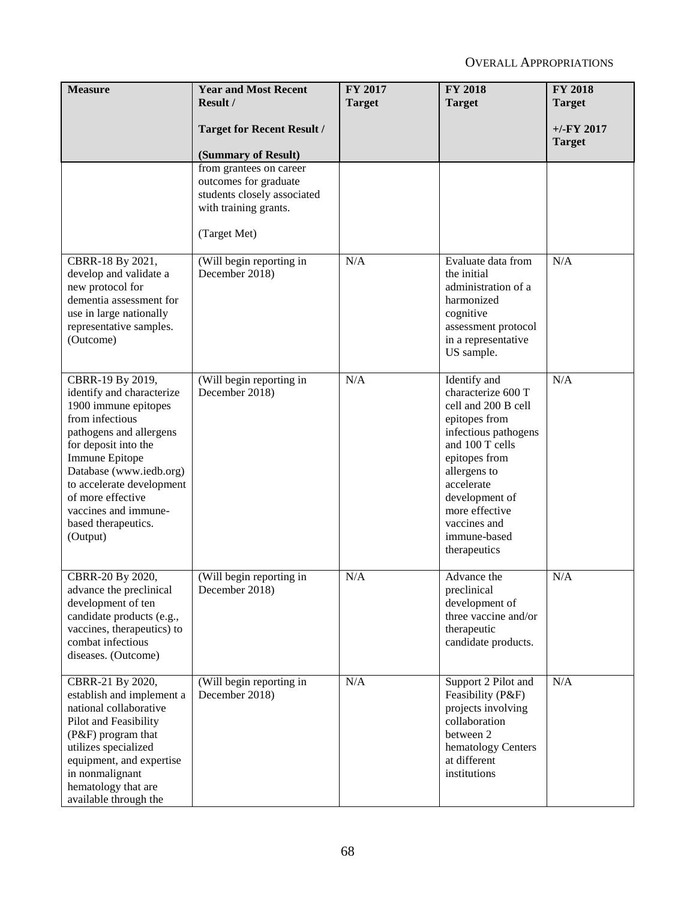| Measure | Year and Most Recent Result / Target for Recent Result / (Summary of Result) | FY 2017 Target | FY 2018 Target | FY 2018 Target +/-FY 2017 Target |
|---|---|---|---|---|
| | from grantees on career outcomes for graduate students closely associated with training grants. (Target Met) | | | |
| CBRR-18 By 2021, develop and validate a new protocol for dementia assessment for use in large nationally representative samples. (Outcome) | (Will begin reporting in December 2018) | N/A | Evaluate data from the initial administration of a harmonized cognitive assessment protocol in a representative US sample. | N/A |
| CBRR-19 By 2019, identify and characterize 1900 immune epitopes from infectious pathogens and allergens for deposit into the Immune Epitope Database (www.iedb.org) to accelerate development of more effective vaccines and immune-based therapeutics. (Output) | (Will begin reporting in December 2018) | N/A | Identify and characterize 600 T cell and 200 B cell epitopes from infectious pathogens and 100 T cells epitopes from allergens to accelerate development of more effective vaccines and immune-based therapeutics | N/A |
| CBRR-20 By 2020, advance the preclinical development of ten candidate products (e.g., vaccines, therapeutics) to combat infectious diseases. (Outcome) | (Will begin reporting in December 2018) | N/A | Advance the preclinical development of three vaccine and/or therapeutic candidate products. | N/A |
| CBRR-21 By 2020, establish and implement a national collaborative Pilot and Feasibility (P&F) program that utilizes specialized equipment, and expertise in nonmalignant hematology that are available through the | (Will begin reporting in December 2018) | N/A | Support 2 Pilot and Feasibility (P&F) projects involving collaboration between 2 hematology Centers at different institutions | N/A |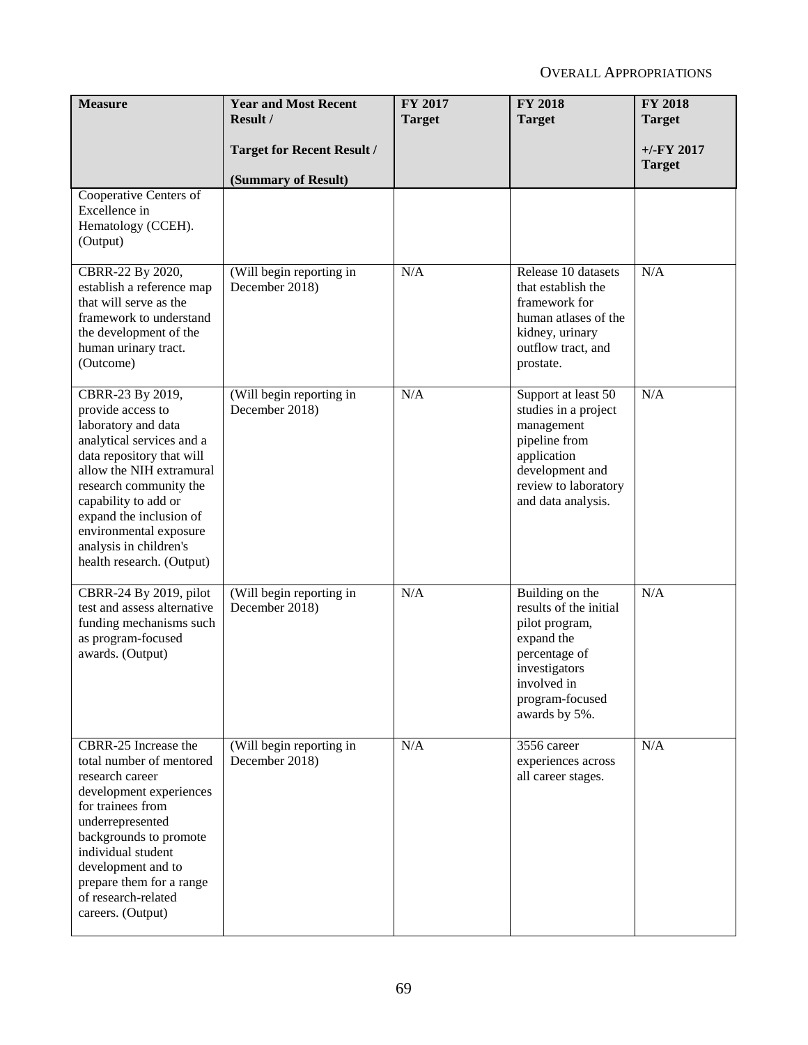| Measure | Year and Most Recent Result / Target for Recent Result / (Summary of Result) | FY 2017 Target | FY 2018 Target | FY 2018 Target +/-FY 2017 Target |
|---|---|---|---|---|
| Cooperative Centers of Excellence in Hematology (CCEH). (Output) | | | | |
| CBRR-22 By 2020, establish a reference map that will serve as the framework to understand the development of the human urinary tract. (Outcome) | (Will begin reporting in December 2018) | N/A | Release 10 datasets that establish the framework for human atlases of the kidney, urinary outflow tract, and prostate. | N/A |
| CBRR-23 By 2019, provide access to laboratory and data analytical services and a data repository that will allow the NIH extramural research community the capability to add or expand the inclusion of environmental exposure analysis in children's health research. (Output) | (Will begin reporting in December 2018) | N/A | Support at least 50 studies in a project management pipeline from application development and review to laboratory and data analysis. | N/A |
| CBRR-24 By 2019, pilot test and assess alternative funding mechanisms such as program-focused awards. (Output) | (Will begin reporting in December 2018) | N/A | Building on the results of the initial pilot program, expand the percentage of investigators involved in program-focused awards by 5%. | N/A |
| CBRR-25 Increase the total number of mentored research career development experiences for trainees from underrepresented backgrounds to promote individual student development and to prepare them for a range of research-related careers. (Output) | (Will begin reporting in December 2018) | N/A | 3556 career experiences across all career stages. | N/A |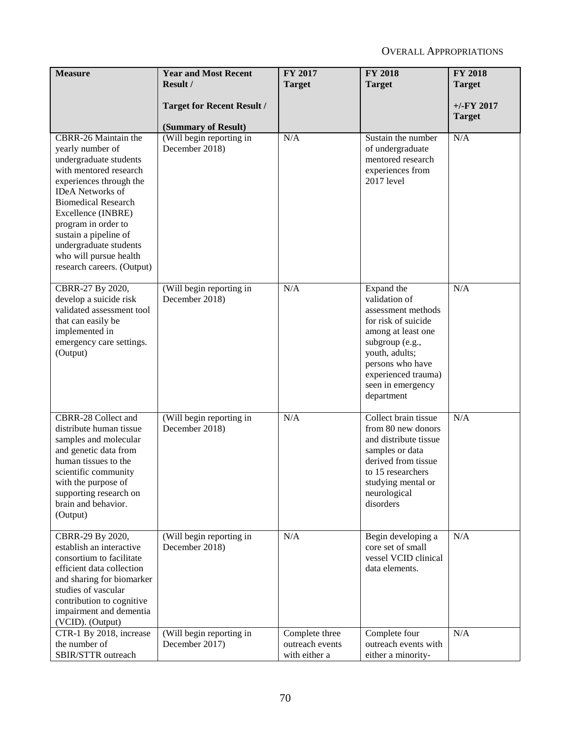| Measure | Year and Most Recent Result / Target for Recent Result / (Summary of Result) | FY 2017 Target | FY 2018 Target | FY 2018 Target +/-FY 2017 Target |
|---|---|---|---|---|
| CBRR-26 Maintain the yearly number of undergraduate students with mentored research experiences through the IDeA Networks of Biomedical Research Excellence (INBRE) program in order to sustain a pipeline of undergraduate students who will pursue health research careers. (Output) | (Will begin reporting in December 2018) | N/A | Sustain the number of undergraduate mentored research experiences from 2017 level | N/A |
| CBRR-27 By 2020, develop a suicide risk validated assessment tool that can easily be implemented in emergency care settings. (Output) | (Will begin reporting in December 2018) | N/A | Expand the validation of assessment methods for risk of suicide among at least one subgroup (e.g., youth, adults; persons who have experienced trauma) seen in emergency department | N/A |
| CBRR-28 Collect and distribute human tissue samples and molecular and genetic data from human tissues to the scientific community with the purpose of supporting research on brain and behavior. (Output) | (Will begin reporting in December 2018) | N/A | Collect brain tissue from 80 new donors and distribute tissue samples or data derived from tissue to 15 researchers studying mental or neurological disorders | N/A |
| CBRR-29 By 2020, establish an interactive consortium to facilitate efficient data collection and sharing for biomarker studies of vascular contribution to cognitive impairment and dementia (VCID). (Output) | (Will begin reporting in December 2018) | N/A | Begin developing a core set of small vessel VCID clinical data elements. | N/A |
| CTR-1 By 2018, increase the number of SBIR/STTR outreach | (Will begin reporting in December 2017) | Complete three outreach events with either a | Complete four outreach events with either a minority- | N/A |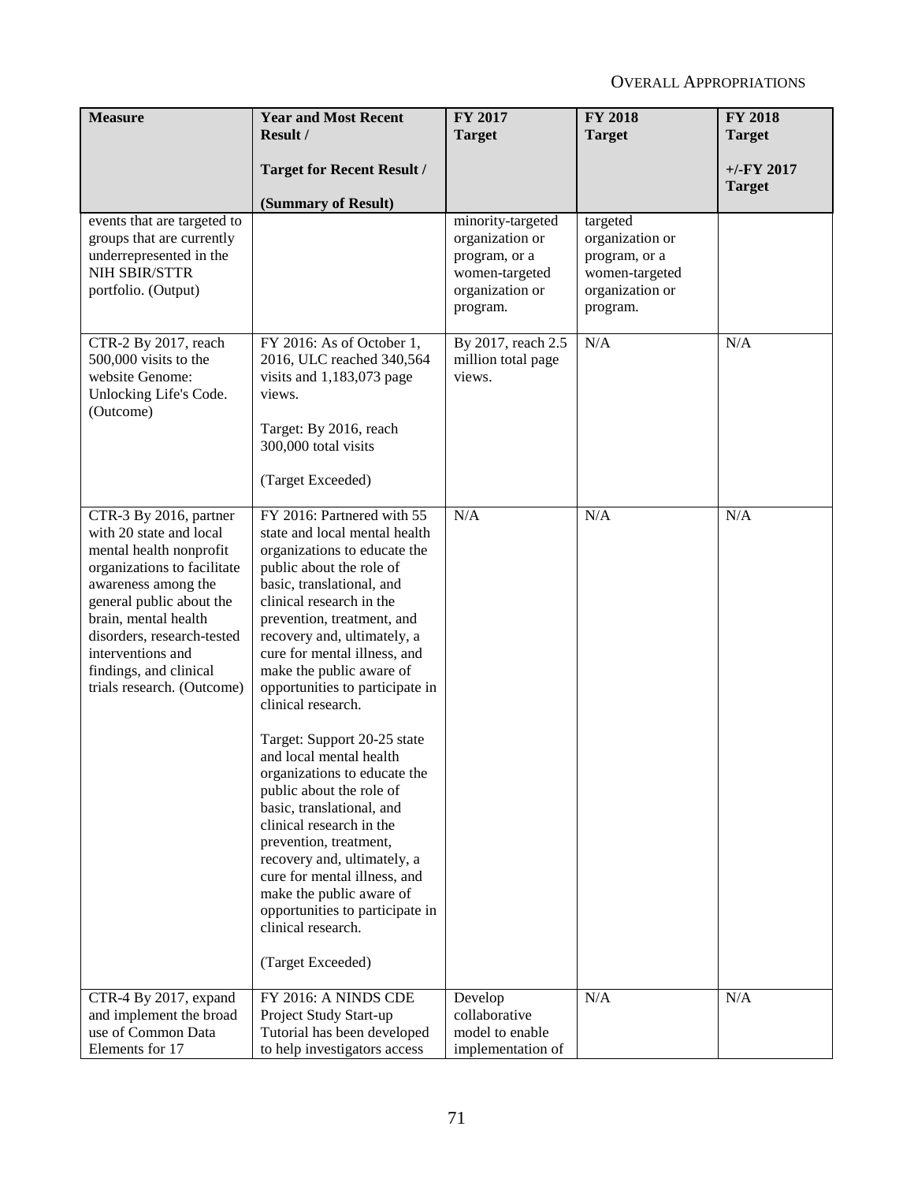| Measure | Year and Most Recent Result / Target for Recent Result / (Summary of Result) | FY 2017 Target | FY 2018 Target | FY 2018 Target +/-FY 2017 Target |
|---|---|---|---|---|
| events that are targeted to groups that are currently underrepresented in the NIH SBIR/STTR portfolio. (Output) | | minority-targeted organization or program, or a women-targeted organization or program. | targeted organization or program, or a women-targeted organization or program. | |
| CTR-2 By 2017, reach 500,000 visits to the website Genome: Unlocking Life's Code. (Outcome) | FY 2016: As of October 1, 2016, ULC reached 340,564 visits and 1,183,073 page views.<br><br>Target: By 2016, reach 300,000 total visits<br><br>(Target Exceeded) | By 2017, reach 2.5 million total page views. | N/A | N/A |
| CTR-3 By 2016, partner with 20 state and local mental health nonprofit organizations to facilitate awareness among the general public about the brain, mental health disorders, research-tested interventions and findings, and clinical trials research. (Outcome) | FY 2016: Partnered with 55 state and local mental health organizations to educate the public about the role of basic, translational, and clinical research in the prevention, treatment, and recovery and, ultimately, a cure for mental illness, and make the public aware of opportunities to participate in clinical research.<br><br>Target: Support 20-25 state and local mental health organizations to educate the public about the role of basic, translational, and clinical research in the prevention, treatment, recovery and, ultimately, a cure for mental illness, and make the public aware of opportunities to participate in clinical research.<br><br>(Target Exceeded) | N/A | N/A | N/A |
| CTR-4 By 2017, expand and implement the broad use of Common Data Elements for 17 | FY 2016: A NINDS CDE Project Study Start-up Tutorial has been developed to help investigators access | Develop collaborative model to enable implementation of | N/A | N/A |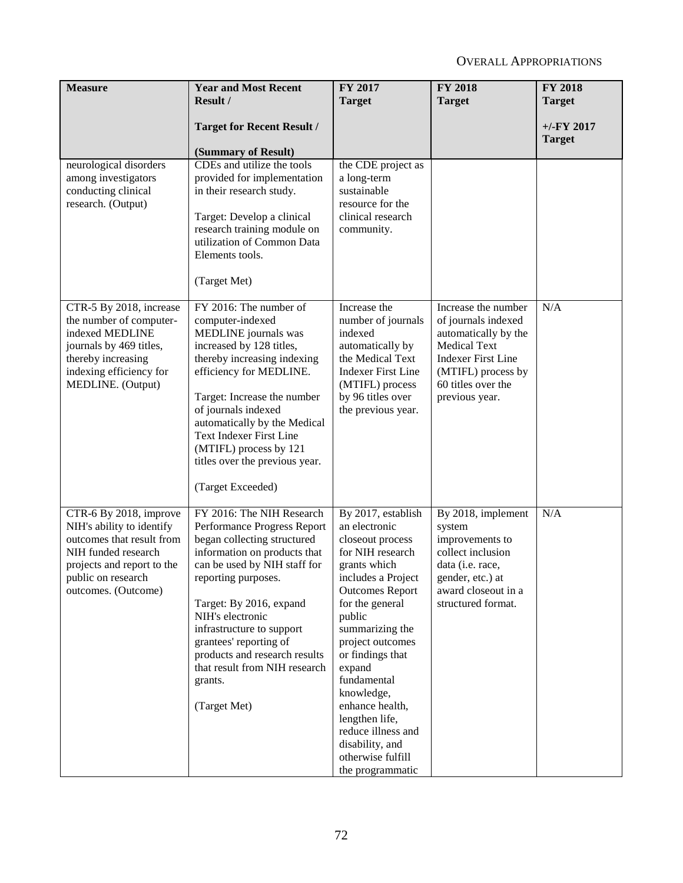| Measure | Year and Most Recent Result / Target for Recent Result / (Summary of Result) | FY 2017 Target | FY 2018 Target | FY 2018 Target +/-FY 2017 Target |
|---|---|---|---|---|
| neurological disorders among investigators conducting clinical research. (Output) | CDEs and utilize the tools provided for implementation in their research study.<br><br>Target: Develop a clinical research training module on utilization of Common Data Elements tools.<br><br>(Target Met) | the CDE project as a long-term sustainable resource for the clinical research community. | | |
| CTR-5 By 2018, increase the number of computer-indexed MEDLINE journals by 469 titles, thereby increasing indexing efficiency for MEDLINE. (Output) | FY 2016: The number of computer-indexed MEDLINE journals was increased by 128 titles, thereby increasing indexing efficiency for MEDLINE.<br><br>Target: Increase the number of journals indexed automatically by the Medical Text Indexer First Line (MTIFL) process by 121 titles over the previous year.<br><br>(Target Exceeded) | Increase the number of journals indexed automatically by the Medical Text Indexer First Line (MTIFL) process by 96 titles over the previous year. | Increase the number of journals indexed automatically by the Medical Text Indexer First Line (MTIFL) process by 60 titles over the previous year. | N/A |
| CTR-6 By 2018, improve NIH's ability to identify outcomes that result from NIH funded research projects and report to the public on research outcomes. (Outcome) | FY 2016: The NIH Research Performance Progress Report began collecting structured information on products that can be used by NIH staff for reporting purposes.<br><br>Target: By 2016, expand NIH's electronic infrastructure to support grantees' reporting of products and research results that result from NIH research grants.<br><br>(Target Met) | By 2017, establish an electronic closeout process for NIH research grants which includes a Project Outcomes Report for the general public summarizing the project outcomes or findings that expand fundamental knowledge, enhance health, lengthen life, reduce illness and disability, and otherwise fulfill the programmatic | By 2018, implement system improvements to collect inclusion data (i.e. race, gender, etc.) at award closeout in a structured format. | N/A |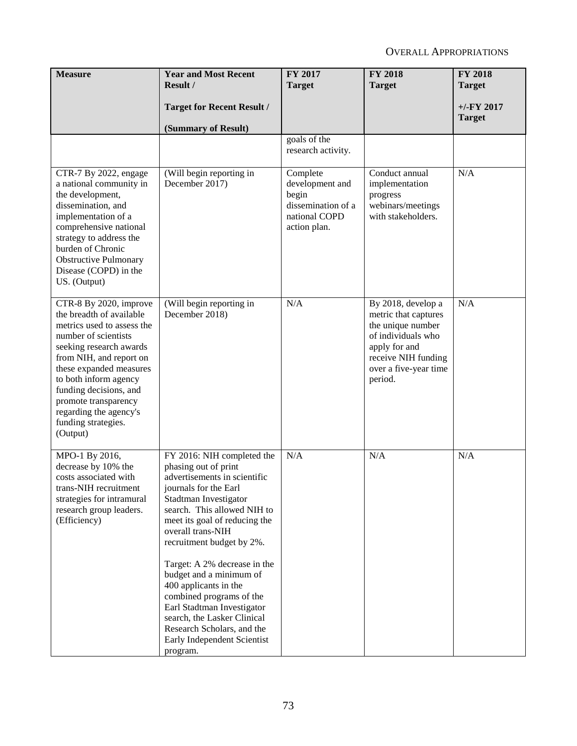| Measure | Year and Most Recent Result / Target for Recent Result / (Summary of Result) | FY 2017 Target | FY 2018 Target | FY 2018 Target +/-FY 2017 Target |
|---|---|---|---|---|
| | | goals of the research activity. | | |
| CTR-7 By 2022, engage a national community in the development, dissemination, and implementation of a comprehensive national strategy to address the burden of Chronic Obstructive Pulmonary Disease (COPD) in the US. (Output) | (Will begin reporting in December 2017) | Complete development and begin dissemination of a national COPD action plan. | Conduct annual implementation progress webinars/meetings with stakeholders. | N/A |
| CTR-8 By 2020, improve the breadth of available metrics used to assess the number of scientists seeking research awards from NIH, and report on these expanded measures to both inform agency funding decisions, and promote transparency regarding the agency's funding strategies. (Output) | (Will begin reporting in December 2018) | N/A | By 2018, develop a metric that captures the unique number of individuals who apply for and receive NIH funding over a five-year time period. | N/A |
| MPO-1 By 2016, decrease by 10% the costs associated with trans-NIH recruitment strategies for intramural research group leaders. (Efficiency) | FY 2016: NIH completed the phasing out of print advertisements in scientific journals for the Earl Stadtman Investigator search. This allowed NIH to meet its goal of reducing the overall trans-NIH recruitment budget by 2%.<br><br>Target: A 2% decrease in the budget and a minimum of 400 applicants in the combined programs of the Earl Stadtman Investigator search, the Lasker Clinical Research Scholars, and the Early Independent Scientist program. | N/A | N/A | N/A |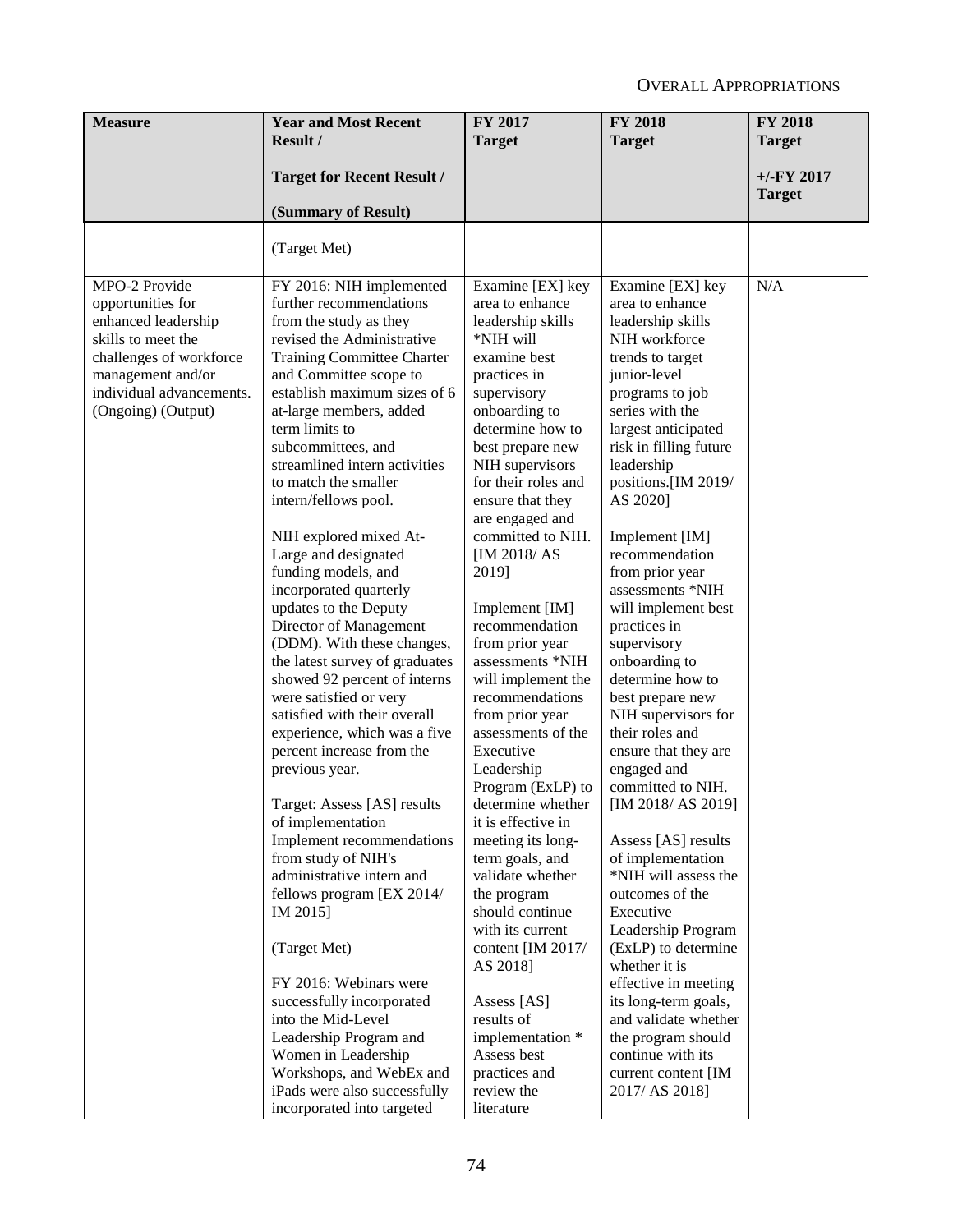| Measure | Year and Most Recent Result / Target for Recent Result / (Summary of Result) | FY 2017 Target | FY 2018 Target | FY 2018 Target +/-FY 2017 Target |
|---|---|---|---|---|
| | (Target Met) | | | |
| MPO-2 Provide opportunities for enhanced leadership skills to meet the challenges of workforce management and/or individual advancements. (Ongoing) (Output) | FY 2016: NIH implemented further recommendations from the study as they revised the Administrative Training Committee Charter and Committee scope to establish maximum sizes of 6 at-large members, added term limits to subcommittees, and streamlined intern activities to match the smaller intern/fellows pool.<br><br>NIH explored mixed At-Large and designated funding models, and incorporated quarterly updates to the Deputy Director of Management (DDM). With these changes, the latest survey of graduates showed 92 percent of interns were satisfied or very satisfied with their overall experience, which was a five percent increase from the previous year.<br><br>Target: Assess [AS] results of implementation Implement recommendations from study of NIH's administrative intern and fellows program [EX 2014/ IM 2015]<br><br>(Target Met)<br><br>FY 2016: Webinars were successfully incorporated into the Mid-Level Leadership Program and Women in Leadership Workshops, and WebEx and iPads were also successfully incorporated into targeted | Examine [EX] key area to enhance leadership skills *NIH will examine best practices in supervisory onboarding to determine how to best prepare new NIH supervisors for their roles and ensure that they are engaged and committed to NIH. [IM 2018/ AS 2019]<br><br>Implement [IM] recommendation from prior year assessments *NIH will implement the recommendations from prior year assessments of the Executive Leadership Program (ExLP) to determine whether it is effective in meeting its long-term goals, and validate whether the program should continue with its current content [IM 2017/ AS 2018]<br><br>Assess [AS] results of implementation * Assess best practices and review the literature | Examine [EX] key area to enhance leadership skills NIH workforce trends to target junior-level programs to job series with the largest anticipated risk in filling future leadership positions.[IM 2019/ AS 2020]<br><br>Implement [IM] recommendation from prior year assessments *NIH will implement best practices in supervisory onboarding to determine how to best prepare new NIH supervisors for their roles and ensure that they are engaged and committed to NIH. [IM 2018/ AS 2019]<br><br>Assess [AS] results of implementation *NIH will assess the outcomes of the Executive Leadership Program (ExLP) to determine whether it is effective in meeting its long-term goals, and validate whether the program should continue with its current content [IM 2017/ AS 2018] | N/A |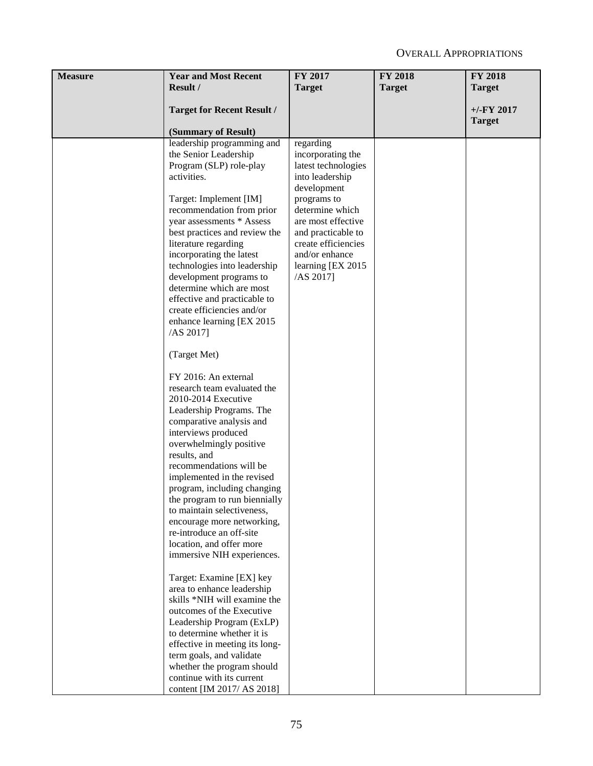| Measure | Year and Most Recent Result / Target for Recent Result / (Summary of Result) | FY 2017 Target | FY 2018 Target | FY 2018 Target +/-FY 2017 Target |
|---|---|---|---|---|
| | leadership programming and the Senior Leadership Program (SLP) role-play activities.<br><br>Target: Implement [IM] recommendation from prior year assessments * Assess best practices and review the literature regarding incorporating the latest technologies into leadership development programs to determine which are most effective and practicable to create efficiencies and/or enhance learning [EX 2015 /AS 2017]<br><br>(Target Met)<br><br>FY 2016: An external research team evaluated the 2010-2014 Executive Leadership Programs. The comparative analysis and interviews produced overwhelmingly positive results, and recommendations will be implemented in the revised program, including changing the program to run biennially to maintain selectiveness, encourage more networking, re-introduce an off-site location, and offer more immersive NIH experiences.<br><br>Target: Examine [EX] key area to enhance leadership skills *NIH will examine the outcomes of the Executive Leadership Program (ExLP) to determine whether it is effective in meeting its long-term goals, and validate whether the program should continue with its current content [IM 2017/ AS 2018] | regarding incorporating the latest technologies into leadership development programs to determine which are most effective and practicable to create efficiencies and/or enhance learning [EX 2015 /AS 2017] | | |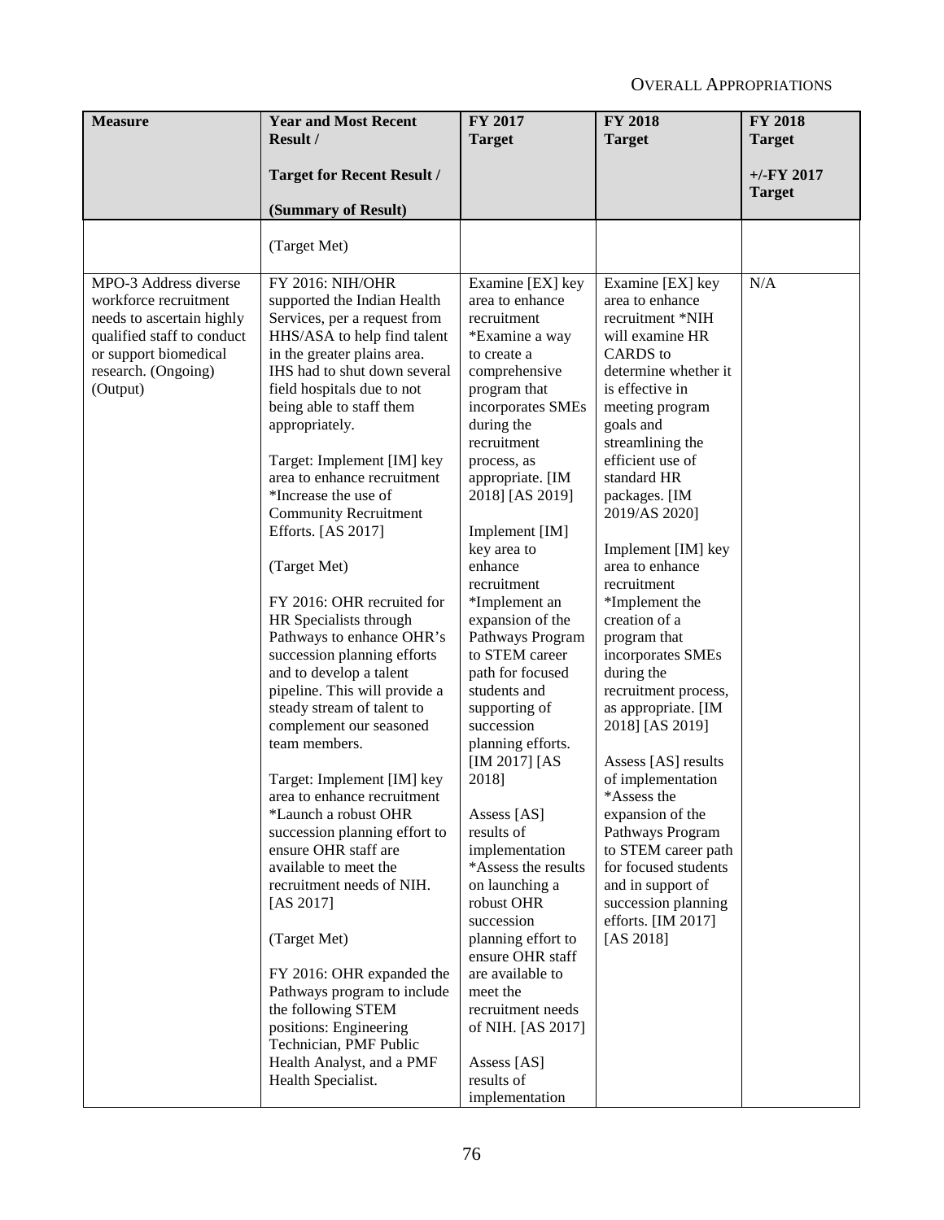| Measure | Year and Most Recent Result / Target for Recent Result / (Summary of Result) | FY 2017 Target | FY 2018 Target | FY 2018 Target +/-FY 2017 Target |
|---|---|---|---|---|
| | (Target Met) | | | |
| MPO-3 Address diverse workforce recruitment needs to ascertain highly qualified staff to conduct or support biomedical research. (Ongoing) (Output) | FY 2016: NIH/OHR supported the Indian Health Services, per a request from HHS/ASA to help find talent in the greater plains area. IHS had to shut down several field hospitals due to not being able to staff them appropriately.<br><br>Target: Implement [IM] key area to enhance recruitment *Increase the use of Community Recruitment Efforts. [AS 2017]<br><br>(Target Met)<br><br>FY 2016: OHR recruited for HR Specialists through Pathways to enhance OHR's succession planning efforts and to develop a talent pipeline. This will provide a steady stream of talent to complement our seasoned team members.<br><br>Target: Implement [IM] key area to enhance recruitment *Launch a robust OHR succession planning effort to ensure OHR staff are available to meet the recruitment needs of NIH. [AS 2017]<br><br>(Target Met)<br><br>FY 2016: OHR expanded the Pathways program to include the following STEM positions: Engineering Technician, PMF Public Health Analyst, and a PMF Health Specialist. | Examine [EX] key area to enhance recruitment *Examine a way to create a comprehensive program that incorporates SMEs during the recruitment process, as appropriate. [IM 2018] [AS 2019]<br><br>Implement [IM] key area to enhance recruitment *Implement an expansion of the Pathways Program to STEM career path for focused students and supporting of succession planning efforts. [IM 2017] [AS 2018]<br><br>Assess [AS] results of implementation *Assess the results on launching a robust OHR succession planning effort to ensure OHR staff are available to meet the recruitment needs of NIH. [AS 2017]<br><br>Assess [AS] results of implementation | Examine [EX] key area to enhance recruitment *NIH will examine HR CARDS to determine whether it is effective in meeting program goals and streamlining the efficient use of standard HR packages. [IM 2019/AS 2020]<br><br>Implement [IM] key area to enhance recruitment *Implement the creation of a program that incorporates SMEs during the recruitment process, as appropriate. [IM 2018] [AS 2019]<br><br>Assess [AS] results of implementation *Assess the expansion of the Pathways Program to STEM career path for focused students and in support of succession planning efforts. [IM 2017] [AS 2018] | N/A |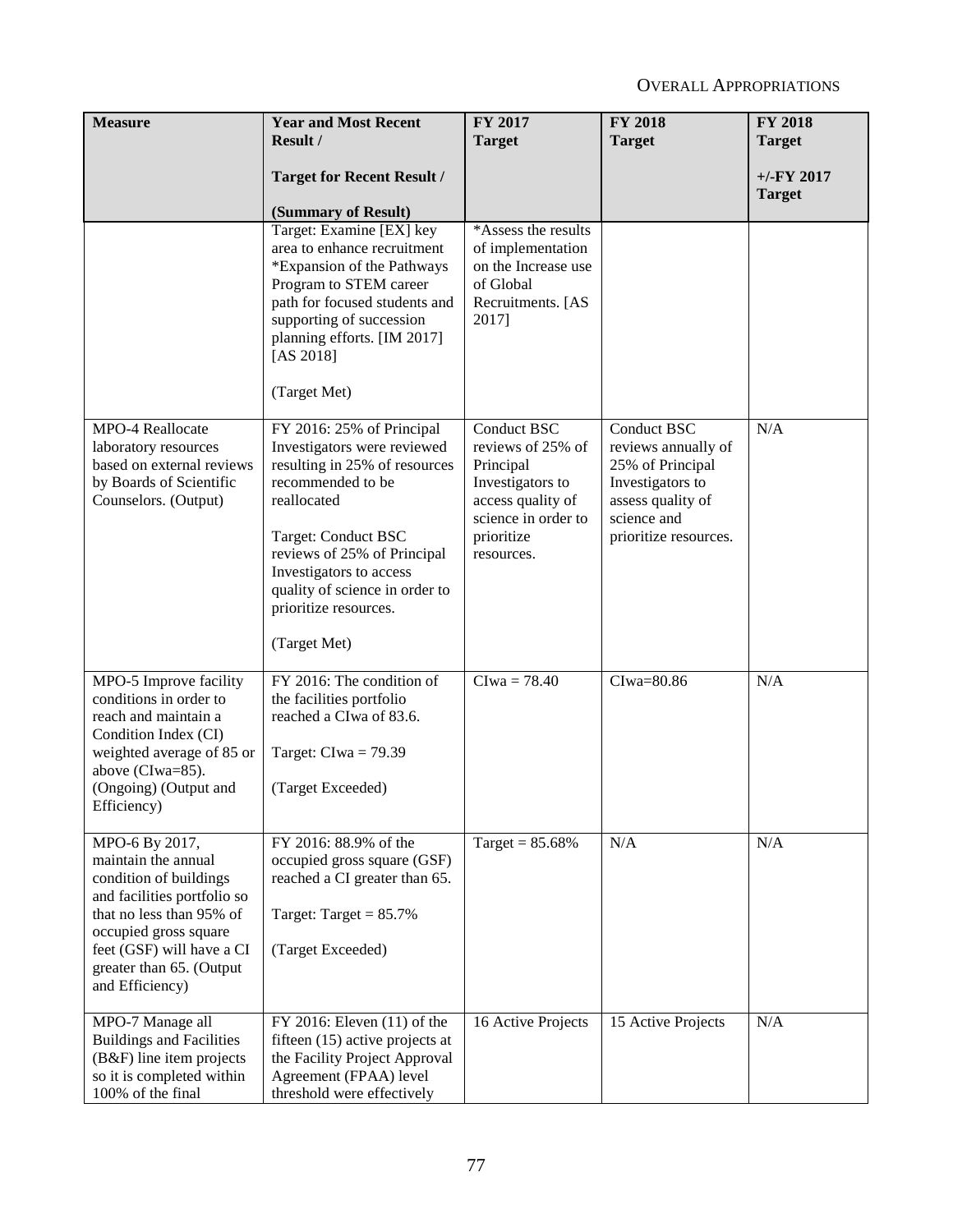| Measure | Year and Most Recent Result / Target for Recent Result / (Summary of Result) | FY 2017 Target | FY 2018 Target | FY 2018 Target +/-FY 2017 Target |
|---|---|---|---|---|
| | Target: Examine [EX] key area to enhance recruitment *Expansion of the Pathways Program to STEM career path for focused students and supporting of succession planning efforts. [IM 2017] [AS 2018] (Target Met) | *Assess the results of implementation on the Increase use of Global Recruitments. [AS 2017] | | |
| MPO-4 Reallocate laboratory resources based on external reviews by Boards of Scientific Counselors. (Output) | FY 2016: 25% of Principal Investigators were reviewed resulting in 25% of resources recommended to be reallocated Target: Conduct BSC reviews of 25% of Principal Investigators to access quality of science in order to prioritize resources. (Target Met) | Conduct BSC reviews of 25% of Principal Investigators to access quality of science in order to prioritize resources. | Conduct BSC reviews annually of 25% of Principal Investigators to assess quality of science and prioritize resources. | N/A |
| MPO-5 Improve facility conditions in order to reach and maintain a Condition Index (CI) weighted average of 85 or above (CIwa=85). (Ongoing) (Output and Efficiency) | FY 2016: The condition of the facilities portfolio reached a CIwa of 83.6. Target: CIwa = 79.39 (Target Exceeded) | CIwa = 78.40 | CIwa=80.86 | N/A |
| MPO-6 By 2017, maintain the annual condition of buildings and facilities portfolio so that no less than 95% of occupied gross square feet (GSF) will have a CI greater than 65. (Output and Efficiency) | FY 2016: 88.9% of the occupied gross square (GSF) reached a CI greater than 65. Target: Target = 85.7% (Target Exceeded) | Target = 85.68% | N/A | N/A |
| MPO-7 Manage all Buildings and Facilities (B&F) line item projects so it is completed within 100% of the final | FY 2016: Eleven (11) of the fifteen (15) active projects at the Facility Project Approval Agreement (FPAA) level threshold were effectively | 16 Active Projects | 15 Active Projects | N/A |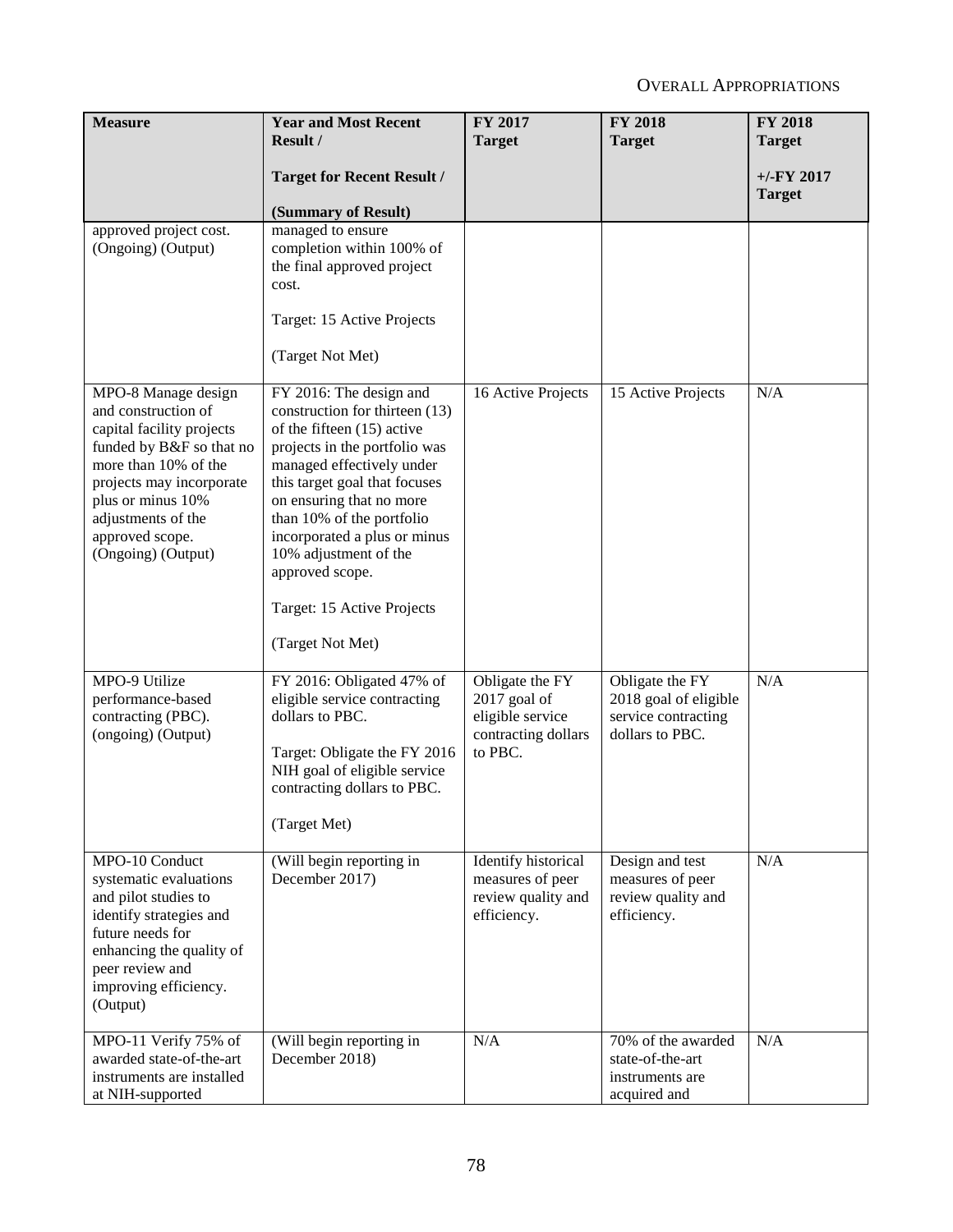| Measure | Year and Most Recent Result / Target for Recent Result / (Summary of Result) | FY 2017 Target | FY 2018 Target | FY 2018 Target +/-FY 2017 Target |
|---|---|---|---|---|
| approved project cost. (Ongoing) (Output) | managed to ensure completion within 100% of the final approved project cost. Target: 15 Active Projects (Target Not Met) | | | |
| MPO-8 Manage design and construction of capital facility projects funded by B&F so that no more than 10% of the projects may incorporate plus or minus 10% adjustments of the approved scope. (Ongoing) (Output) | FY 2016: The design and construction for thirteen (13) of the fifteen (15) active projects in the portfolio was managed effectively under this target goal that focuses on ensuring that no more than 10% of the portfolio incorporated a plus or minus 10% adjustment of the approved scope. Target: 15 Active Projects (Target Not Met) | 16 Active Projects | 15 Active Projects | N/A |
| MPO-9 Utilize performance-based contracting (PBC). (ongoing) (Output) | FY 2016: Obligated 47% of eligible service contracting dollars to PBC. Target: Obligate the FY 2016 NIH goal of eligible service contracting dollars to PBC. (Target Met) | Obligate the FY 2017 goal of eligible service contracting dollars to PBC. | Obligate the FY 2018 goal of eligible service contracting dollars to PBC. | N/A |
| MPO-10 Conduct systematic evaluations and pilot studies to identify strategies and future needs for enhancing the quality of peer review and improving efficiency. (Output) | (Will begin reporting in December 2017) | Identify historical measures of peer review quality and efficiency. | Design and test measures of peer review quality and efficiency. | N/A |
| MPO-11 Verify 75% of awarded state-of-the-art instruments are installed at NIH-supported | (Will begin reporting in December 2018) | N/A | 70% of the awarded state-of-the-art instruments are acquired and | N/A |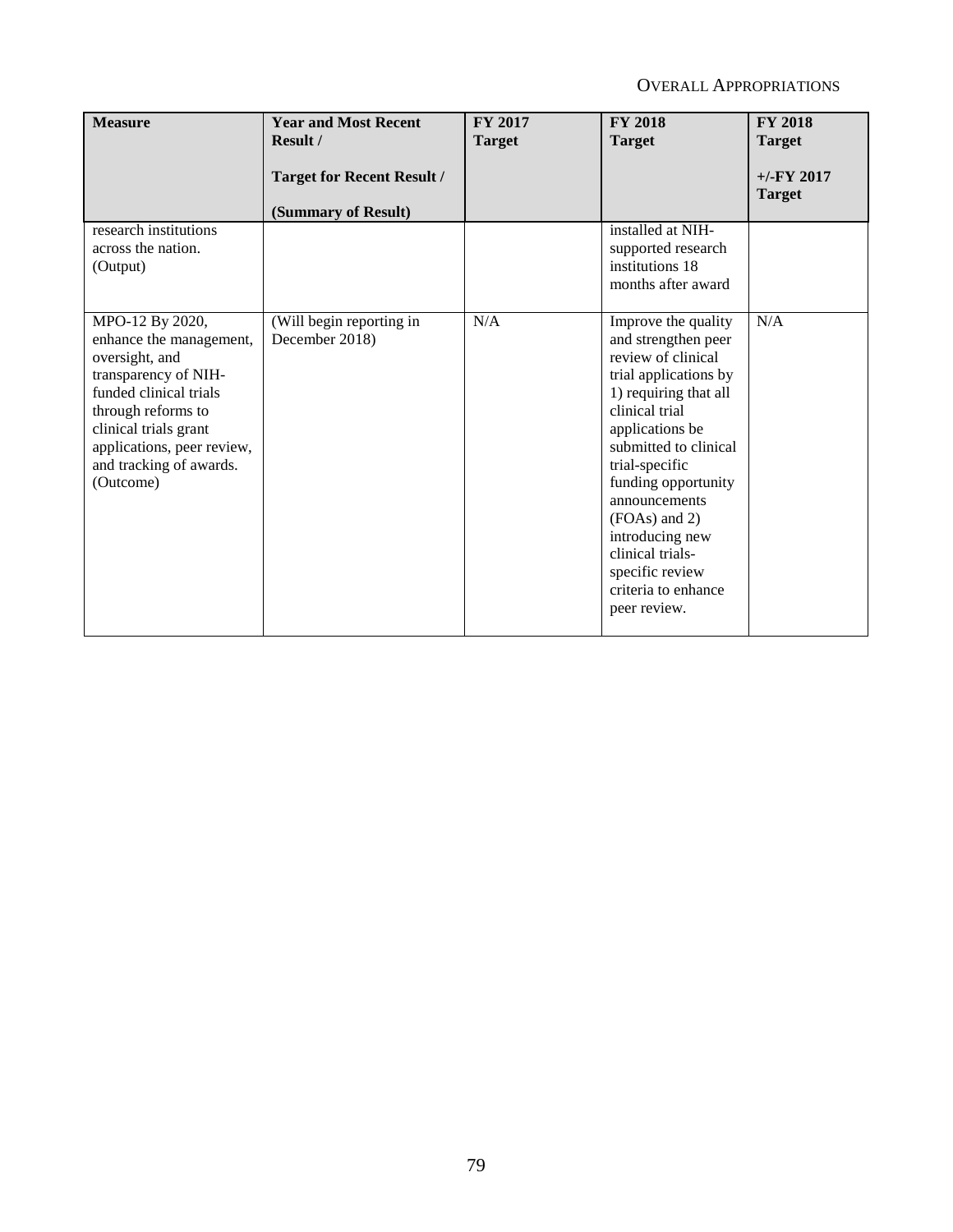| Measure | Year and Most Recent Result / Target for Recent Result / (Summary of Result) | FY 2017 Target | FY 2018 Target | FY 2018 Target +/-FY 2017 Target |
|---|---|---|---|---|
| research institutions across the nation. (Output) | | | installed at NIH-supported research institutions 18 months after award | |
| MPO-12 By 2020, enhance the management, oversight, and transparency of NIH-funded clinical trials through reforms to clinical trials grant applications, peer review, and tracking of awards. (Outcome) | (Will begin reporting in December 2018) | N/A | Improve the quality and strengthen peer review of clinical trial applications by 1) requiring that all clinical trial applications be submitted to clinical trial-specific funding opportunity announcements (FOAs) and 2) introducing new clinical trials-specific review criteria to enhance peer review. | N/A |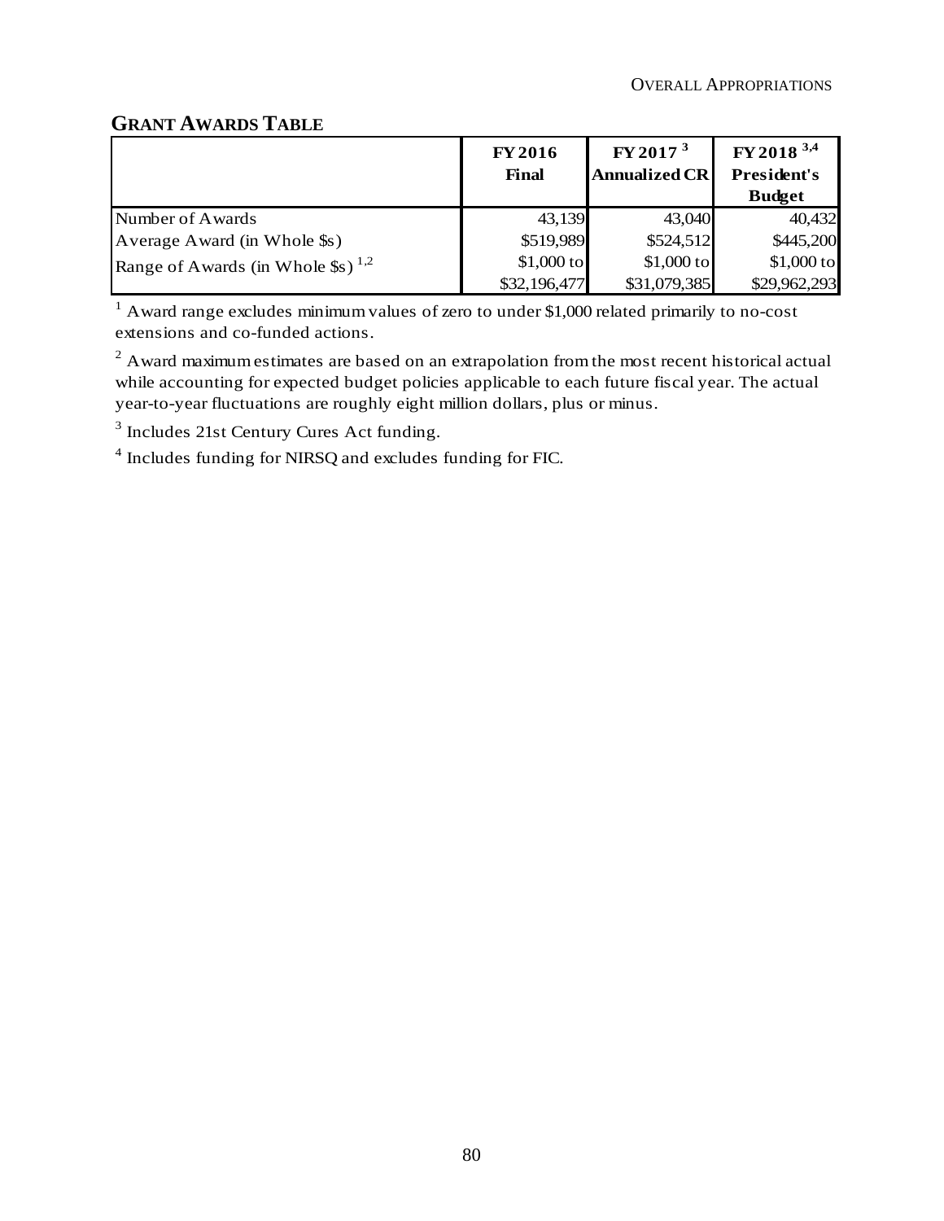## GRANT AWARDS TABLE

| | FY 2016 Final | FY 2017 [3] Annualized CR | FY 2018 [3,4] President's Budget |
|---|---|---|---|
| Number of Awards | 43,139 | 43,040 | 40,432 |
| Average Award (in Whole $s) | $519,989 | $524,512 | $445,200 |
| Range of Awards (in Whole $s) [1,2] | $1,000 to $32,196,477 | $1,000 to $31,079,385 | $1,000 to $29,962,293 |

[1] Award range excludes minimum values of zero to under $1,000 related primarily to no-cost extensions and co-funded actions.

[2] Award maximum estimates are based on an extrapolation from the most recent historical actual while accounting for expected budget policies applicable to each future fiscal year. The actual year-to-year fluctuations are roughly eight million dollars, plus or minus.

[3] Includes 21st Century Cures Act funding.

[4] Includes funding for NIRSQ and excludes funding for FIC.